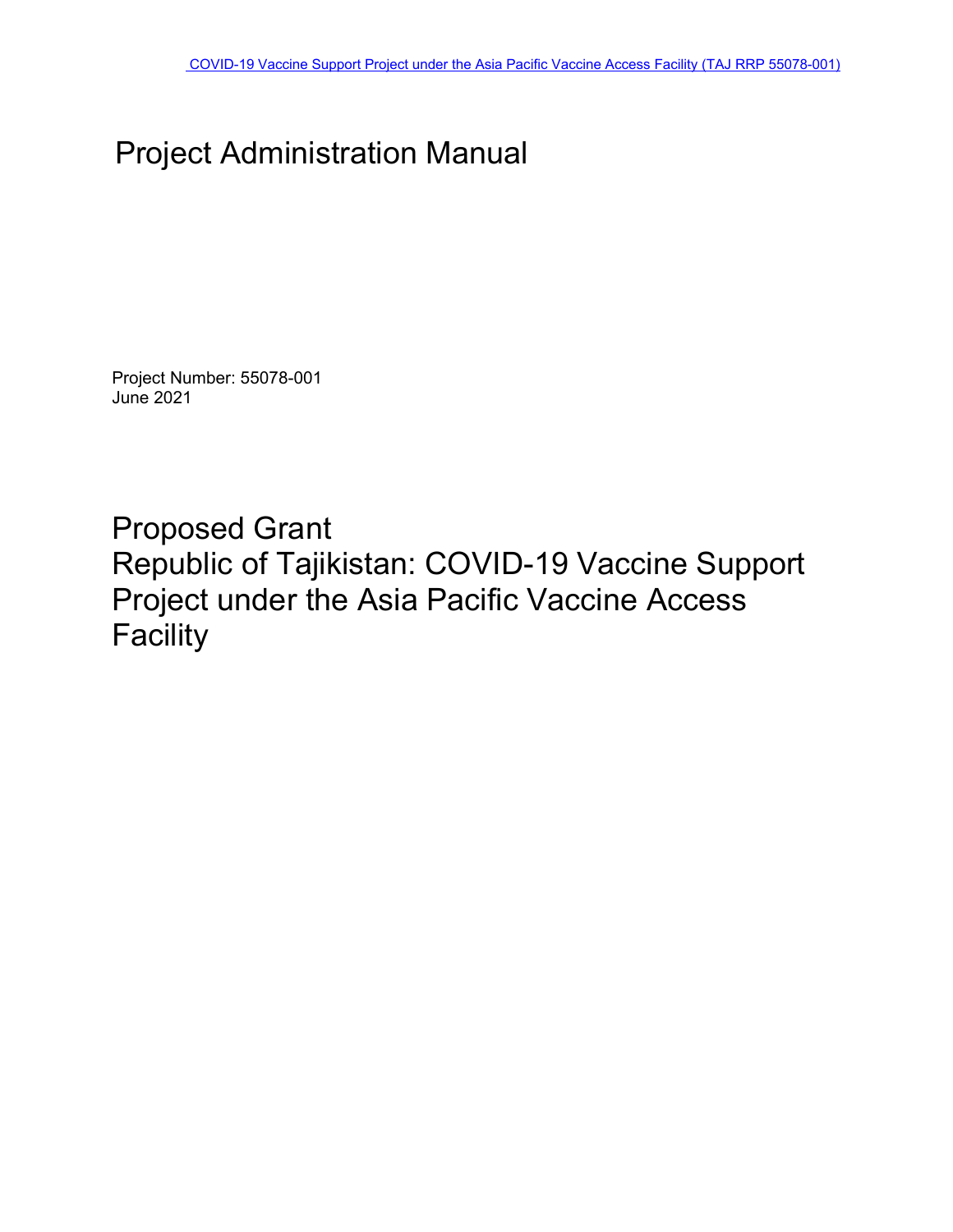COVID-19 Vaccine Support Project under the Asia Pacific Vaccine Access Facility (TAJ RRP 55078-001)

# Project Administration Manual

Project Number: 55078-001
June 2021

## Proposed Grant
## Republic of Tajikistan: COVID-19 Vaccine Support Project under the Asia Pacific Vaccine Access Facility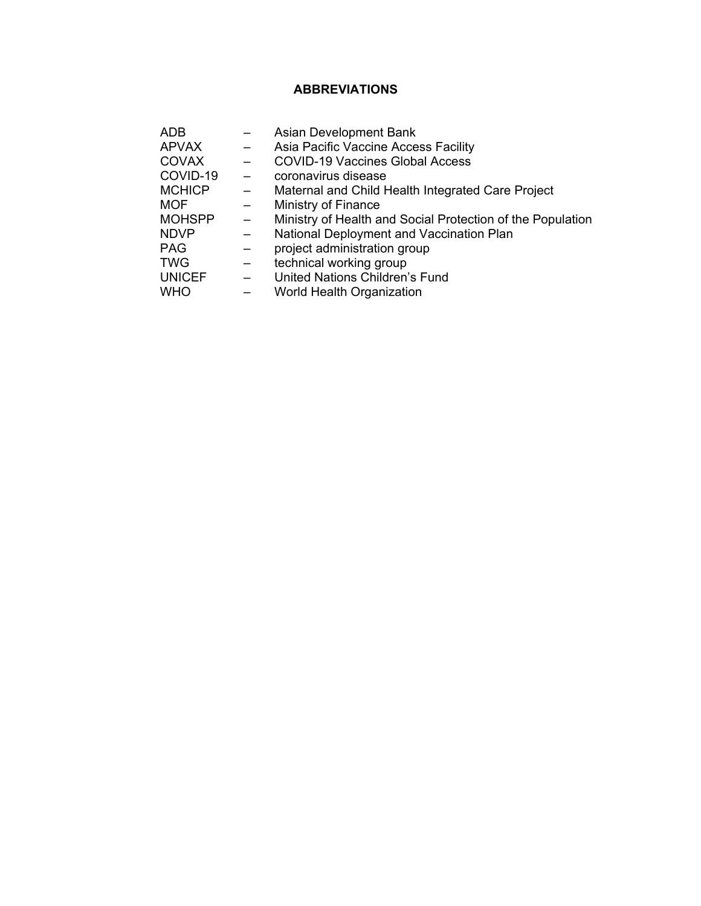## ABBREVIATIONS

| | | |
|---|---|---|
| ADB | – | Asian Development Bank |
| APVAX | – | Asia Pacific Vaccine Access Facility |
| COVAX | – | COVID-19 Vaccines Global Access |
| COVID-19 | – | coronavirus disease |
| MCHICP | – | Maternal and Child Health Integrated Care Project |
| MOF | – | Ministry of Finance |
| MOHSPP | – | Ministry of Health and Social Protection of the Population |
| NDVP | – | National Deployment and Vaccination Plan |
| PAG | – | project administration group |
| TWG | – | technical working group |
| UNICEF | – | United Nations Children's Fund |
| WHO | – | World Health Organization |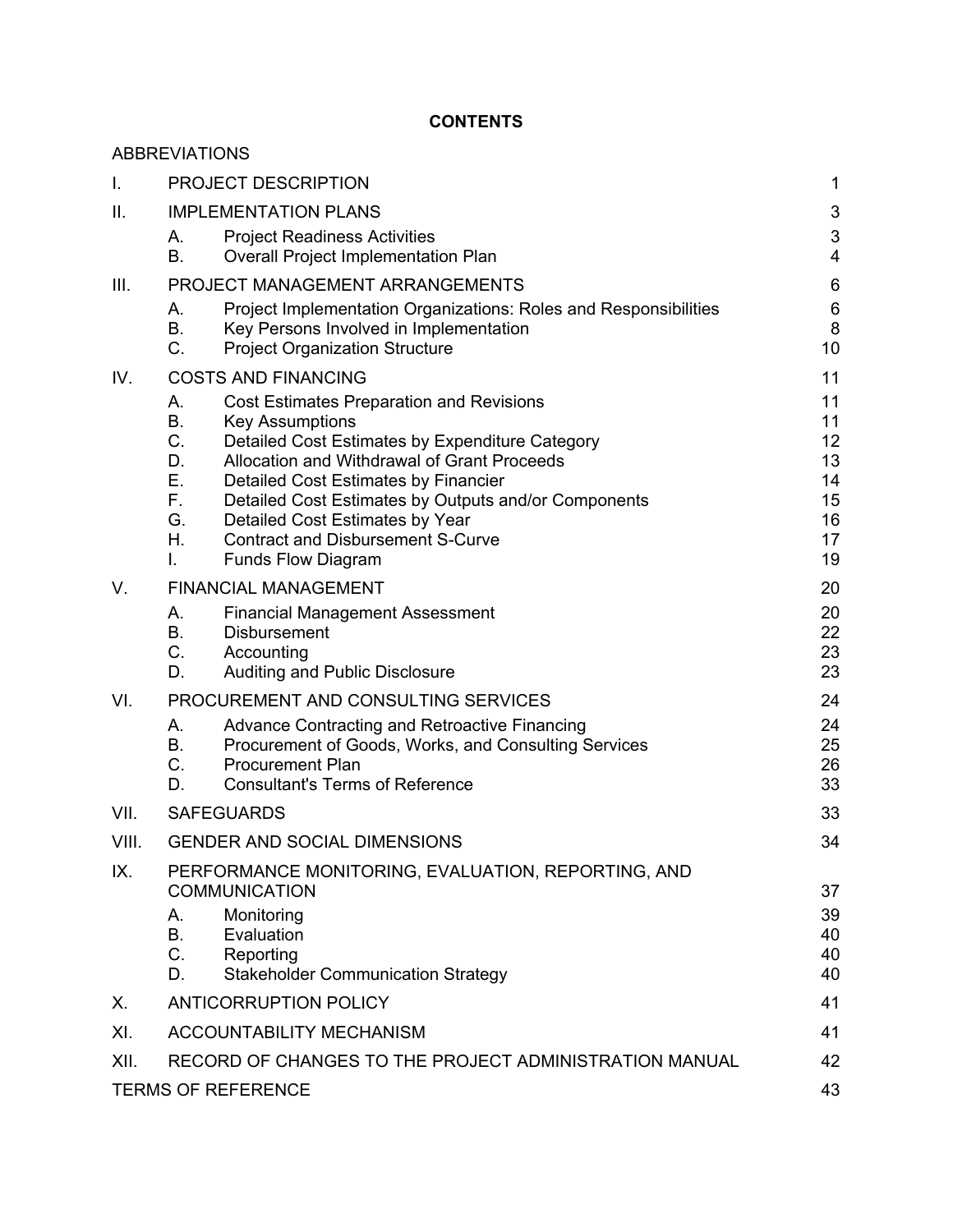# CONTENTS

| | | |
|---|---|---|
| ABBREVIATIONS | | |
| I. | PROJECT DESCRIPTION | 1 |
| II. | IMPLEMENTATION PLANS | 3 |
| | A. Project Readiness Activities | 3 |
| | B. Overall Project Implementation Plan | 4 |
| III. | PROJECT MANAGEMENT ARRANGEMENTS | 6 |
| | A. Project Implementation Organizations: Roles and Responsibilities | 6 |
| | B. Key Persons Involved in Implementation | 8 |
| | C. Project Organization Structure | 10 |
| IV. | COSTS AND FINANCING | 11 |
| | A. Cost Estimates Preparation and Revisions | 11 |
| | B. Key Assumptions | 11 |
| | C. Detailed Cost Estimates by Expenditure Category | 12 |
| | D. Allocation and Withdrawal of Grant Proceeds | 13 |
| | E. Detailed Cost Estimates by Financier | 14 |
| | F. Detailed Cost Estimates by Outputs and/or Components | 15 |
| | G. Detailed Cost Estimates by Year | 16 |
| | H. Contract and Disbursement S-Curve | 17 |
| | I. Funds Flow Diagram | 19 |
| V. | FINANCIAL MANAGEMENT | 20 |
| | A. Financial Management Assessment | 20 |
| | B. Disbursement | 22 |
| | C. Accounting | 23 |
| | D. Auditing and Public Disclosure | 23 |
| VI. | PROCUREMENT AND CONSULTING SERVICES | 24 |
| | A. Advance Contracting and Retroactive Financing | 24 |
| | B. Procurement of Goods, Works, and Consulting Services | 25 |
| | C. Procurement Plan | 26 |
| | D. Consultant's Terms of Reference | 33 |
| VII. | SAFEGUARDS | 33 |
| VIII. | GENDER AND SOCIAL DIMENSIONS | 34 |
| IX. | PERFORMANCE MONITORING, EVALUATION, REPORTING, AND COMMUNICATION | 37 |
| | A. Monitoring | 39 |
| | B. Evaluation | 40 |
| | C. Reporting | 40 |
| | D. Stakeholder Communication Strategy | 40 |
| X. | ANTICORRUPTION POLICY | 41 |
| XI. | ACCOUNTABILITY MECHANISM | 41 |
| XII. | RECORD OF CHANGES TO THE PROJECT ADMINISTRATION MANUAL | 42 |
| TERMS OF REFERENCE | | 43 |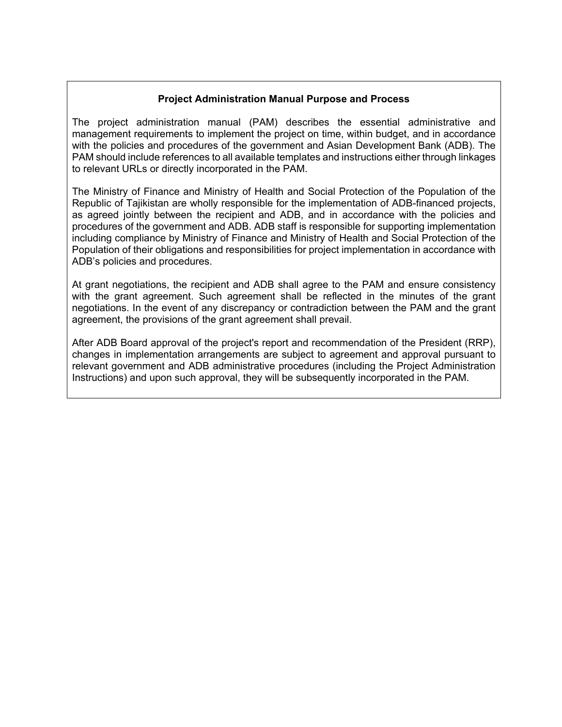**Project Administration Manual Purpose and Process**

The project administration manual (PAM) describes the essential administrative and management requirements to implement the project on time, within budget, and in accordance with the policies and procedures of the government and Asian Development Bank (ADB). The PAM should include references to all available templates and instructions either through linkages to relevant URLs or directly incorporated in the PAM.

The Ministry of Finance and Ministry of Health and Social Protection of the Population of the Republic of Tajikistan are wholly responsible for the implementation of ADB-financed projects, as agreed jointly between the recipient and ADB, and in accordance with the policies and procedures of the government and ADB. ADB staff is responsible for supporting implementation including compliance by Ministry of Finance and Ministry of Health and Social Protection of the Population of their obligations and responsibilities for project implementation in accordance with ADB's policies and procedures.

At grant negotiations, the recipient and ADB shall agree to the PAM and ensure consistency with the grant agreement. Such agreement shall be reflected in the minutes of the grant negotiations. In the event of any discrepancy or contradiction between the PAM and the grant agreement, the provisions of the grant agreement shall prevail.

After ADB Board approval of the project's report and recommendation of the President (RRP), changes in implementation arrangements are subject to agreement and approval pursuant to relevant government and ADB administrative procedures (including the Project Administration Instructions) and upon such approval, they will be subsequently incorporated in the PAM.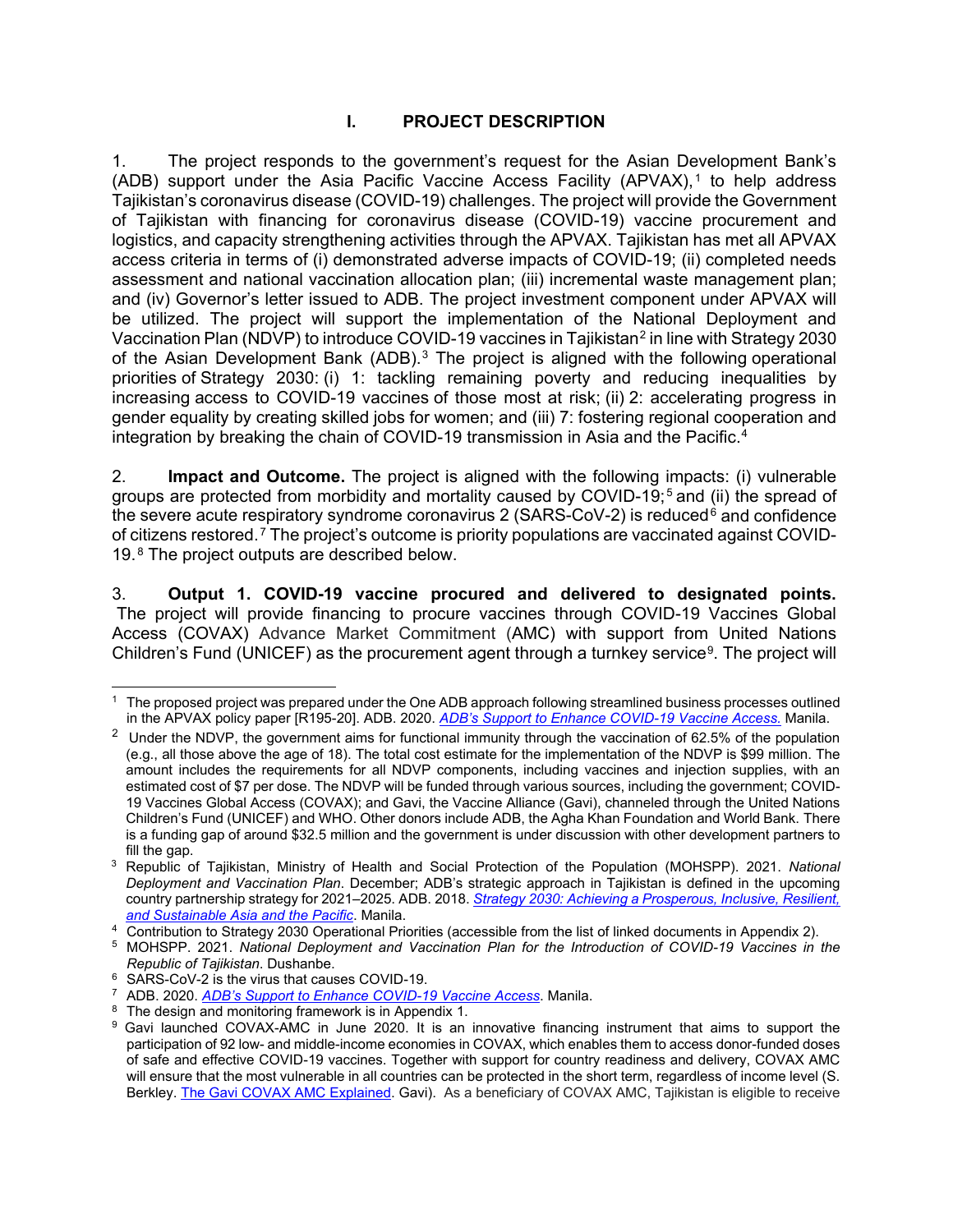# I. PROJECT DESCRIPTION

1. The project responds to the government's request for the Asian Development Bank's (ADB) support under the Asia Pacific Vaccine Access Facility (APVAX),[1] to help address Tajikistan's coronavirus disease (COVID-19) challenges. The project will provide the Government of Tajikistan with financing for coronavirus disease (COVID-19) vaccine procurement and logistics, and capacity strengthening activities through the APVAX. Tajikistan has met all APVAX access criteria in terms of (i) demonstrated adverse impacts of COVID-19; (ii) completed needs assessment and national vaccination allocation plan; (iii) incremental waste management plan; and (iv) Governor's letter issued to ADB. The project investment component under APVAX will be utilized. The project will support the implementation of the National Deployment and Vaccination Plan (NDVP) to introduce COVID-19 vaccines in Tajikistan[2] in line with Strategy 2030 of the Asian Development Bank (ADB).[3] The project is aligned with the following operational priorities of Strategy 2030: (i) 1: tackling remaining poverty and reducing inequalities by increasing access to COVID-19 vaccines of those most at risk; (ii) 2: accelerating progress in gender equality by creating skilled jobs for women; and (iii) 7: fostering regional cooperation and integration by breaking the chain of COVID-19 transmission in Asia and the Pacific.[4]

2. **Impact and Outcome.** The project is aligned with the following impacts: (i) vulnerable groups are protected from morbidity and mortality caused by COVID-19;[5] and (ii) the spread of the severe acute respiratory syndrome coronavirus 2 (SARS-CoV-2) is reduced[6] and confidence of citizens restored.[7] The project's outcome is priority populations are vaccinated against COVID-19.[8] The project outputs are described below.

3. **Output 1. COVID-19 vaccine procured and delivered to designated points.** The project will provide financing to procure vaccines through COVID-19 Vaccines Global Access (COVAX) Advance Market Commitment (AMC) with support from United Nations Children's Fund (UNICEF) as the procurement agent through a turnkey service[9]. The project will

---

[1] The proposed project was prepared under the One ADB approach following streamlined business processes outlined in the APVAX policy paper [R195-20]. ADB. 2020. *ADB's Support to Enhance COVID-19 Vaccine Access.* Manila.

[2] Under the NDVP, the government aims for functional immunity through the vaccination of 62.5% of the population (e.g., all those above the age of 18). The total cost estimate for the implementation of the NDVP is $99 million. The amount includes the requirements for all NDVP components, including vaccines and injection supplies, with an estimated cost of $7 per dose. The NDVP will be funded through various sources, including the government; COVID-19 Vaccines Global Access (COVAX); and Gavi, the Vaccine Alliance (Gavi), channeled through the United Nations Children's Fund (UNICEF) and WHO. Other donors include ADB, the Agha Khan Foundation and World Bank. There is a funding gap of around $32.5 million and the government is under discussion with other development partners to fill the gap.

[3] Republic of Tajikistan, Ministry of Health and Social Protection of the Population (MOHSPP). 2021. *National Deployment and Vaccination Plan*. December; ADB's strategic approach in Tajikistan is defined in the upcoming country partnership strategy for 2021–2025. ADB. 2018. *Strategy 2030: Achieving a Prosperous, Inclusive, Resilient, and Sustainable Asia and the Pacific*. Manila.

[4] Contribution to Strategy 2030 Operational Priorities (accessible from the list of linked documents in Appendix 2).

[5] MOHSPP. 2021. *National Deployment and Vaccination Plan for the Introduction of COVID-19 Vaccines in the Republic of Tajikistan*. Dushanbe.

[6] SARS-CoV-2 is the virus that causes COVID-19.

[7] ADB. 2020. *ADB's Support to Enhance COVID-19 Vaccine Access*. Manila.

[8] The design and monitoring framework is in Appendix 1.

[9] Gavi launched COVAX-AMC in June 2020. It is an innovative financing instrument that aims to support the participation of 92 low- and middle-income economies in COVAX, which enables them to access donor-funded doses of safe and effective COVID-19 vaccines. Together with support for country readiness and delivery, COVAX AMC will ensure that the most vulnerable in all countries can be protected in the short term, regardless of income level (S. Berkley. The Gavi COVAX AMC Explained. Gavi). As a beneficiary of COVAX AMC, Tajikistan is eligible to receive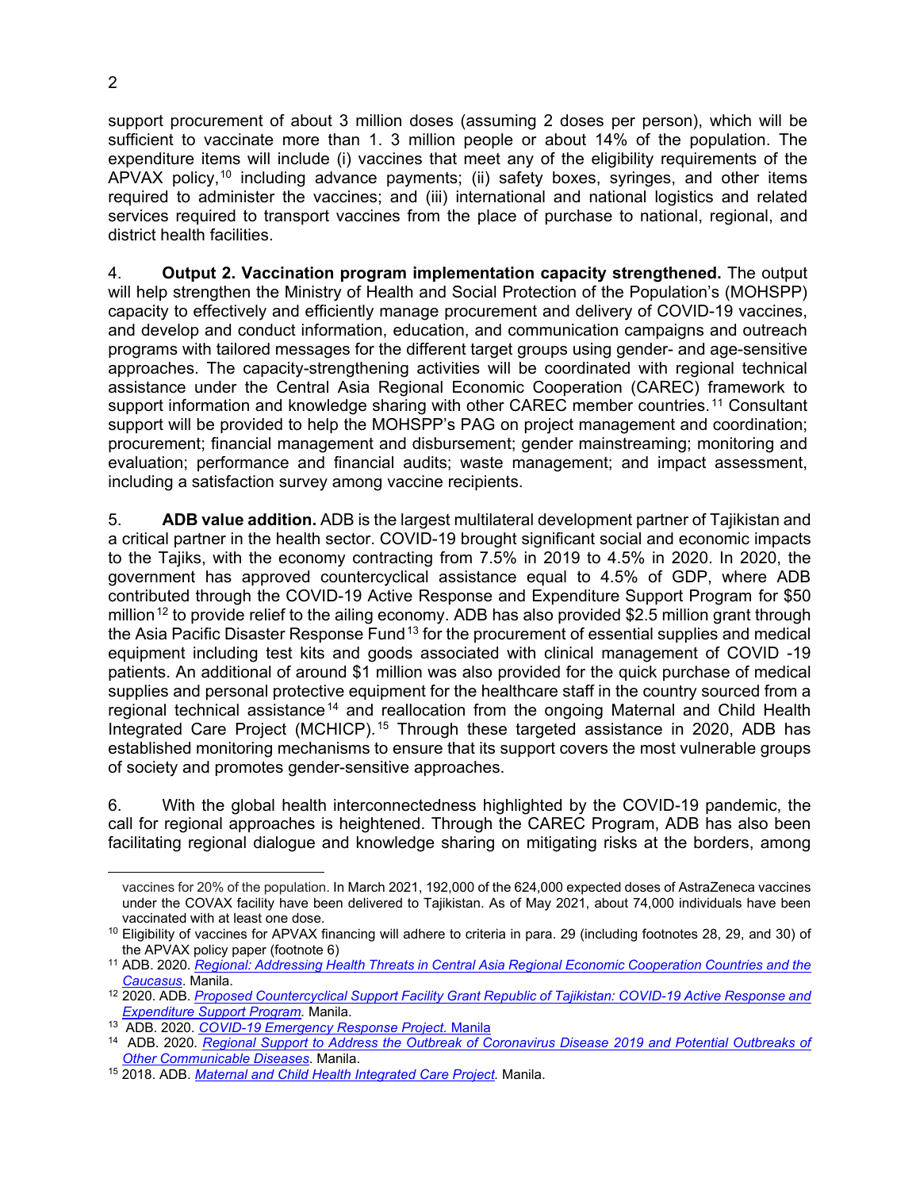support procurement of about 3 million doses (assuming 2 doses per person), which will be sufficient to vaccinate more than 1. 3 million people or about 14% of the population. The expenditure items will include (i) vaccines that meet any of the eligibility requirements of the APVAX policy,[10] including advance payments; (ii) safety boxes, syringes, and other items required to administer the vaccines; and (iii) international and national logistics and related services required to transport vaccines from the place of purchase to national, regional, and district health facilities.

4. **Output 2. Vaccination program implementation capacity strengthened.** The output will help strengthen the Ministry of Health and Social Protection of the Population's (MOHSPP) capacity to effectively and efficiently manage procurement and delivery of COVID-19 vaccines, and develop and conduct information, education, and communication campaigns and outreach programs with tailored messages for the different target groups using gender- and age-sensitive approaches. The capacity-strengthening activities will be coordinated with regional technical assistance under the Central Asia Regional Economic Cooperation (CAREC) framework to support information and knowledge sharing with other CAREC member countries.[11] Consultant support will be provided to help the MOHSPP's PAG on project management and coordination; procurement; financial management and disbursement; gender mainstreaming; monitoring and evaluation; performance and financial audits; waste management; and impact assessment, including a satisfaction survey among vaccine recipients.

5. **ADB value addition.** ADB is the largest multilateral development partner of Tajikistan and a critical partner in the health sector. COVID-19 brought significant social and economic impacts to the Tajiks, with the economy contracting from 7.5% in 2019 to 4.5% in 2020. In 2020, the government has approved countercyclical assistance equal to 4.5% of GDP, where ADB contributed through the COVID-19 Active Response and Expenditure Support Program for $50 million[12] to provide relief to the ailing economy. ADB has also provided $2.5 million grant through the Asia Pacific Disaster Response Fund[13] for the procurement of essential supplies and medical equipment including test kits and goods associated with clinical management of COVID -19 patients. An additional of around $1 million was also provided for the quick purchase of medical supplies and personal protective equipment for the healthcare staff in the country sourced from a regional technical assistance[14] and reallocation from the ongoing Maternal and Child Health Integrated Care Project (MCHICP).[15] Through these targeted assistance in 2020, ADB has established monitoring mechanisms to ensure that its support covers the most vulnerable groups of society and promotes gender-sensitive approaches.

6. With the global health interconnectedness highlighted by the COVID-19 pandemic, the call for regional approaches is heightened. Through the CAREC Program, ADB has also been facilitating regional dialogue and knowledge sharing on mitigating risks at the borders, among

---

vaccines for 20% of the population. In March 2021, 192,000 of the 624,000 expected doses of AstraZeneca vaccines under the COVAX facility have been delivered to Tajikistan. As of May 2021, about 74,000 individuals have been vaccinated with at least one dose.

[10] Eligibility of vaccines for APVAX financing will adhere to criteria in para. 29 (including footnotes 28, 29, and 30) of the APVAX policy paper (footnote 6)

[11] ADB. 2020. *Regional: Addressing Health Threats in Central Asia Regional Economic Cooperation Countries and the Caucasus*. Manila.

[12] 2020. ADB. *Proposed Countercyclical Support Facility Grant Republic of Tajikistan: COVID-19 Active Response and Expenditure Support Program.* Manila.

[13] ADB. 2020. *COVID-19 Emergency Response Project.* Manila

[14] ADB. 2020. *Regional Support to Address the Outbreak of Coronavirus Disease 2019 and Potential Outbreaks of Other Communicable Diseases*. Manila.

[15] 2018. ADB. *Maternal and Child Health Integrated Care Project.* Manila.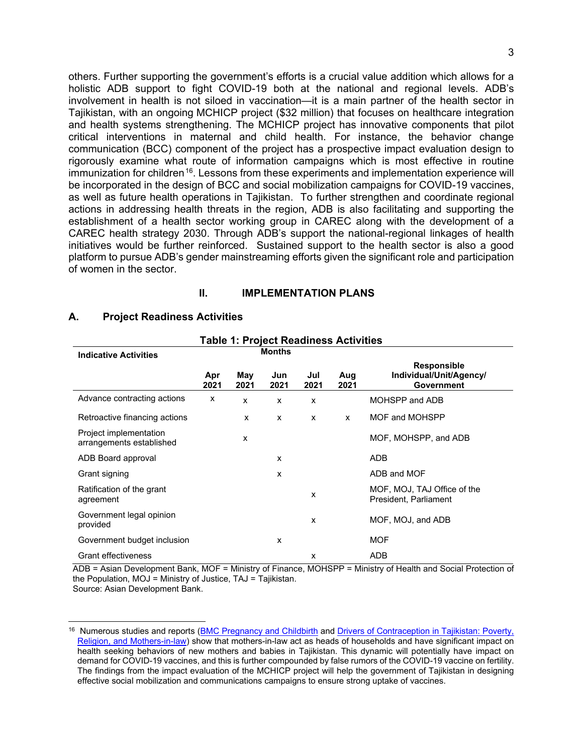others. Further supporting the government's efforts is a crucial value addition which allows for a holistic ADB support to fight COVID-19 both at the national and regional levels. ADB's involvement in health is not siloed in vaccination—it is a main partner of the health sector in Tajikistan, with an ongoing MCHICP project ($32 million) that focuses on healthcare integration and health systems strengthening. The MCHICP project has innovative components that pilot critical interventions in maternal and child health. For instance, the behavior change communication (BCC) component of the project has a prospective impact evaluation design to rigorously examine what route of information campaigns which is most effective in routine immunization for children[16]. Lessons from these experiments and implementation experience will be incorporated in the design of BCC and social mobilization campaigns for COVID-19 vaccines, as well as future health operations in Tajikistan. To further strengthen and coordinate regional actions in addressing health threats in the region, ADB is also facilitating and supporting the establishment of a health sector working group in CAREC along with the development of a CAREC health strategy 2030. Through ADB's support the national-regional linkages of health initiatives would be further reinforced. Sustained support to the health sector is also a good platform to pursue ADB's gender mainstreaming efforts given the significant role and participation of women in the sector.

## II. IMPLEMENTATION PLANS

### A. Project Readiness Activities

**Table 1: Project Readiness Activities**

| Indicative Activities | Months | | | | | Responsible Individual/Unit/Agency/ Government |
|---|---|---|---|---|---|---|
| | Apr 2021 | May 2021 | Jun 2021 | Jul 2021 | Aug 2021 | |
| Advance contracting actions | x | x | x | x | | MOHSPP and ADB |
| Retroactive financing actions | | x | x | x | x | MOF and MOHSPP |
| Project implementation arrangements established | | x | | | | MOF, MOHSPP, and ADB |
| ADB Board approval | | | x | | | ADB |
| Grant signing | | | x | | | ADB and MOF |
| Ratification of the grant agreement | | | | x | | MOF, MOJ, TAJ Office of the President, Parliament |
| Government legal opinion provided | | | | x | | MOF, MOJ, and ADB |
| Government budget inclusion | | | x | | | MOF |
| Grant effectiveness | | | | x | | ADB |

ADB = Asian Development Bank, MOF = Ministry of Finance, MOHSPP = Ministry of Health and Social Protection of the Population, MOJ = Ministry of Justice, TAJ = Tajikistan.
Source: Asian Development Bank.

[16] Numerous studies and reports (BMC Pregnancy and Childbirth and Drivers of Contraception in Tajikistan: Poverty, Religion, and Mothers-in-law) show that mothers-in-law act as heads of households and have significant impact on health seeking behaviors of new mothers and babies in Tajikistan. This dynamic will potentially have impact on demand for COVID-19 vaccines, and this is further compounded by false rumors of the COVID-19 vaccine on fertility. The findings from the impact evaluation of the MCHICP project will help the government of Tajikistan in designing effective social mobilization and communications campaigns to ensure strong uptake of vaccines.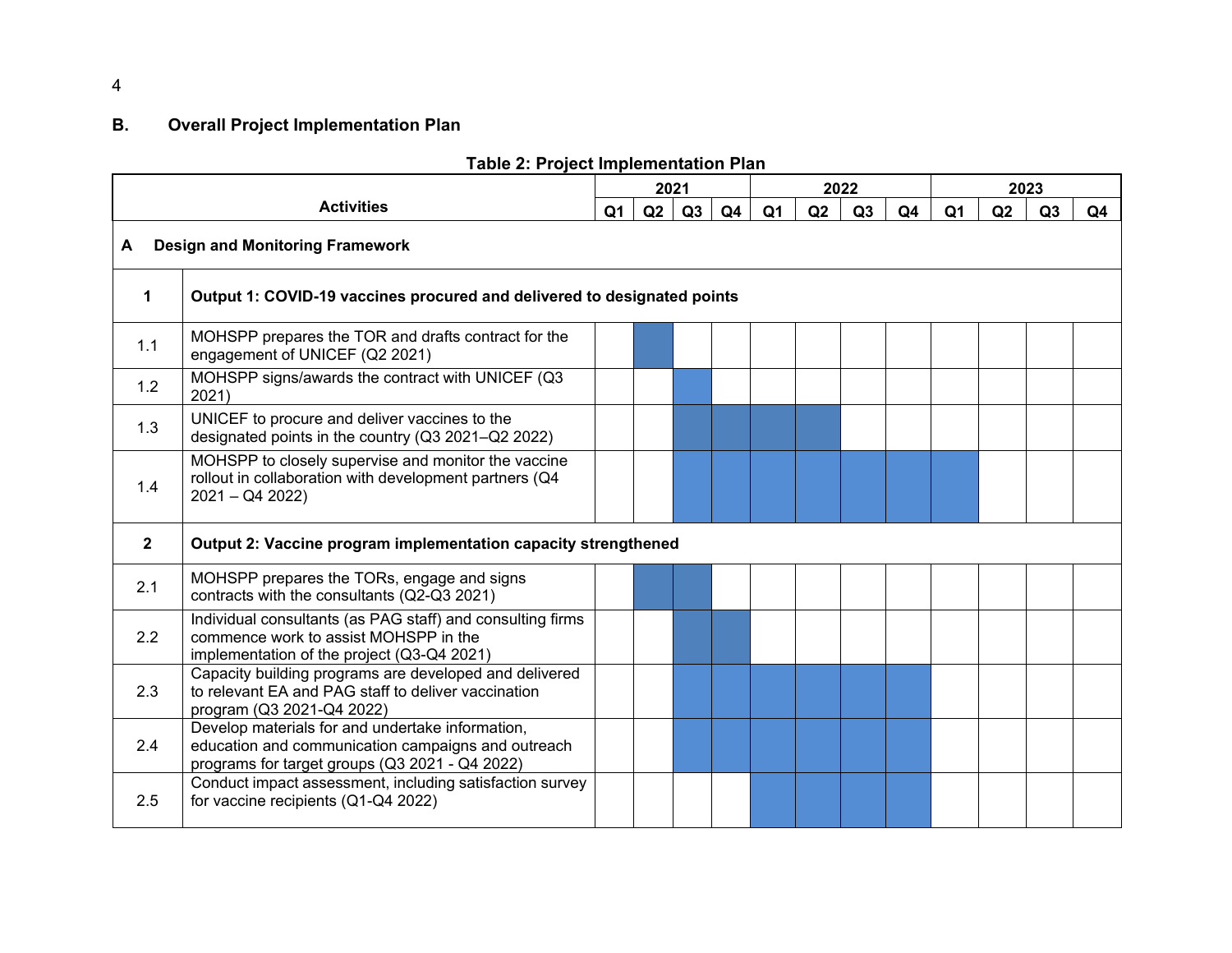## B. Overall Project Implementation Plan

**Table 2: Project Implementation Plan**

| | Activities | 2021 Q1 | 2021 Q2 | 2021 Q3 | 2021 Q4 | 2022 Q1 | 2022 Q2 | 2022 Q3 | 2022 Q4 | 2023 Q1 | 2023 Q2 | 2023 Q3 | 2023 Q4 |
|---|---|---|---|---|---|---|---|---|---|---|---|---|---|
| **A** | **Design and Monitoring Framework** | | | | | | | | | | | | |
| **1** | **Output 1: COVID-19 vaccines procured and delivered to designated points** | | | | | | | | | | | | |
| 1.1 | MOHSPP prepares the TOR and drafts contract for the engagement of UNICEF (Q2 2021) | | ■ | | | | | | | | | | |
| 1.2 | MOHSPP signs/awards the contract with UNICEF (Q3 2021) | | | ■ | | | | | | | | | |
| 1.3 | UNICEF to procure and deliver vaccines to the designated points in the country (Q3 2021–Q2 2022) | | | ■ | ■ | ■ | ■ | | | | | | |
| 1.4 | MOHSPP to closely supervise and monitor the vaccine rollout in collaboration with development partners (Q4 2021 – Q4 2022) | | | ■ | ■ | ■ | ■ | ■ | ■ | ■ | | | |
| **2** | **Output 2: Vaccine program implementation capacity strengthened** | | | | | | | | | | | | |
| 2.1 | MOHSPP prepares the TORs, engage and signs contracts with the consultants (Q2-Q3 2021) | | ■ | ■ | | | | | | | | | |
| 2.2 | Individual consultants (as PAG staff) and consulting firms commence work to assist MOHSPP in the implementation of the project (Q3-Q4 2021) | | | ■ | ■ | | | | | | | | |
| 2.3 | Capacity building programs are developed and delivered to relevant EA and PAG staff to deliver vaccination program (Q3 2021-Q4 2022) | | | ■ | ■ | ■ | ■ | ■ | ■ | | | | |
| 2.4 | Develop materials for and undertake information, education and communication campaigns and outreach programs for target groups (Q3 2021 - Q4 2022) | | | ■ | ■ | ■ | ■ | ■ | ■ | | | | |
| 2.5 | Conduct impact assessment, including satisfaction survey for vaccine recipients (Q1-Q4 2022) | | | | | ■ | ■ | ■ | ■ | | | | |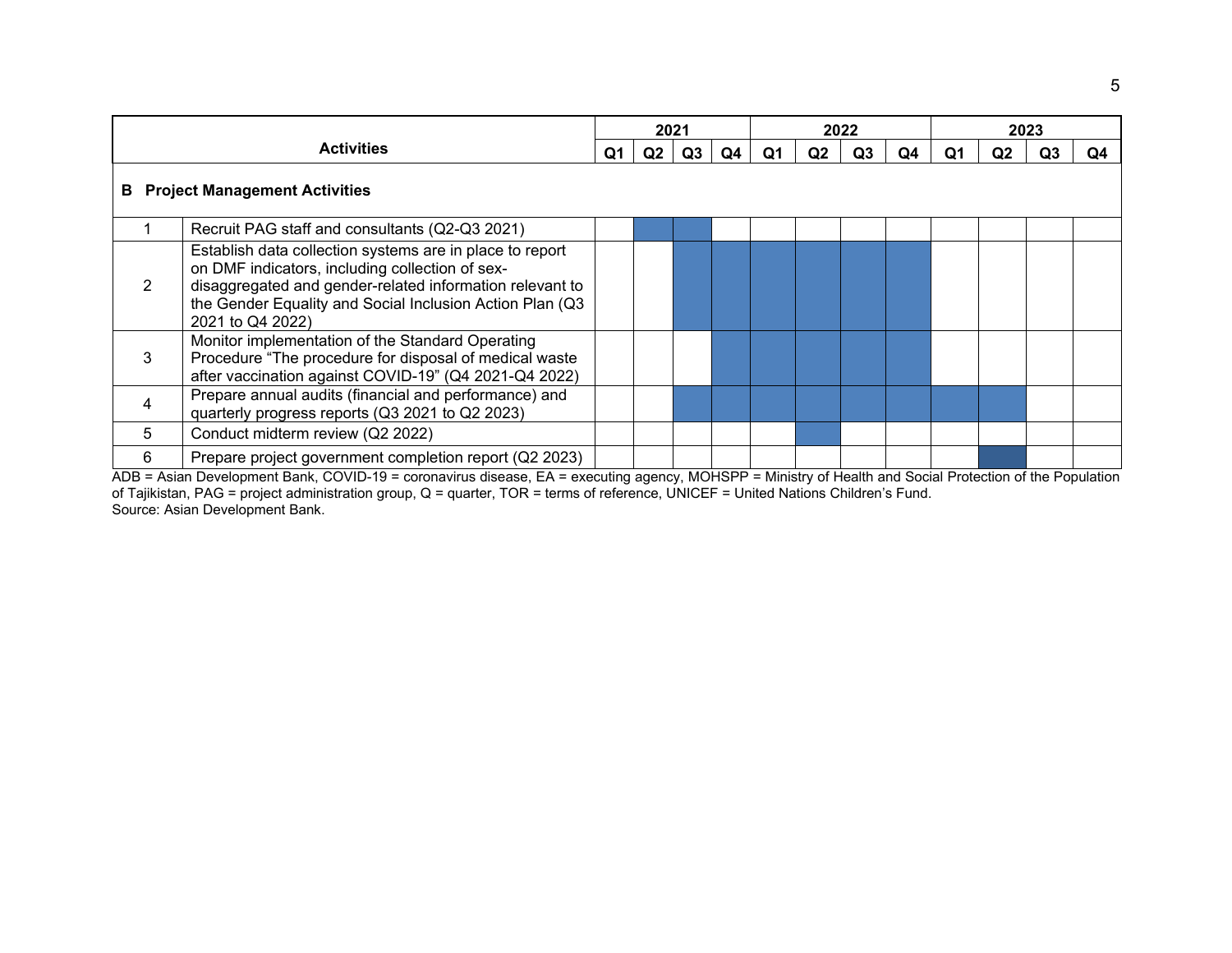| Activities | | 2021 | | | | 2022 | | | | 2023 | | | |
|---|---|---|---|---|---|---|---|---|---|---|---|---|---|
| | | Q1 | Q2 | Q3 | Q4 | Q1 | Q2 | Q3 | Q4 | Q1 | Q2 | Q3 | Q4 |
| **B** | **Project Management Activities** | | | | | | | | | | | | |
| 1 | Recruit PAG staff and consultants (Q2-Q3 2021) | | ■ | ■ | | | | | | | | | |
| 2 | Establish data collection systems are in place to report on DMF indicators, including collection of sex-disaggregated and gender-related information relevant to the Gender Equality and Social Inclusion Action Plan (Q3 2021 to Q4 2022) | | | ■ | ■ | ■ | ■ | ■ | ■ | | | | |
| 3 | Monitor implementation of the Standard Operating Procedure “The procedure for disposal of medical waste after vaccination against COVID-19” (Q4 2021-Q4 2022) | | | | ■ | ■ | ■ | ■ | ■ | | | | |
| 4 | Prepare annual audits (financial and performance) and quarterly progress reports (Q3 2021 to Q2 2023) | | | ■ | ■ | ■ | ■ | ■ | ■ | ■ | ■ | | |
| 5 | Conduct midterm review (Q2 2022) | | | | | | ■ | | | | | | |
| 6 | Prepare project government completion report (Q2 2023) | | | | | | | | | | ■ | | |

ADB = Asian Development Bank, COVID-19 = coronavirus disease, EA = executing agency, MOHSPP = Ministry of Health and Social Protection of the Population of Tajikistan, PAG = project administration group, Q = quarter, TOR = terms of reference, UNICEF = United Nations Children’s Fund.
Source: Asian Development Bank.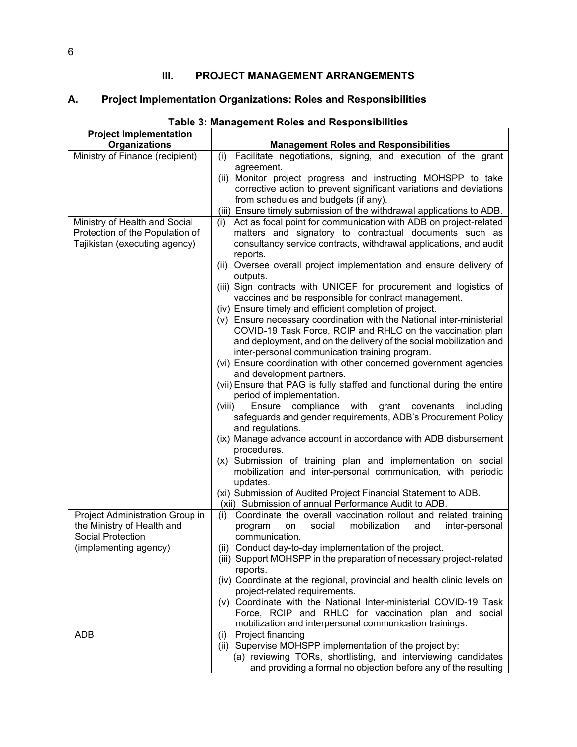# III. PROJECT MANAGEMENT ARRANGEMENTS

## A. Project Implementation Organizations: Roles and Responsibilities

**Table 3: Management Roles and Responsibilities**

| Project Implementation Organizations | Management Roles and Responsibilities |
|---|---|
| Ministry of Finance (recipient) | (i) Facilitate negotiations, signing, and execution of the grant agreement.<br>(ii) Monitor project progress and instructing MOHSPP to take corrective action to prevent significant variations and deviations from schedules and budgets (if any).<br>(iii) Ensure timely submission of the withdrawal applications to ADB. |
| Ministry of Health and Social Protection of the Population of Tajikistan (executing agency) | (i) Act as focal point for communication with ADB on project-related matters and signatory to contractual documents such as consultancy service contracts, withdrawal applications, and audit reports.<br>(ii) Oversee overall project implementation and ensure delivery of outputs.<br>(iii) Sign contracts with UNICEF for procurement and logistics of vaccines and be responsible for contract management.<br>(iv) Ensure timely and efficient completion of project.<br>(v) Ensure necessary coordination with the National inter-ministerial COVID-19 Task Force, RCIP and RHLC on the vaccination plan and deployment, and on the delivery of the social mobilization and inter-personal communication training program.<br>(vi) Ensure coordination with other concerned government agencies and development partners.<br>(vii) Ensure that PAG is fully staffed and functional during the entire period of implementation.<br>(viii) Ensure compliance with grant covenants including safeguards and gender requirements, ADB's Procurement Policy and regulations.<br>(ix) Manage advance account in accordance with ADB disbursement procedures.<br>(x) Submission of training plan and implementation on social mobilization and inter-personal communication, with periodic updates.<br>(xi) Submission of Audited Project Financial Statement to ADB.<br>(xii) Submission of annual Performance Audit to ADB. |
| Project Administration Group in the Ministry of Health and Social Protection (implementing agency) | (i) Coordinate the overall vaccination rollout and related training program on social mobilization and inter-personal communication.<br>(ii) Conduct day-to-day implementation of the project.<br>(iii) Support MOHSPP in the preparation of necessary project-related reports.<br>(iv) Coordinate at the regional, provincial and health clinic levels on project-related requirements.<br>(v) Coordinate with the National Inter-ministerial COVID-19 Task Force, RCIP and RHLC for vaccination plan and social mobilization and interpersonal communication trainings. |
| ADB | (i) Project financing<br>(ii) Supervise MOHSPP implementation of the project by:<br>(a) reviewing TORs, shortlisting, and interviewing candidates and providing a formal no objection before any of the resulting |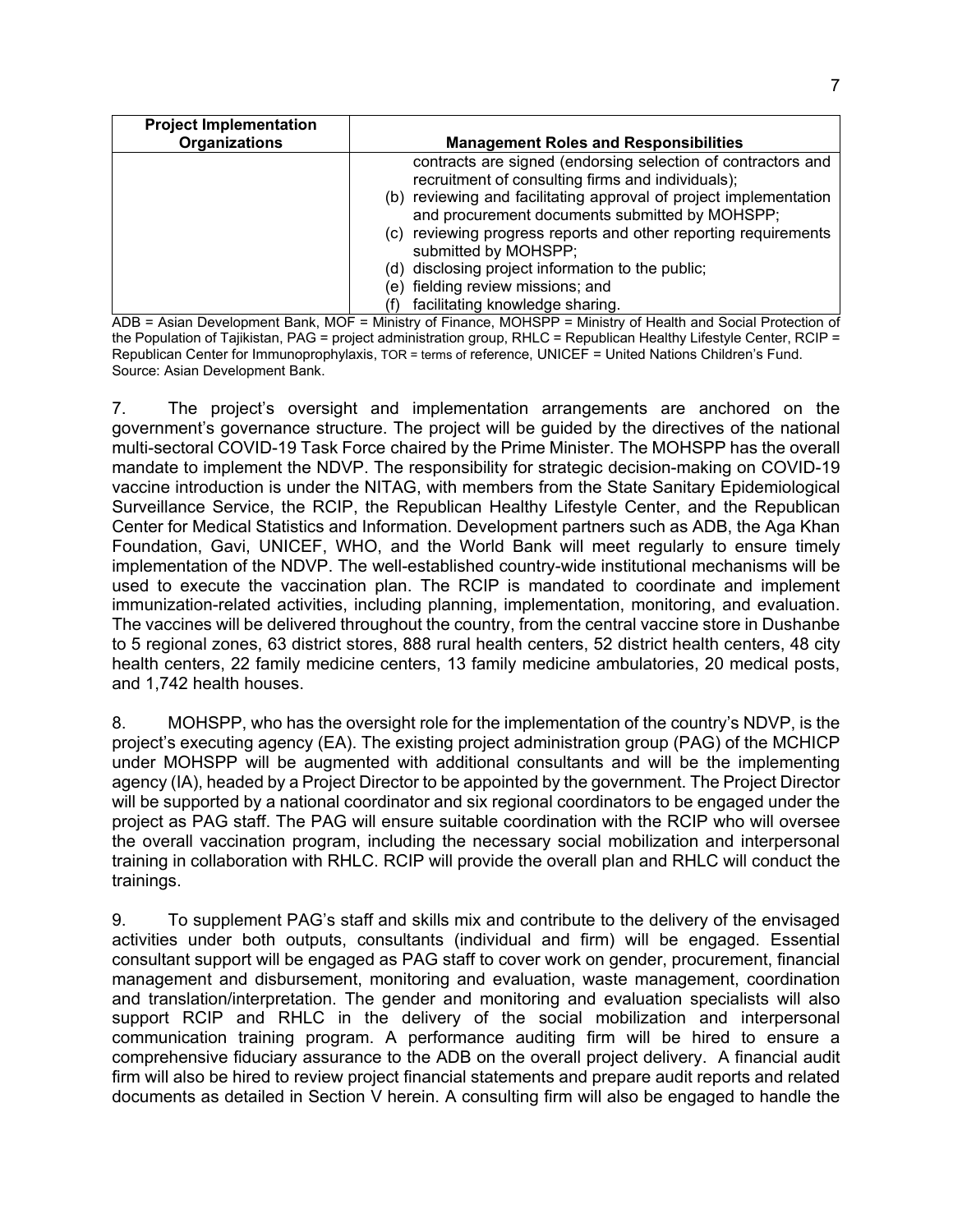| Project Implementation Organizations | Management Roles and Responsibilities |
| --- | --- |
| | contracts are signed (endorsing selection of contractors and recruitment of consulting firms and individuals);<br>(b) reviewing and facilitating approval of project implementation and procurement documents submitted by MOHSPP;<br>(c) reviewing progress reports and other reporting requirements submitted by MOHSPP;<br>(d) disclosing project information to the public;<br>(e) fielding review missions; and<br>(f) facilitating knowledge sharing. |

ADB = Asian Development Bank, MOF = Ministry of Finance, MOHSPP = Ministry of Health and Social Protection of the Population of Tajikistan, PAG = project administration group, RHLC = Republican Healthy Lifestyle Center, RCIP = Republican Center for Immunoprophylaxis, TOR = terms of reference, UNICEF = United Nations Children's Fund.
Source: Asian Development Bank.

7. The project's oversight and implementation arrangements are anchored on the government's governance structure. The project will be guided by the directives of the national multi-sectoral COVID-19 Task Force chaired by the Prime Minister. The MOHSPP has the overall mandate to implement the NDVP. The responsibility for strategic decision-making on COVID-19 vaccine introduction is under the NITAG, with members from the State Sanitary Epidemiological Surveillance Service, the RCIP, the Republican Healthy Lifestyle Center, and the Republican Center for Medical Statistics and Information. Development partners such as ADB, the Aga Khan Foundation, Gavi, UNICEF, WHO, and the World Bank will meet regularly to ensure timely implementation of the NDVP. The well-established country-wide institutional mechanisms will be used to execute the vaccination plan. The RCIP is mandated to coordinate and implement immunization-related activities, including planning, implementation, monitoring, and evaluation. The vaccines will be delivered throughout the country, from the central vaccine store in Dushanbe to 5 regional zones, 63 district stores, 888 rural health centers, 52 district health centers, 48 city health centers, 22 family medicine centers, 13 family medicine ambulatories, 20 medical posts, and 1,742 health houses.

8. MOHSPP, who has the oversight role for the implementation of the country's NDVP, is the project's executing agency (EA). The existing project administration group (PAG) of the MCHICP under MOHSPP will be augmented with additional consultants and will be the implementing agency (IA), headed by a Project Director to be appointed by the government. The Project Director will be supported by a national coordinator and six regional coordinators to be engaged under the project as PAG staff. The PAG will ensure suitable coordination with the RCIP who will oversee the overall vaccination program, including the necessary social mobilization and interpersonal training in collaboration with RHLC. RCIP will provide the overall plan and RHLC will conduct the trainings.

9. To supplement PAG's staff and skills mix and contribute to the delivery of the envisaged activities under both outputs, consultants (individual and firm) will be engaged. Essential consultant support will be engaged as PAG staff to cover work on gender, procurement, financial management and disbursement, monitoring and evaluation, waste management, coordination and translation/interpretation. The gender and monitoring and evaluation specialists will also support RCIP and RHLC in the delivery of the social mobilization and interpersonal communication training program. A performance auditing firm will be hired to ensure a comprehensive fiduciary assurance to the ADB on the overall project delivery. A financial audit firm will also be hired to review project financial statements and prepare audit reports and related documents as detailed in Section V herein. A consulting firm will also be engaged to handle the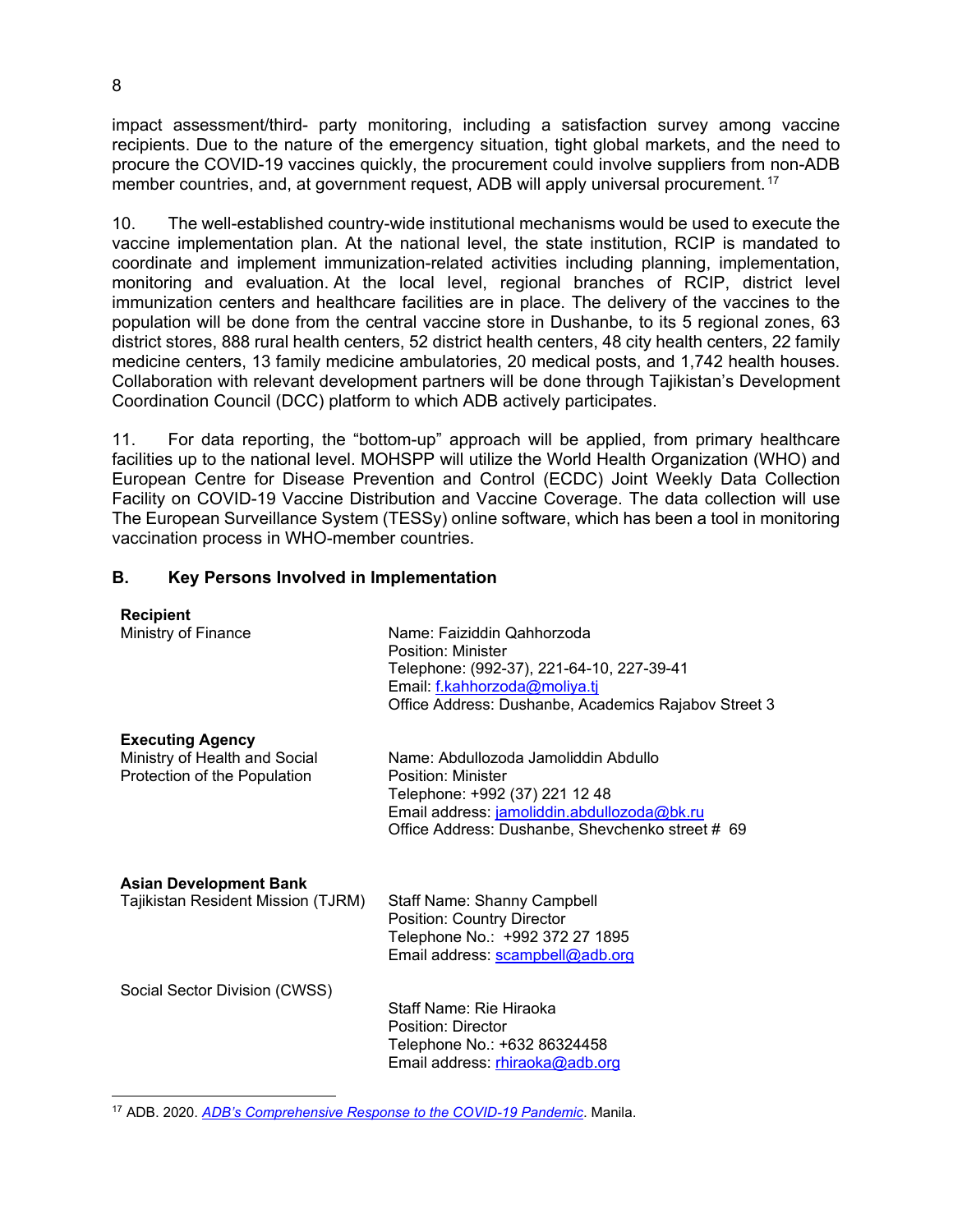impact assessment/third- party monitoring, including a satisfaction survey among vaccine recipients. Due to the nature of the emergency situation, tight global markets, and the need to procure the COVID-19 vaccines quickly, the procurement could involve suppliers from non-ADB member countries, and, at government request, ADB will apply universal procurement.[17]

10. The well-established country-wide institutional mechanisms would be used to execute the vaccine implementation plan. At the national level, the state institution, RCIP is mandated to coordinate and implement immunization-related activities including planning, implementation, monitoring and evaluation. At the local level, regional branches of RCIP, district level immunization centers and healthcare facilities are in place. The delivery of the vaccines to the population will be done from the central vaccine store in Dushanbe, to its 5 regional zones, 63 district stores, 888 rural health centers, 52 district health centers, 48 city health centers, 22 family medicine centers, 13 family medicine ambulatories, 20 medical posts, and 1,742 health houses. Collaboration with relevant development partners will be done through Tajikistan's Development Coordination Council (DCC) platform to which ADB actively participates.

11. For data reporting, the "bottom-up" approach will be applied, from primary healthcare facilities up to the national level. MOHSPP will utilize the World Health Organization (WHO) and European Centre for Disease Prevention and Control (ECDC) Joint Weekly Data Collection Facility on COVID-19 Vaccine Distribution and Vaccine Coverage. The data collection will use The European Surveillance System (TESSy) online software, which has been a tool in monitoring vaccination process in WHO-member countries.

## B. Key Persons Involved in Implementation

**Recipient**

| | |
|---|---|
| Ministry of Finance | Name: Faiziddin Qahhorzoda<br>Position: Minister<br>Telephone: (992-37), 221-64-10, 227-39-41<br>Email: f.kahhorzoda@moliya.tj<br>Office Address: Dushanbe, Academics Rajabov Street 3 |

**Executing Agency**

| | |
|---|---|
| Ministry of Health and Social Protection of the Population | Name: Abdullozoda Jamoliddin Abdullo<br>Position: Minister<br>Telephone: +992 (37) 221 12 48<br>Email address: jamoliddin.abdullozoda@bk.ru<br>Office Address: Dushanbe, Shevchenko street # 69 |

**Asian Development Bank**

| | |
|---|---|
| Tajikistan Resident Mission (TJRM) | Staff Name: Shanny Campbell<br>Position: Country Director<br>Telephone No.: +992 372 27 1895<br>Email address: scampbell@adb.org |
| Social Sector Division (CWSS) | Staff Name: Rie Hiraoka<br>Position: Director<br>Telephone No.: +632 86324458<br>Email address: rhiraoka@adb.org |

---

[17] ADB. 2020. *ADB's Comprehensive Response to the COVID-19 Pandemic*. Manila.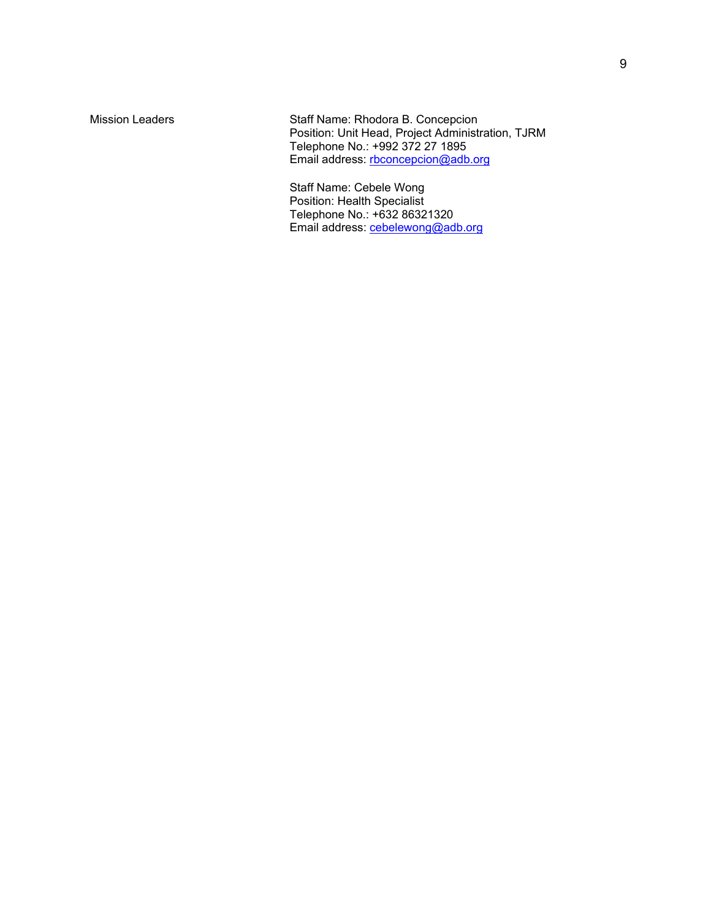| Mission Leaders | Staff Name: Rhodora B. Concepcion<br>Position: Unit Head, Project Administration, TJRM<br>Telephone No.: +992 372 27 1895<br>Email address: rbconcepcion@adb.org |
|---|---|
| | Staff Name: Cebele Wong<br>Position: Health Specialist<br>Telephone No.: +632 86321320<br>Email address: cebelewong@adb.org |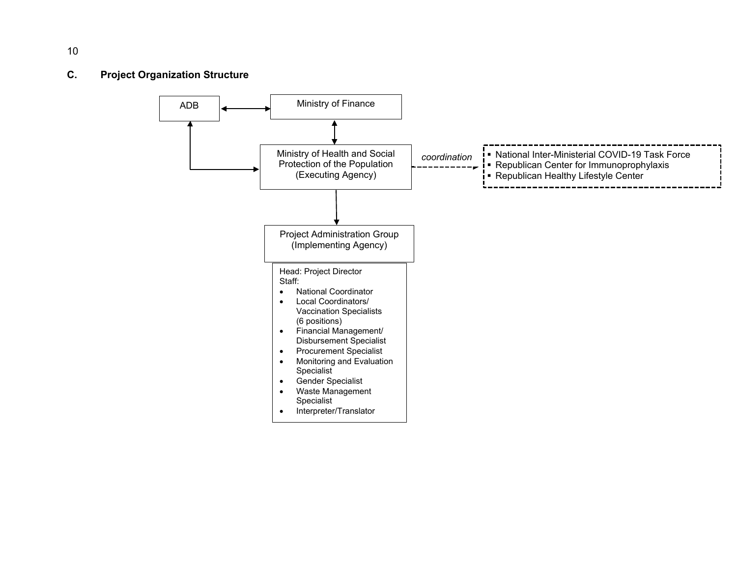### C. Project Organization Structure

ADB ↔ Ministry of Finance

ADB ↔ Ministry of Health and Social Protection of the Population (Executing Agency)

Ministry of Finance ↔ Ministry of Health and Social Protection of the Population (Executing Agency)

Ministry of Health and Social Protection of the Population (Executing Agency) --- *coordination* ---> 
- National Inter-Ministerial COVID-19 Task Force
- Republican Center for Immunoprophylaxis
- Republican Healthy Lifestyle Center

Ministry of Health and Social Protection of the Population (Executing Agency) → Project Administration Group (Implementing Agency)

**Project Administration Group (Implementing Agency)**

Head: Project Director
Staff:
- National Coordinator
- Local Coordinators/ Vaccination Specialists (6 positions)
- Financial Management/ Disbursement Specialist
- Procurement Specialist
- Monitoring and Evaluation Specialist
- Gender Specialist
- Waste Management Specialist
- Interpreter/Translator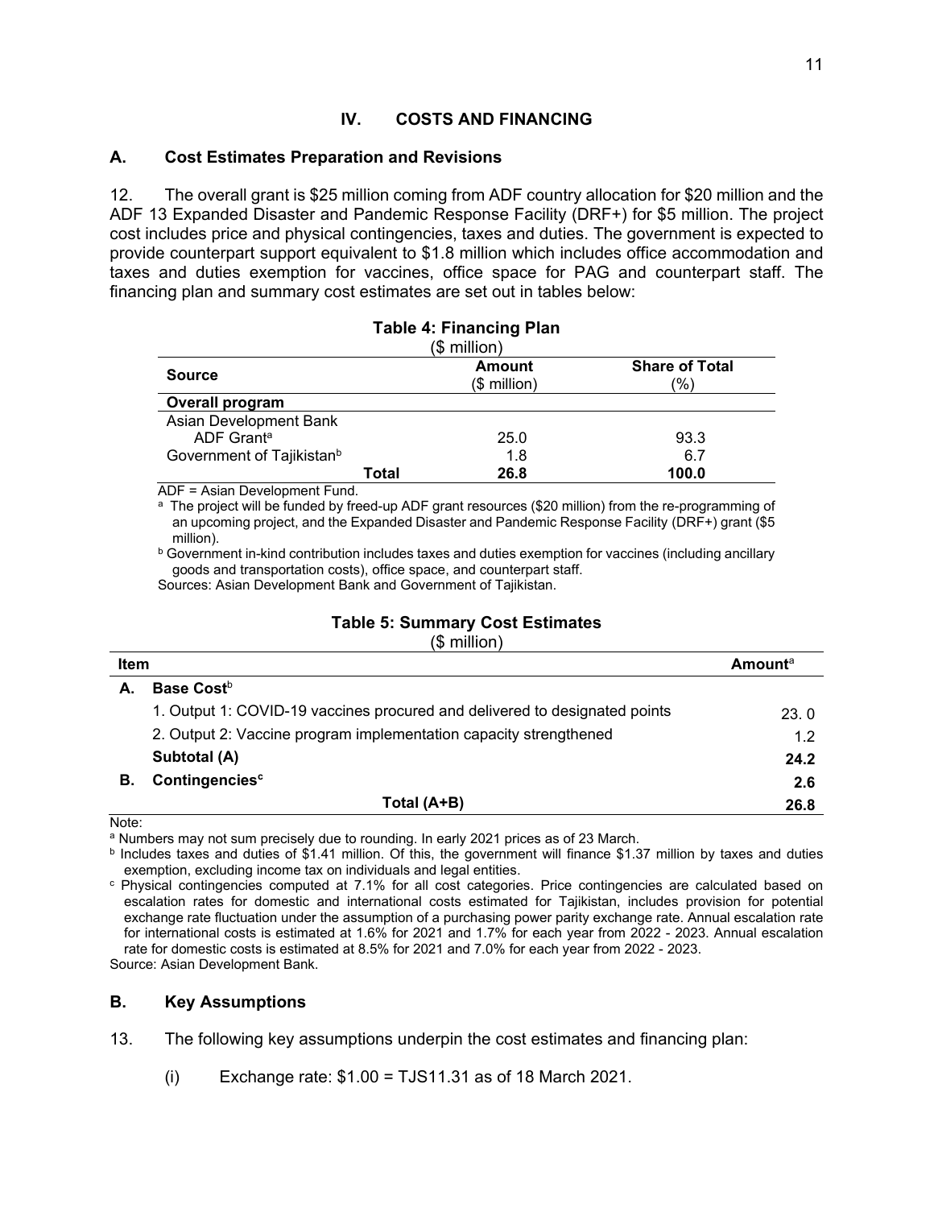## IV. COSTS AND FINANCING

### A. Cost Estimates Preparation and Revisions

12. The overall grant is $25 million coming from ADF country allocation for $20 million and the ADF 13 Expanded Disaster and Pandemic Response Facility (DRF+) for $5 million. The project cost includes price and physical contingencies, taxes and duties. The government is expected to provide counterpart support equivalent to $1.8 million which includes office accommodation and taxes and duties exemption for vaccines, office space for PAG and counterpart staff. The financing plan and summary cost estimates are set out in tables below:

**Table 4: Financing Plan**
($ million)

| Source | Amount ($ million) | Share of Total (%) |
|---|---|---|
| **Overall program** | | |
| Asian Development Bank | | |
| ADF Grant[a] | 25.0 | 93.3 |
| Government of Tajikistan[b] | 1.8 | 6.7 |
| **Total** | **26.8** | **100.0** |

ADF = Asian Development Fund.

[a] The project will be funded by freed-up ADF grant resources ($20 million) from the re-programming of an upcoming project, and the Expanded Disaster and Pandemic Response Facility (DRF+) grant ($5 million).

[b] Government in-kind contribution includes taxes and duties exemption for vaccines (including ancillary goods and transportation costs), office space, and counterpart staff.

Sources: Asian Development Bank and Government of Tajikistan.

**Table 5: Summary Cost Estimates**
($ million)

| Item | | Amount[a] |
|---|---|---|
| **A.** | **Base Cost**[b] | |
| | 1. Output 1: COVID-19 vaccines procured and delivered to designated points | 23. 0 |
| | 2. Output 2: Vaccine program implementation capacity strengthened | 1.2 |
| | **Subtotal (A)** | **24.2** |
| **B.** | **Contingencies**[c] | **2.6** |
| | **Total (A+B)** | **26.8** |

Note:

[a] Numbers may not sum precisely due to rounding. In early 2021 prices as of 23 March.

[b] Includes taxes and duties of $1.41 million. Of this, the government will finance $1.37 million by taxes and duties exemption, excluding income tax on individuals and legal entities.

[c] Physical contingencies computed at 7.1% for all cost categories. Price contingencies are calculated based on escalation rates for domestic and international costs estimated for Tajikistan, includes provision for potential exchange rate fluctuation under the assumption of a purchasing power parity exchange rate. Annual escalation rate for international costs is estimated at 1.6% for 2021 and 1.7% for each year from 2022 - 2023. Annual escalation rate for domestic costs is estimated at 8.5% for 2021 and 7.0% for each year from 2022 - 2023.

Source: Asian Development Bank.

### B. Key Assumptions

13. The following key assumptions underpin the cost estimates and financing plan:

(i) Exchange rate: $1.00 = TJS11.31 as of 18 March 2021.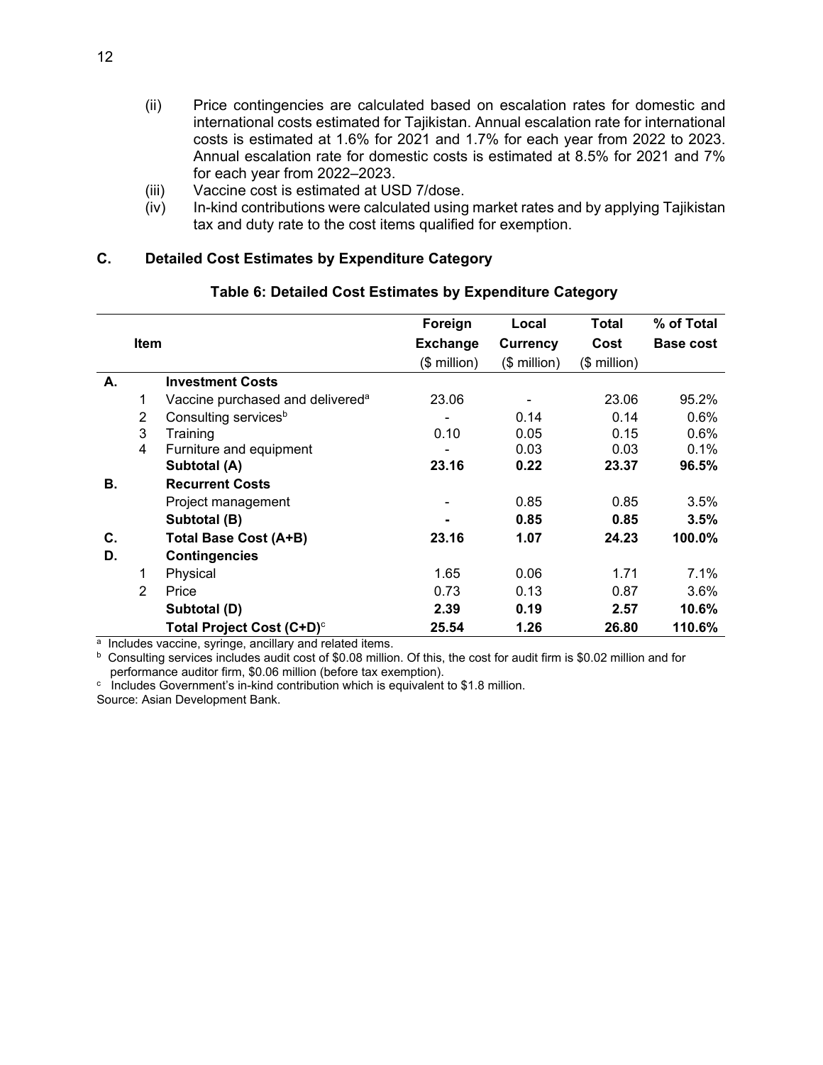(ii) Price contingencies are calculated based on escalation rates for domestic and international costs estimated for Tajikistan. Annual escalation rate for international costs is estimated at 1.6% for 2021 and 1.7% for each year from 2022 to 2023. Annual escalation rate for domestic costs is estimated at 8.5% for 2021 and 7% for each year from 2022–2023.

(iii) Vaccine cost is estimated at USD 7/dose.

(iv) In-kind contributions were calculated using market rates and by applying Tajikistan tax and duty rate to the cost items qualified for exemption.

### C. Detailed Cost Estimates by Expenditure Category

**Table 6: Detailed Cost Estimates by Expenditure Category**

| Item | | | Foreign Exchange ($ million) | Local Currency ($ million) | Total Cost ($ million) | % of Total Base cost |
|---|---|---|---|---|---|---|
| A. | | **Investment Costs** | | | | |
| | 1 | Vaccine purchased and delivered[a] | 23.06 | - | 23.06 | 95.2% |
| | 2 | Consulting services[b] | - | 0.14 | 0.14 | 0.6% |
| | 3 | Training | 0.10 | 0.05 | 0.15 | 0.6% |
| | 4 | Furniture and equipment | - | 0.03 | 0.03 | 0.1% |
| | | **Subtotal (A)** | **23.16** | **0.22** | **23.37** | **96.5%** |
| B. | | **Recurrent Costs** | | | | |
| | | Project management | - | 0.85 | 0.85 | 3.5% |
| | | **Subtotal (B)** | **-** | **0.85** | **0.85** | **3.5%** |
| C. | | **Total Base Cost (A+B)** | **23.16** | **1.07** | **24.23** | **100.0%** |
| D. | | **Contingencies** | | | | |
| | 1 | Physical | 1.65 | 0.06 | 1.71 | 7.1% |
| | 2 | Price | 0.73 | 0.13 | 0.87 | 3.6% |
| | | **Subtotal (D)** | **2.39** | **0.19** | **2.57** | **10.6%** |
| | | **Total Project Cost (C+D)**[c] | **25.54** | **1.26** | **26.80** | **110.6%** |

[a] Includes vaccine, syringe, ancillary and related items.

[b] Consulting services includes audit cost of $0.08 million. Of this, the cost for audit firm is $0.02 million and for performance auditor firm, $0.06 million (before tax exemption).

[c] Includes Government's in-kind contribution which is equivalent to $1.8 million.

Source: Asian Development Bank.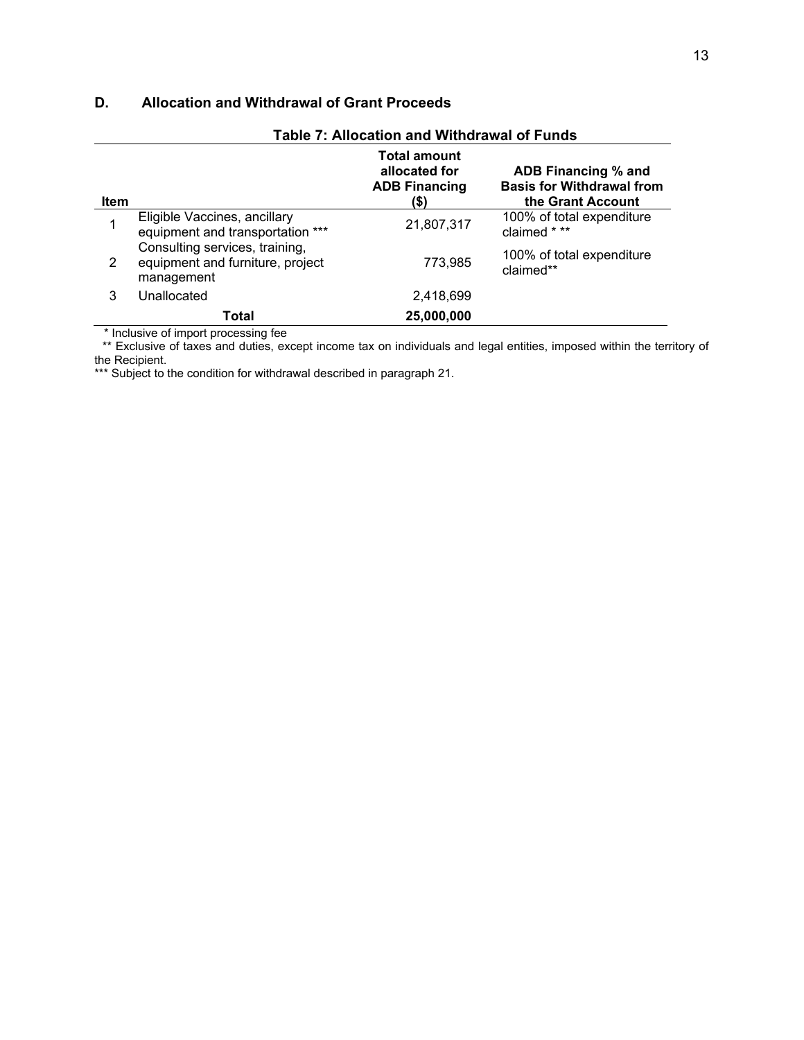## D. Allocation and Withdrawal of Grant Proceeds

**Table 7: Allocation and Withdrawal of Funds**

| Item | | Total amount allocated for ADB Financing ($) | ADB Financing % and Basis for Withdrawal from the Grant Account |
|---|---|---|---|
| 1 | Eligible Vaccines, ancillary equipment and transportation *** | 21,807,317 | 100% of total expenditure claimed * ** |
| 2 | Consulting services, training, equipment and furniture, project management | 773,985 | 100% of total expenditure claimed** |
| 3 | Unallocated | 2,418,699 | |
| | **Total** | **25,000,000** | |

\* Inclusive of import processing fee

** Exclusive of taxes and duties, except income tax on individuals and legal entities, imposed within the territory of the Recipient.

*** Subject to the condition for withdrawal described in paragraph 21.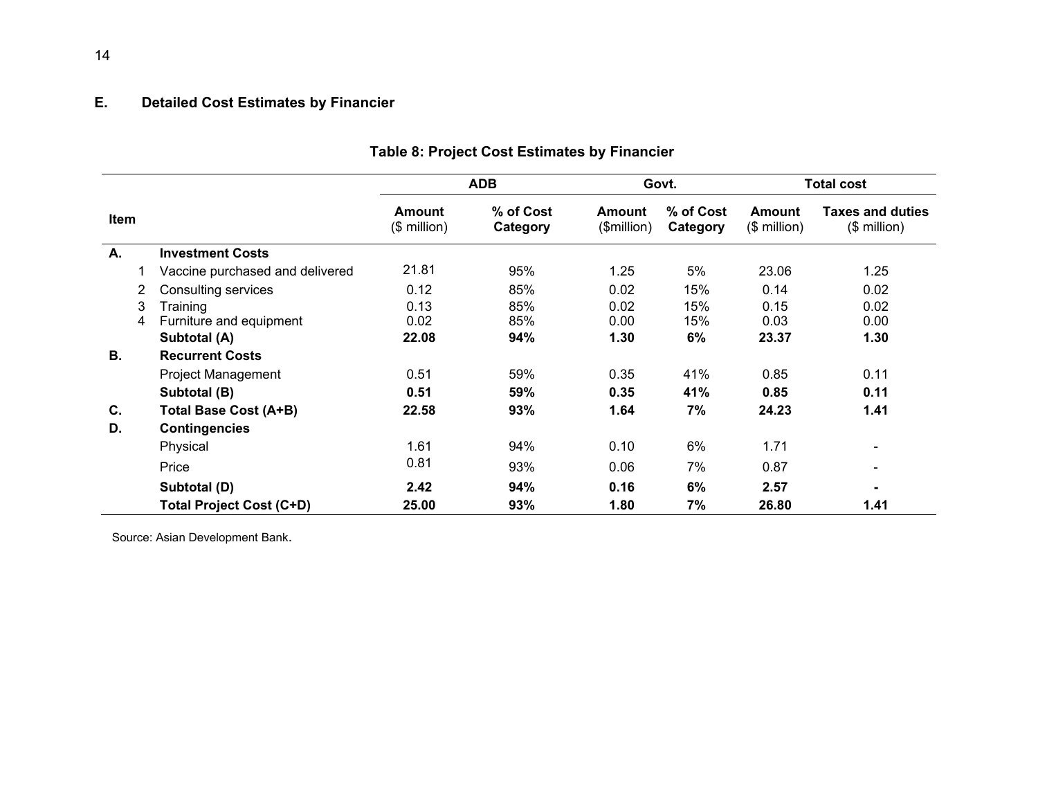## E. Detailed Cost Estimates by Financier

**Table 8: Project Cost Estimates by Financier**

| Item | | ADB | | Govt. | | Total cost | |
|---|---|---|---|---|---|---|---|
| | | **Amount** ($ million) | **% of Cost Category** | **Amount** ($million) | **% of Cost Category** | **Amount** ($ million) | **Taxes and duties** ($ million) |
| **A.** | **Investment Costs** | | | | | | |
| 1 | Vaccine purchased and delivered | 21.81 | 95% | 1.25 | 5% | 23.06 | 1.25 |
| 2 | Consulting services | 0.12 | 85% | 0.02 | 15% | 0.14 | 0.02 |
| 3 | Training | 0.13 | 85% | 0.02 | 15% | 0.15 | 0.02 |
| 4 | Furniture and equipment | 0.02 | 85% | 0.00 | 15% | 0.03 | 0.00 |
| | **Subtotal (A)** | **22.08** | **94%** | **1.30** | **6%** | **23.37** | **1.30** |
| **B.** | **Recurrent Costs** | | | | | | |
| | Project Management | 0.51 | 59% | 0.35 | 41% | 0.85 | 0.11 |
| | **Subtotal (B)** | **0.51** | **59%** | **0.35** | **41%** | **0.85** | **0.11** |
| **C.** | **Total Base Cost (A+B)** | **22.58** | **93%** | **1.64** | **7%** | **24.23** | **1.41** |
| **D.** | **Contingencies** | | | | | | |
| | Physical | 1.61 | 94% | 0.10 | 6% | 1.71 | - |
| | Price | 0.81 | 93% | 0.06 | 7% | 0.87 | - |
| | **Subtotal (D)** | **2.42** | **94%** | **0.16** | **6%** | **2.57** | **-** |
| | **Total Project Cost (C+D)** | **25.00** | **93%** | **1.80** | **7%** | **26.80** | **1.41** |

Source: Asian Development Bank.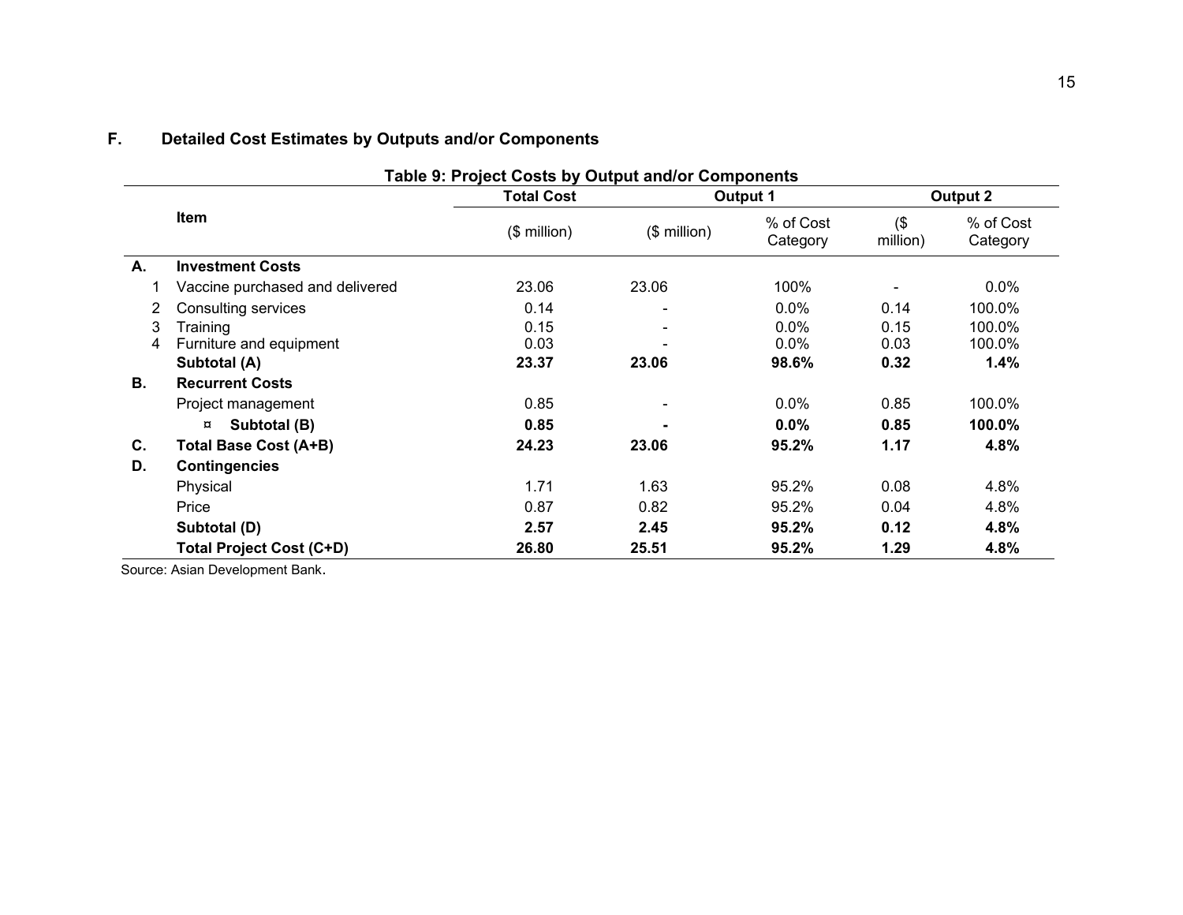### F. Detailed Cost Estimates by Outputs and/or Components

**Table 9: Project Costs by Output and/or Components**

| | Item | Total Cost | Output 1 | | Output 2 | |
|---|---|---|---|---|---|---|
| | | ($ million) | ($ million) | % of Cost Category | ($ million) | % of Cost Category |
| **A.** | **Investment Costs** | | | | | |
| 1 | Vaccine purchased and delivered | 23.06 | 23.06 | 100% | - | 0.0% |
| 2 | Consulting services | 0.14 | - | 0.0% | 0.14 | 100.0% |
| 3 | Training | 0.15 | - | 0.0% | 0.15 | 100.0% |
| 4 | Furniture and equipment | 0.03 | - | 0.0% | 0.03 | 100.0% |
| | **Subtotal (A)** | **23.37** | **23.06** | **98.6%** | **0.32** | **1.4%** |
| **B.** | **Recurrent Costs** | | | | | |
| | Project management | 0.85 | - | 0.0% | 0.85 | 100.0% |
| | ¤ **Subtotal (B)** | **0.85** | **-** | **0.0%** | **0.85** | **100.0%** |
| **C.** | **Total Base Cost (A+B)** | **24.23** | **23.06** | **95.2%** | **1.17** | **4.8%** |
| **D.** | **Contingencies** | | | | | |
| | Physical | 1.71 | 1.63 | 95.2% | 0.08 | 4.8% |
| | Price | 0.87 | 0.82 | 95.2% | 0.04 | 4.8% |
| | **Subtotal (D)** | **2.57** | **2.45** | **95.2%** | **0.12** | **4.8%** |
| | **Total Project Cost (C+D)** | **26.80** | **25.51** | **95.2%** | **1.29** | **4.8%** |

Source: Asian Development Bank.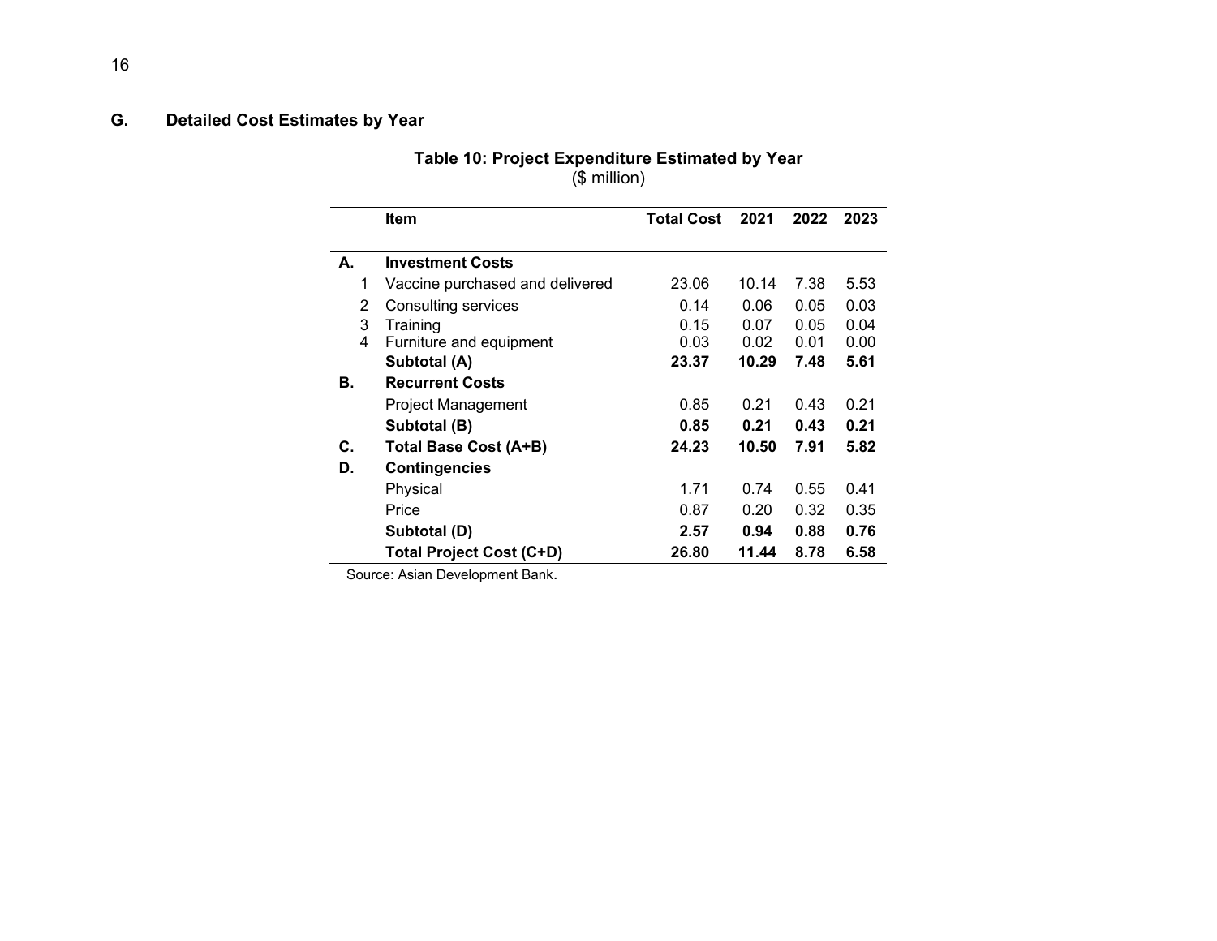## G. Detailed Cost Estimates by Year

**Table 10: Project Expenditure Estimated by Year**
($ million)

| | Item | Total Cost | 2021 | 2022 | 2023 |
|---|---|---|---|---|---|
| **A.** | **Investment Costs** | | | | |
| 1 | Vaccine purchased and delivered | 23.06 | 10.14 | 7.38 | 5.53 |
| 2 | Consulting services | 0.14 | 0.06 | 0.05 | 0.03 |
| 3 | Training | 0.15 | 0.07 | 0.05 | 0.04 |
| 4 | Furniture and equipment | 0.03 | 0.02 | 0.01 | 0.00 |
| | **Subtotal (A)** | **23.37** | **10.29** | **7.48** | **5.61** |
| **B.** | **Recurrent Costs** | | | | |
| | Project Management | 0.85 | 0.21 | 0.43 | 0.21 |
| | **Subtotal (B)** | **0.85** | **0.21** | **0.43** | **0.21** |
| **C.** | **Total Base Cost (A+B)** | **24.23** | **10.50** | **7.91** | **5.82** |
| **D.** | **Contingencies** | | | | |
| | Physical | 1.71 | 0.74 | 0.55 | 0.41 |
| | Price | 0.87 | 0.20 | 0.32 | 0.35 |
| | **Subtotal (D)** | **2.57** | **0.94** | **0.88** | **0.76** |
| | **Total Project Cost (C+D)** | **26.80** | **11.44** | **8.78** | **6.58** |

Source: Asian Development Bank.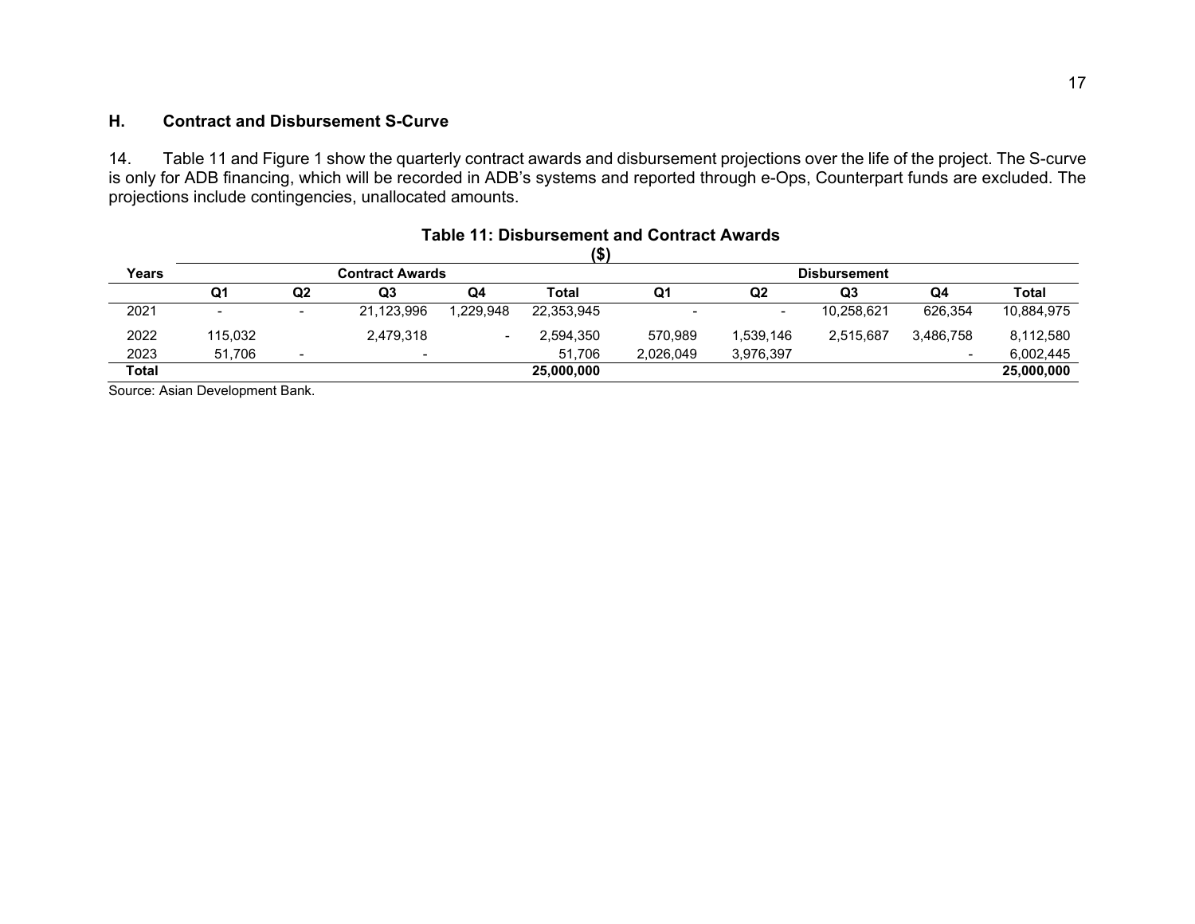### H. Contract and Disbursement S-Curve

14. Table 11 and Figure 1 show the quarterly contract awards and disbursement projections over the life of the project. The S-curve is only for ADB financing, which will be recorded in ADB's systems and reported through e-Ops, Counterpart funds are excluded. The projections include contingencies, unallocated amounts.

**Table 11: Disbursement and Contract Awards**
**($)**

| Years | Contract Awards | | | | | Disbursement | | | | |
|---|---|---|---|---|---|---|---|---|---|---|
| | Q1 | Q2 | Q3 | Q4 | Total | Q1 | Q2 | Q3 | Q4 | Total |
| 2021 | - | - | 21,123,996 | 1,229,948 | 22,353,945 | - | - | 10,258,621 | 626,354 | 10,884,975 |
| 2022 | 115,032 | | 2,479,318 | - | 2,594,350 | 570,989 | 1,539,146 | 2,515,687 | 3,486,758 | 8,112,580 |
| 2023 | 51,706 | - | - | | 51,706 | 2,026,049 | 3,976,397 | | - | 6,002,445 |
| **Total** | | | | | **25,000,000** | | | | | **25,000,000** |

Source: Asian Development Bank.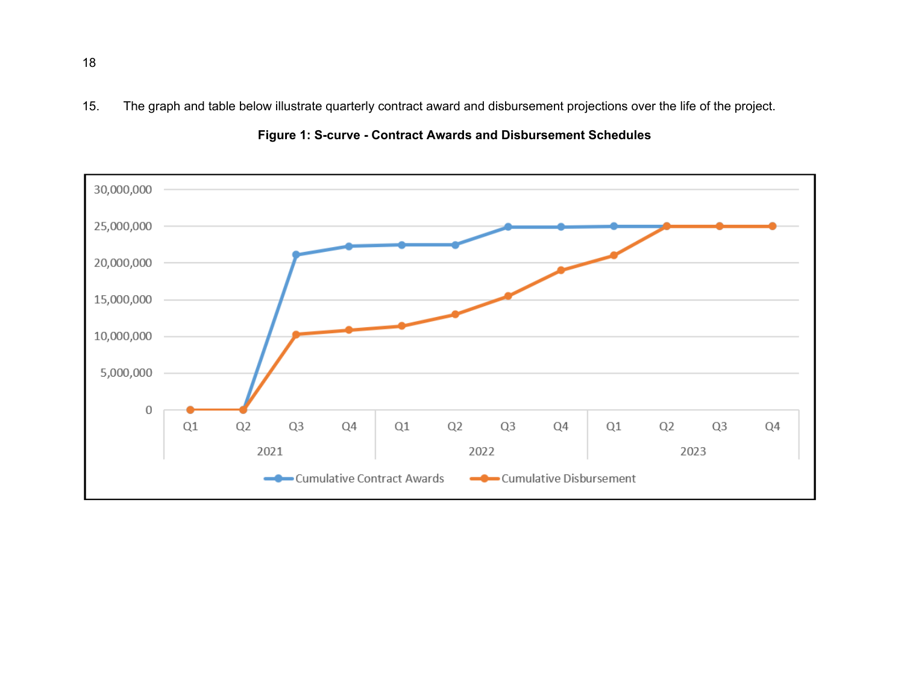15. The graph and table below illustrate quarterly contract award and disbursement projections over the life of the project.

**Figure 1: S-curve - Contract Awards and Disbursement Schedules**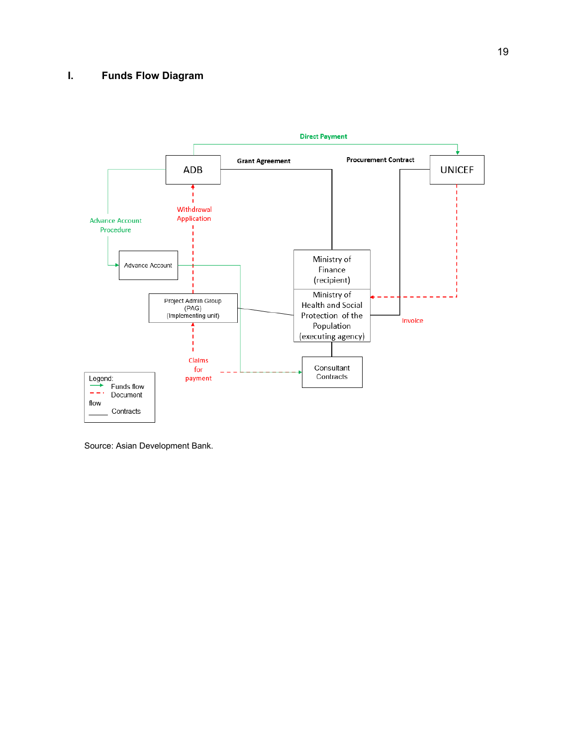## I. Funds Flow Diagram

Direct Payment

ADB — Grant Agreement — Procurement Contract — UNICEF

Advance Account Procedure

Withdrawal Application

Advance Account

Ministry of Finance (recipient)

Ministry of Health and Social Protection of the Population (executing agency)

Project Admin Group (PAG) (Implementing unit)

Invoice

Claims for payment

Consultant Contracts

Legend:
Funds flow
Document flow
Contracts

Source: Asian Development Bank.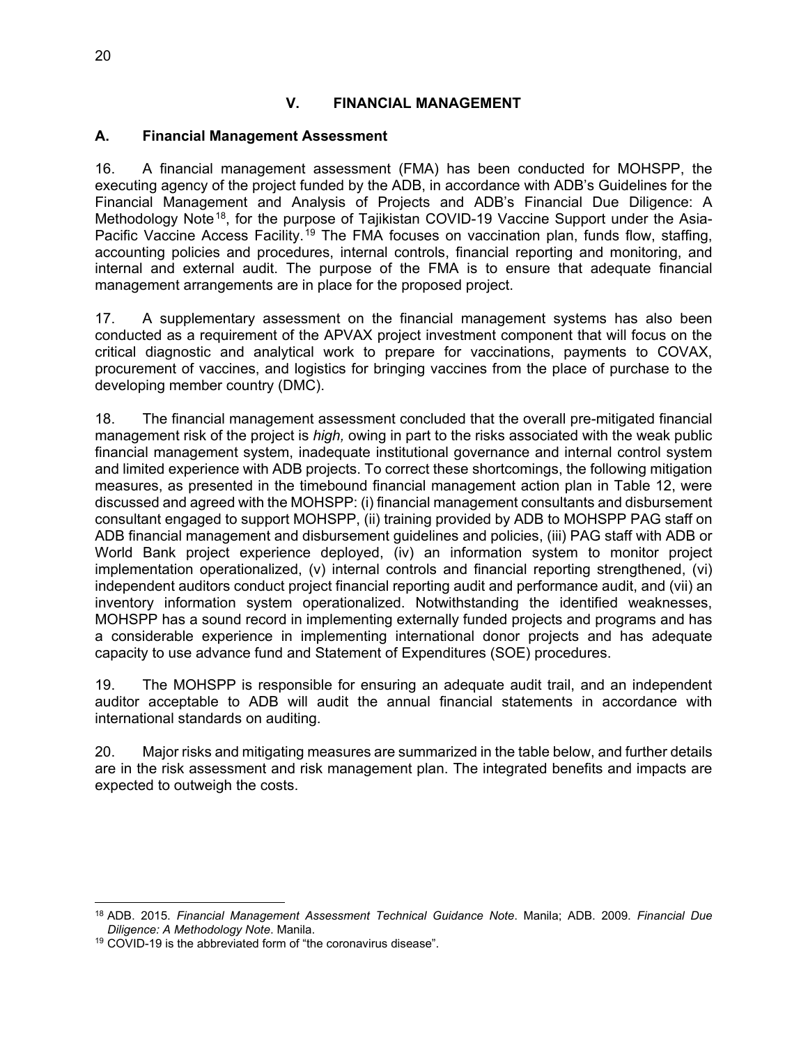# V. FINANCIAL MANAGEMENT

## A. Financial Management Assessment

16. A financial management assessment (FMA) has been conducted for MOHSPP, the executing agency of the project funded by the ADB, in accordance with ADB's Guidelines for the Financial Management and Analysis of Projects and ADB's Financial Due Diligence: A Methodology Note[18], for the purpose of Tajikistan COVID-19 Vaccine Support under the Asia-Pacific Vaccine Access Facility.[19] The FMA focuses on vaccination plan, funds flow, staffing, accounting policies and procedures, internal controls, financial reporting and monitoring, and internal and external audit. The purpose of the FMA is to ensure that adequate financial management arrangements are in place for the proposed project.

17. A supplementary assessment on the financial management systems has also been conducted as a requirement of the APVAX project investment component that will focus on the critical diagnostic and analytical work to prepare for vaccinations, payments to COVAX, procurement of vaccines, and logistics for bringing vaccines from the place of purchase to the developing member country (DMC).

18. The financial management assessment concluded that the overall pre-mitigated financial management risk of the project is *high,* owing in part to the risks associated with the weak public financial management system, inadequate institutional governance and internal control system and limited experience with ADB projects. To correct these shortcomings, the following mitigation measures, as presented in the timebound financial management action plan in Table 12, were discussed and agreed with the MOHSPP: (i) financial management consultants and disbursement consultant engaged to support MOHSPP, (ii) training provided by ADB to MOHSPP PAG staff on ADB financial management and disbursement guidelines and policies, (iii) PAG staff with ADB or World Bank project experience deployed, (iv) an information system to monitor project implementation operationalized, (v) internal controls and financial reporting strengthened, (vi) independent auditors conduct project financial reporting audit and performance audit, and (vii) an inventory information system operationalized. Notwithstanding the identified weaknesses, MOHSPP has a sound record in implementing externally funded projects and programs and has a considerable experience in implementing international donor projects and has adequate capacity to use advance fund and Statement of Expenditures (SOE) procedures.

19. The MOHSPP is responsible for ensuring an adequate audit trail, and an independent auditor acceptable to ADB will audit the annual financial statements in accordance with international standards on auditing.

20. Major risks and mitigating measures are summarized in the table below, and further details are in the risk assessment and risk management plan. The integrated benefits and impacts are expected to outweigh the costs.

---

[18] ADB. 2015. *Financial Management Assessment Technical Guidance Note*. Manila; ADB. 2009. *Financial Due Diligence: A Methodology Note*. Manila.

[19] COVID-19 is the abbreviated form of "the coronavirus disease".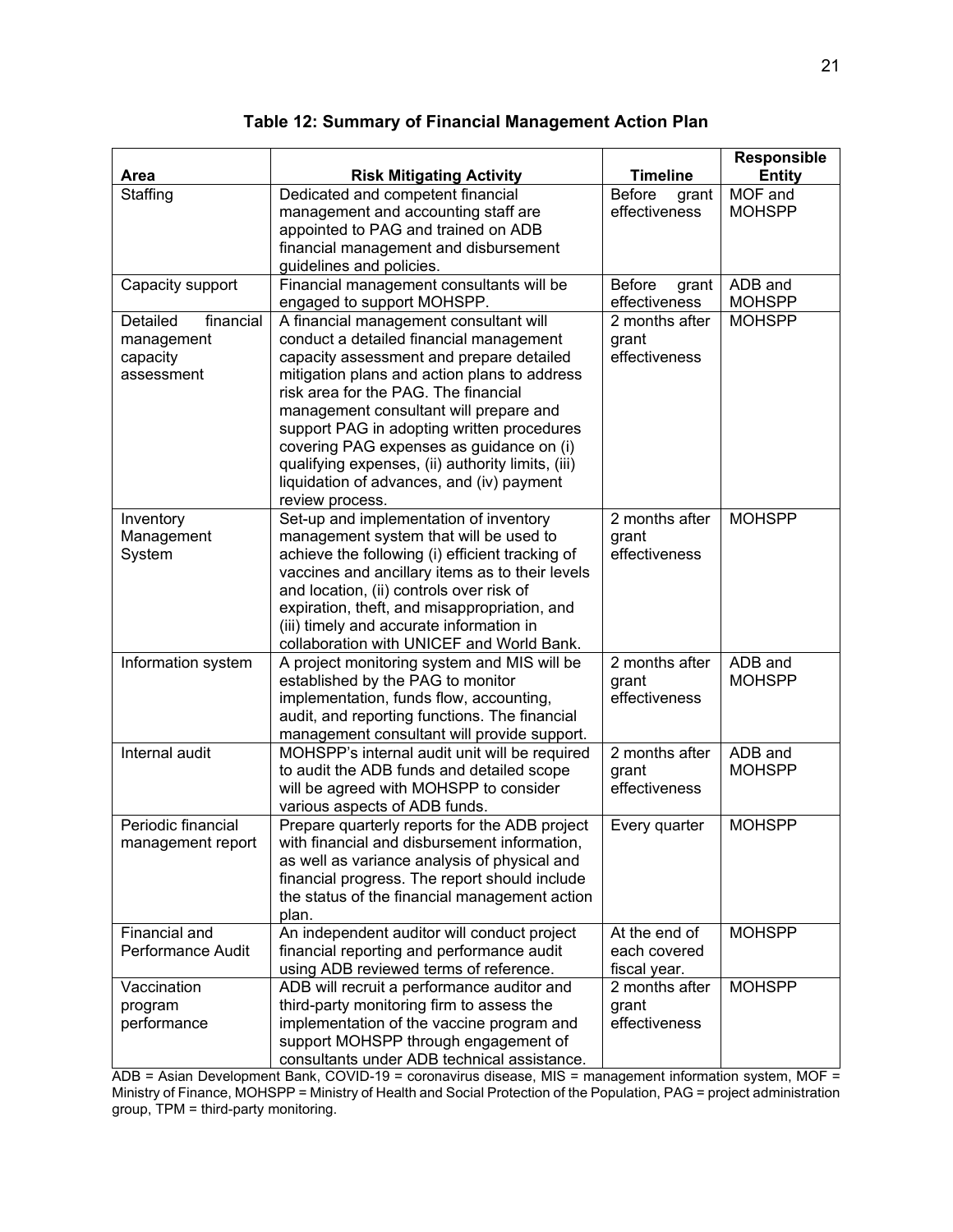**Table 12: Summary of Financial Management Action Plan**

| Area | Risk Mitigating Activity | Timeline | Responsible Entity |
|---|---|---|---|
| Staffing | Dedicated and competent financial management and accounting staff are appointed to PAG and trained on ADB financial management and disbursement guidelines and policies. | Before grant effectiveness | MOF and MOHSPP |
| Capacity support | Financial management consultants will be engaged to support MOHSPP. | Before grant effectiveness | ADB and MOHSPP |
| Detailed financial management capacity assessment | A financial management consultant will conduct a detailed financial management capacity assessment and prepare detailed mitigation plans and action plans to address risk area for the PAG. The financial management consultant will prepare and support PAG in adopting written procedures covering PAG expenses as guidance on (i) qualifying expenses, (ii) authority limits, (iii) liquidation of advances, and (iv) payment review process. | 2 months after grant effectiveness | MOHSPP |
| Inventory Management System | Set-up and implementation of inventory management system that will be used to achieve the following (i) efficient tracking of vaccines and ancillary items as to their levels and location, (ii) controls over risk of expiration, theft, and misappropriation, and (iii) timely and accurate information in collaboration with UNICEF and World Bank. | 2 months after grant effectiveness | MOHSPP |
| Information system | A project monitoring system and MIS will be established by the PAG to monitor implementation, funds flow, accounting, audit, and reporting functions. The financial management consultant will provide support. | 2 months after grant effectiveness | ADB and MOHSPP |
| Internal audit | MOHSPP's internal audit unit will be required to audit the ADB funds and detailed scope will be agreed with MOHSPP to consider various aspects of ADB funds. | 2 months after grant effectiveness | ADB and MOHSPP |
| Periodic financial management report | Prepare quarterly reports for the ADB project with financial and disbursement information, as well as variance analysis of physical and financial progress. The report should include the status of the financial management action plan. | Every quarter | MOHSPP |
| Financial and Performance Audit | An independent auditor will conduct project financial reporting and performance audit using ADB reviewed terms of reference. | At the end of each covered fiscal year. | MOHSPP |
| Vaccination program performance | ADB will recruit a performance auditor and third-party monitoring firm to assess the implementation of the vaccine program and support MOHSPP through engagement of consultants under ADB technical assistance. | 2 months after grant effectiveness | MOHSPP |

ADB = Asian Development Bank, COVID-19 = coronavirus disease, MIS = management information system, MOF = Ministry of Finance, MOHSPP = Ministry of Health and Social Protection of the Population, PAG = project administration group, TPM = third-party monitoring.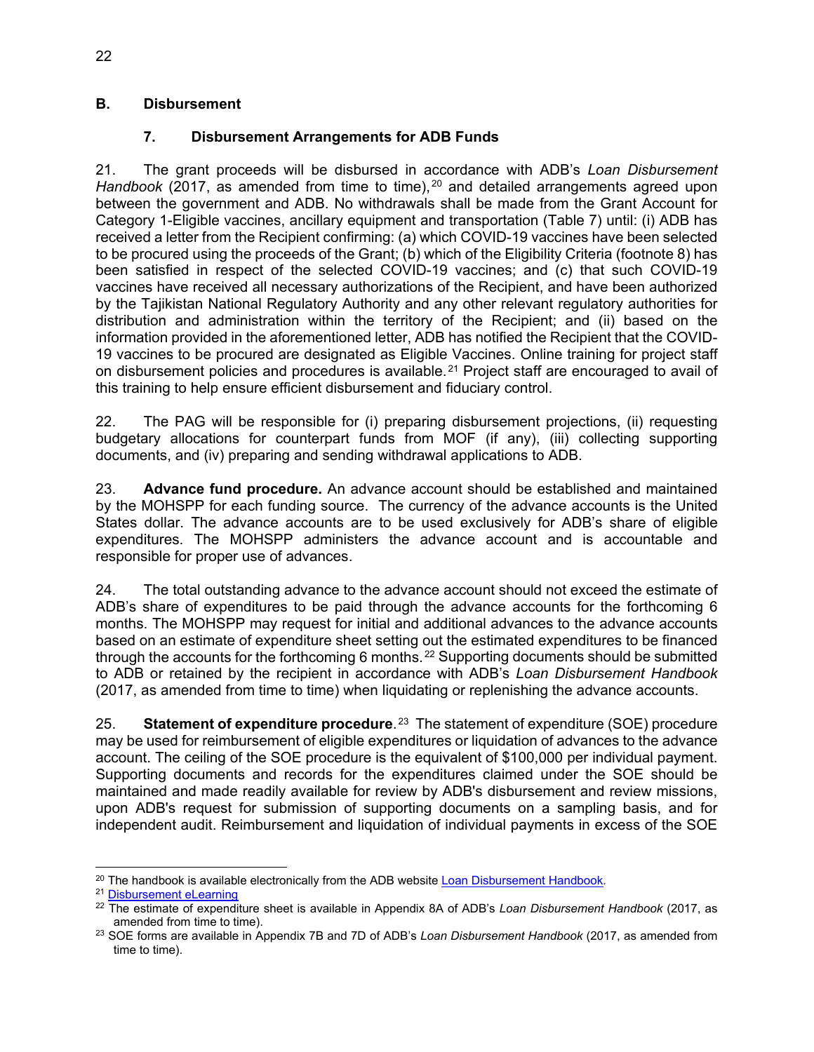## B. Disbursement

### 7. Disbursement Arrangements for ADB Funds

21. The grant proceeds will be disbursed in accordance with ADB's *Loan Disbursement Handbook* (2017, as amended from time to time),[20] and detailed arrangements agreed upon between the government and ADB. No withdrawals shall be made from the Grant Account for Category 1-Eligible vaccines, ancillary equipment and transportation (Table 7) until: (i) ADB has received a letter from the Recipient confirming: (a) which COVID-19 vaccines have been selected to be procured using the proceeds of the Grant; (b) which of the Eligibility Criteria (footnote 8) has been satisfied in respect of the selected COVID-19 vaccines; and (c) that such COVID-19 vaccines have received all necessary authorizations of the Recipient, and have been authorized by the Tajikistan National Regulatory Authority and any other relevant regulatory authorities for distribution and administration within the territory of the Recipient; and (ii) based on the information provided in the aforementioned letter, ADB has notified the Recipient that the COVID-19 vaccines to be procured are designated as Eligible Vaccines. Online training for project staff on disbursement policies and procedures is available.[21] Project staff are encouraged to avail of this training to help ensure efficient disbursement and fiduciary control.

22. The PAG will be responsible for (i) preparing disbursement projections, (ii) requesting budgetary allocations for counterpart funds from MOF (if any), (iii) collecting supporting documents, and (iv) preparing and sending withdrawal applications to ADB.

23. **Advance fund procedure.** An advance account should be established and maintained by the MOHSPP for each funding source. The currency of the advance accounts is the United States dollar. The advance accounts are to be used exclusively for ADB's share of eligible expenditures. The MOHSPP administers the advance account and is accountable and responsible for proper use of advances.

24. The total outstanding advance to the advance account should not exceed the estimate of ADB's share of expenditures to be paid through the advance accounts for the forthcoming 6 months. The MOHSPP may request for initial and additional advances to the advance accounts based on an estimate of expenditure sheet setting out the estimated expenditures to be financed through the accounts for the forthcoming 6 months.[22] Supporting documents should be submitted to ADB or retained by the recipient in accordance with ADB's *Loan Disbursement Handbook* (2017, as amended from time to time) when liquidating or replenishing the advance accounts.

25. **Statement of expenditure procedure**.[23] The statement of expenditure (SOE) procedure may be used for reimbursement of eligible expenditures or liquidation of advances to the advance account. The ceiling of the SOE procedure is the equivalent of $100,000 per individual payment. Supporting documents and records for the expenditures claimed under the SOE should be maintained and made readily available for review by ADB's disbursement and review missions, upon ADB's request for submission of supporting documents on a sampling basis, and for independent audit. Reimbursement and liquidation of individual payments in excess of the SOE

---

[20] The handbook is available electronically from the ADB website Loan Disbursement Handbook.

[21] Disbursement eLearning

[22] The estimate of expenditure sheet is available in Appendix 8A of ADB's *Loan Disbursement Handbook* (2017, as amended from time to time).

[23] SOE forms are available in Appendix 7B and 7D of ADB's *Loan Disbursement Handbook* (2017, as amended from time to time).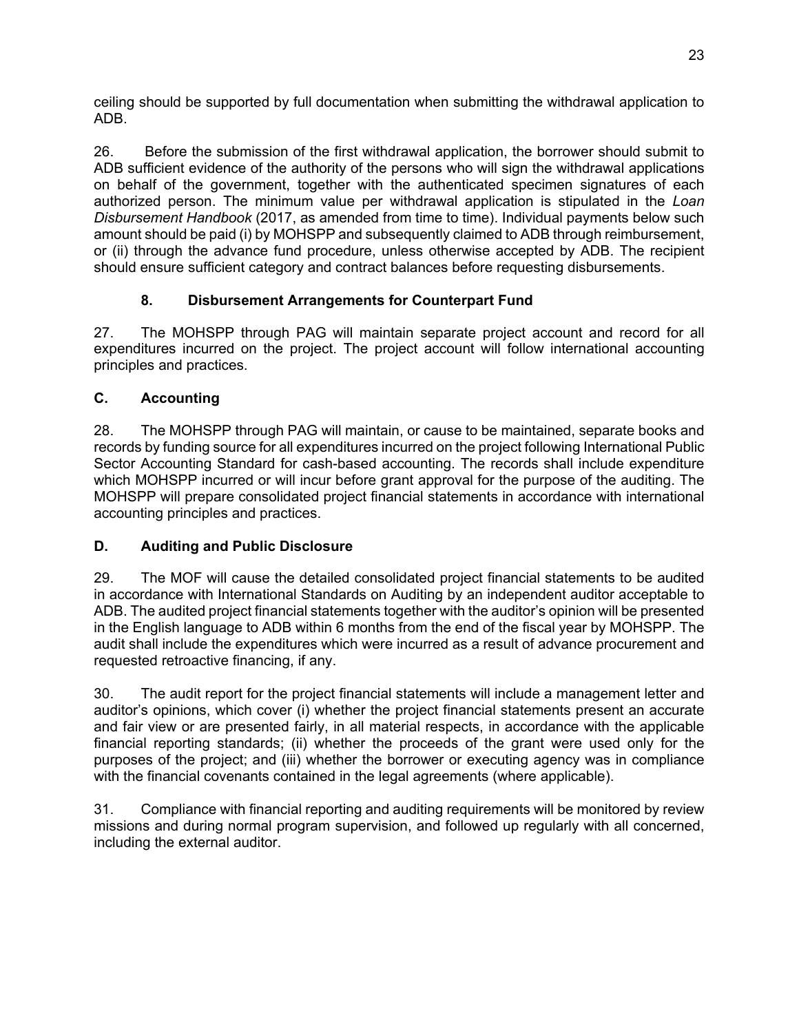ceiling should be supported by full documentation when submitting the withdrawal application to ADB.

26. Before the submission of the first withdrawal application, the borrower should submit to ADB sufficient evidence of the authority of the persons who will sign the withdrawal applications on behalf of the government, together with the authenticated specimen signatures of each authorized person. The minimum value per withdrawal application is stipulated in the *Loan Disbursement Handbook* (2017, as amended from time to time). Individual payments below such amount should be paid (i) by MOHSPP and subsequently claimed to ADB through reimbursement, or (ii) through the advance fund procedure, unless otherwise accepted by ADB. The recipient should ensure sufficient category and contract balances before requesting disbursements.

### 8. Disbursement Arrangements for Counterpart Fund

27. The MOHSPP through PAG will maintain separate project account and record for all expenditures incurred on the project. The project account will follow international accounting principles and practices.

## C. Accounting

28. The MOHSPP through PAG will maintain, or cause to be maintained, separate books and records by funding source for all expenditures incurred on the project following International Public Sector Accounting Standard for cash-based accounting. The records shall include expenditure which MOHSPP incurred or will incur before grant approval for the purpose of the auditing. The MOHSPP will prepare consolidated project financial statements in accordance with international accounting principles and practices.

## D. Auditing and Public Disclosure

29. The MOF will cause the detailed consolidated project financial statements to be audited in accordance with International Standards on Auditing by an independent auditor acceptable to ADB. The audited project financial statements together with the auditor's opinion will be presented in the English language to ADB within 6 months from the end of the fiscal year by MOHSPP. The audit shall include the expenditures which were incurred as a result of advance procurement and requested retroactive financing, if any.

30. The audit report for the project financial statements will include a management letter and auditor's opinions, which cover (i) whether the project financial statements present an accurate and fair view or are presented fairly, in all material respects, in accordance with the applicable financial reporting standards; (ii) whether the proceeds of the grant were used only for the purposes of the project; and (iii) whether the borrower or executing agency was in compliance with the financial covenants contained in the legal agreements (where applicable).

31. Compliance with financial reporting and auditing requirements will be monitored by review missions and during normal program supervision, and followed up regularly with all concerned, including the external auditor.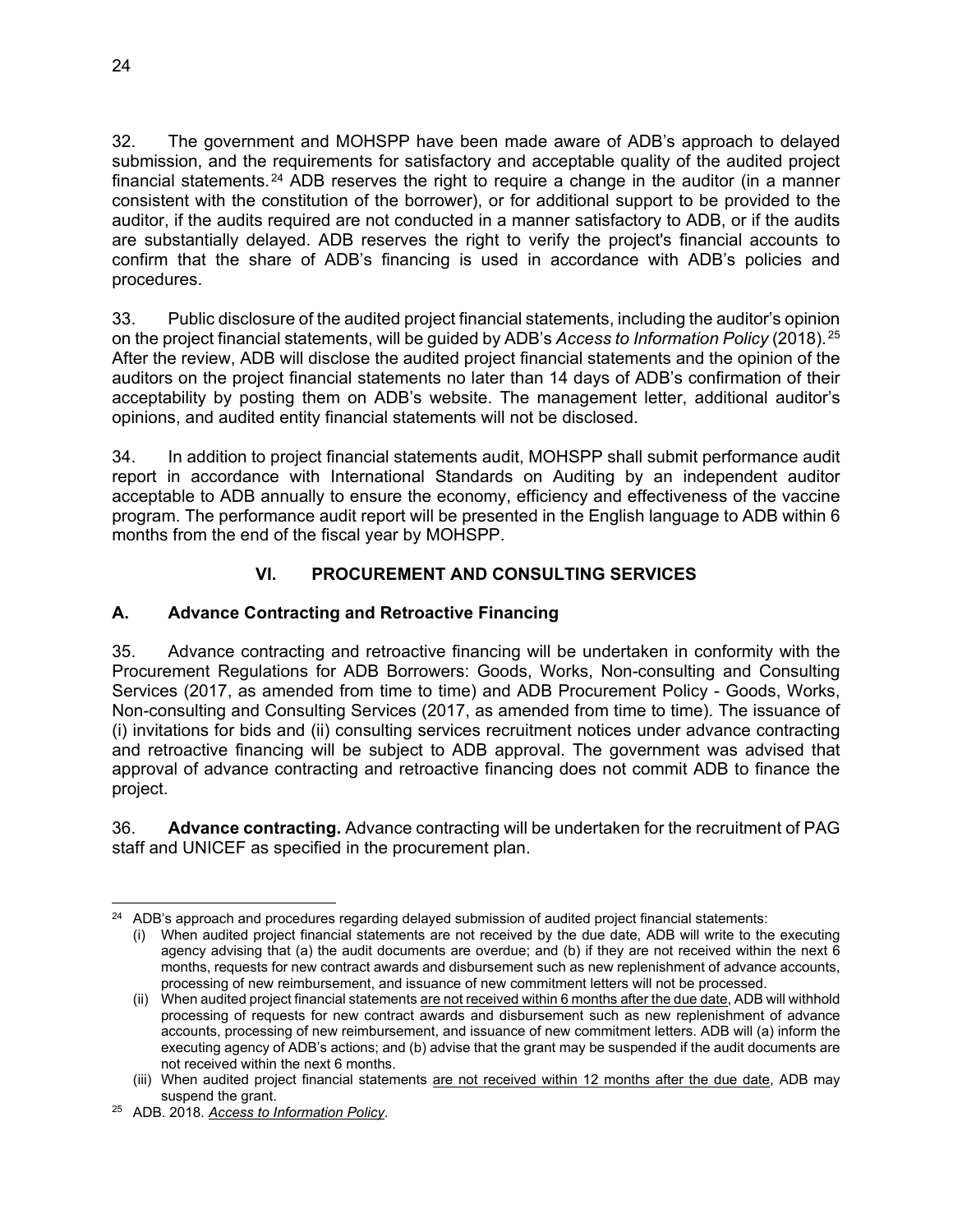32. The government and MOHSPP have been made aware of ADB's approach to delayed submission, and the requirements for satisfactory and acceptable quality of the audited project financial statements.[24] ADB reserves the right to require a change in the auditor (in a manner consistent with the constitution of the borrower), or for additional support to be provided to the auditor, if the audits required are not conducted in a manner satisfactory to ADB, or if the audits are substantially delayed. ADB reserves the right to verify the project's financial accounts to confirm that the share of ADB's financing is used in accordance with ADB's policies and procedures.

33. Public disclosure of the audited project financial statements, including the auditor's opinion on the project financial statements, will be guided by ADB's *Access to Information Policy* (2018).[25] After the review, ADB will disclose the audited project financial statements and the opinion of the auditors on the project financial statements no later than 14 days of ADB's confirmation of their acceptability by posting them on ADB's website. The management letter, additional auditor's opinions, and audited entity financial statements will not be disclosed.

34. In addition to project financial statements audit, MOHSPP shall submit performance audit report in accordance with International Standards on Auditing by an independent auditor acceptable to ADB annually to ensure the economy, efficiency and effectiveness of the vaccine program. The performance audit report will be presented in the English language to ADB within 6 months from the end of the fiscal year by MOHSPP.

## VI. PROCUREMENT AND CONSULTING SERVICES

### A. Advance Contracting and Retroactive Financing

35. Advance contracting and retroactive financing will be undertaken in conformity with the Procurement Regulations for ADB Borrowers: Goods, Works, Non-consulting and Consulting Services (2017, as amended from time to time) and ADB Procurement Policy - Goods, Works, Non-consulting and Consulting Services (2017, as amended from time to time). The issuance of (i) invitations for bids and (ii) consulting services recruitment notices under advance contracting and retroactive financing will be subject to ADB approval. The government was advised that approval of advance contracting and retroactive financing does not commit ADB to finance the project.

36. **Advance contracting.** Advance contracting will be undertaken for the recruitment of PAG staff and UNICEF as specified in the procurement plan.

---

[24] ADB's approach and procedures regarding delayed submission of audited project financial statements:

(i) When audited project financial statements are not received by the due date, ADB will write to the executing agency advising that (a) the audit documents are overdue; and (b) if they are not received within the next 6 months, requests for new contract awards and disbursement such as new replenishment of advance accounts, processing of new reimbursement, and issuance of new commitment letters will not be processed.

(ii) When audited project financial statements <u>are not received within 6 months after the due date</u>, ADB will withhold processing of requests for new contract awards and disbursement such as new replenishment of advance accounts, processing of new reimbursement, and issuance of new commitment letters. ADB will (a) inform the executing agency of ADB's actions; and (b) advise that the grant may be suspended if the audit documents are not received within the next 6 months.

(iii) When audited project financial statements <u>are not received within 12 months after the due date</u>, ADB may suspend the grant.

[25] ADB. 2018. *Access to Information Policy*.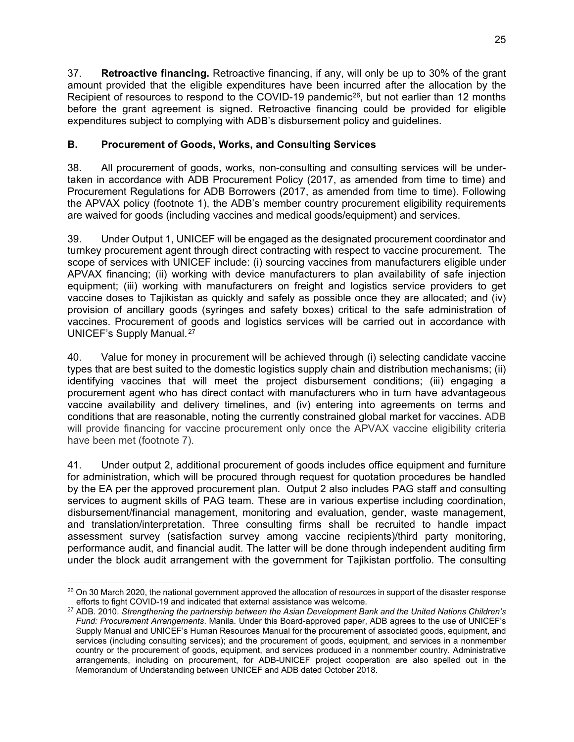37. **Retroactive financing.** Retroactive financing, if any, will only be up to 30% of the grant amount provided that the eligible expenditures have been incurred after the allocation by the Recipient of resources to respond to the COVID-19 pandemic[26], but not earlier than 12 months before the grant agreement is signed. Retroactive financing could be provided for eligible expenditures subject to complying with ADB's disbursement policy and guidelines.

### B. Procurement of Goods, Works, and Consulting Services

38. All procurement of goods, works, non-consulting and consulting services will be undertaken in accordance with ADB Procurement Policy (2017, as amended from time to time) and Procurement Regulations for ADB Borrowers (2017, as amended from time to time). Following the APVAX policy (footnote 1), the ADB's member country procurement eligibility requirements are waived for goods (including vaccines and medical goods/equipment) and services.

39. Under Output 1, UNICEF will be engaged as the designated procurement coordinator and turnkey procurement agent through direct contracting with respect to vaccine procurement. The scope of services with UNICEF include: (i) sourcing vaccines from manufacturers eligible under APVAX financing; (ii) working with device manufacturers to plan availability of safe injection equipment; (iii) working with manufacturers on freight and logistics service providers to get vaccine doses to Tajikistan as quickly and safely as possible once they are allocated; and (iv) provision of ancillary goods (syringes and safety boxes) critical to the safe administration of vaccines. Procurement of goods and logistics services will be carried out in accordance with UNICEF's Supply Manual.[27]

40. Value for money in procurement will be achieved through (i) selecting candidate vaccine types that are best suited to the domestic logistics supply chain and distribution mechanisms; (ii) identifying vaccines that will meet the project disbursement conditions; (iii) engaging a procurement agent who has direct contact with manufacturers who in turn have advantageous vaccine availability and delivery timelines, and (iv) entering into agreements on terms and conditions that are reasonable, noting the currently constrained global market for vaccines. ADB will provide financing for vaccine procurement only once the APVAX vaccine eligibility criteria have been met (footnote 7).

41. Under output 2, additional procurement of goods includes office equipment and furniture for administration, which will be procured through request for quotation procedures be handled by the EA per the approved procurement plan. Output 2 also includes PAG staff and consulting services to augment skills of PAG team. These are in various expertise including coordination, disbursement/financial management, monitoring and evaluation, gender, waste management, and translation/interpretation. Three consulting firms shall be recruited to handle impact assessment survey (satisfaction survey among vaccine recipients)/third party monitoring, performance audit, and financial audit. The latter will be done through independent auditing firm under the block audit arrangement with the government for Tajikistan portfolio. The consulting

---

[26] On 30 March 2020, the national government approved the allocation of resources in support of the disaster response efforts to fight COVID-19 and indicated that external assistance was welcome.

[27] ADB. 2010. *Strengthening the partnership between the Asian Development Bank and the United Nations Children's Fund: Procurement Arrangements*. Manila. Under this Board-approved paper, ADB agrees to the use of UNICEF's Supply Manual and UNICEF's Human Resources Manual for the procurement of associated goods, equipment, and services (including consulting services); and the procurement of goods, equipment, and services in a nonmember country or the procurement of goods, equipment, and services produced in a nonmember country. Administrative arrangements, including on procurement, for ADB-UNICEF project cooperation are also spelled out in the Memorandum of Understanding between UNICEF and ADB dated October 2018.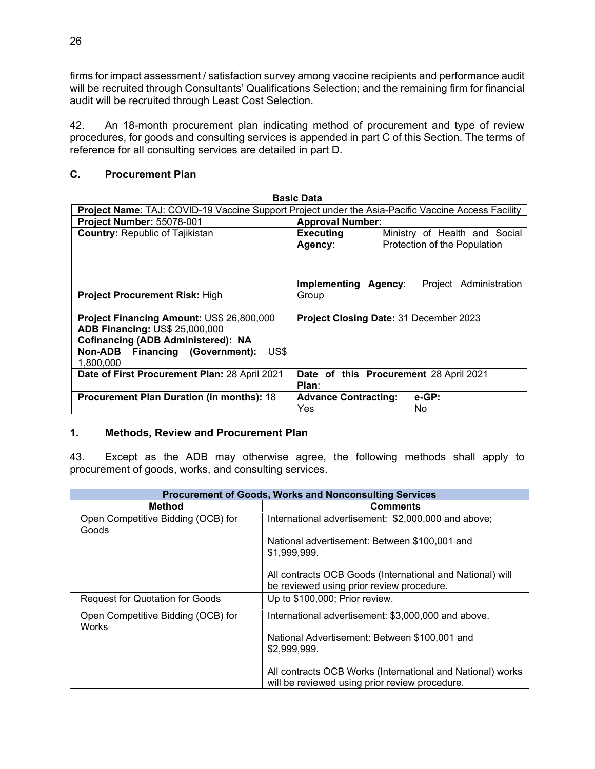firms for impact assessment / satisfaction survey among vaccine recipients and performance audit will be recruited through Consultants' Qualifications Selection; and the remaining firm for financial audit will be recruited through Least Cost Selection.

42. An 18-month procurement plan indicating method of procurement and type of review procedures, for goods and consulting services is appended in part C of this Section. The terms of reference for all consulting services are detailed in part D.

## C. Procurement Plan

**Basic Data**

| **Project Name**: TAJ: COVID-19 Vaccine Support Project under the Asia-Pacific Vaccine Access Facility | | |
|---|---|---|
| **Project Number:** 55078-001 | **Approval Number:** | |
| **Country:** Republic of Tajikistan | **Executing Agency**: Ministry of Health and Social Protection of the Population | |
| **Project Procurement Risk:** High | **Implementing Agency**: Project Administration Group | |
| **Project Financing Amount:** US$ 26,800,000<br>**ADB Financing:** US$ 25,000,000<br>**Cofinancing (ADB Administered): NA**<br>**Non-ADB Financing (Government):** US$ 1,800,000 | **Project Closing Date:** 31 December 2023 | |
| **Date of First Procurement Plan:** 28 April 2021 | **Date of this Procurement Plan**: 28 April 2021 | |
| **Procurement Plan Duration (in months):** 18 | **Advance Contracting:** Yes | **e-GP:** No |

## 1. Methods, Review and Procurement Plan

43. Except as the ADB may otherwise agree, the following methods shall apply to procurement of goods, works, and consulting services.

| **Procurement of Goods, Works and Nonconsulting Services** | |
|---|---|
| **Method** | **Comments** |
| Open Competitive Bidding (OCB) for Goods | International advertisement: $2,000,000 and above;<br><br>National advertisement: Between $100,001 and $1,999,999.<br><br>All contracts OCB Goods (International and National) will be reviewed using prior review procedure. |
| Request for Quotation for Goods | Up to $100,000; Prior review. |
| Open Competitive Bidding (OCB) for Works | International advertisement: $3,000,000 and above.<br><br>National Advertisement: Between $100,001 and $2,999,999.<br><br>All contracts OCB Works (International and National) works will be reviewed using prior review procedure. |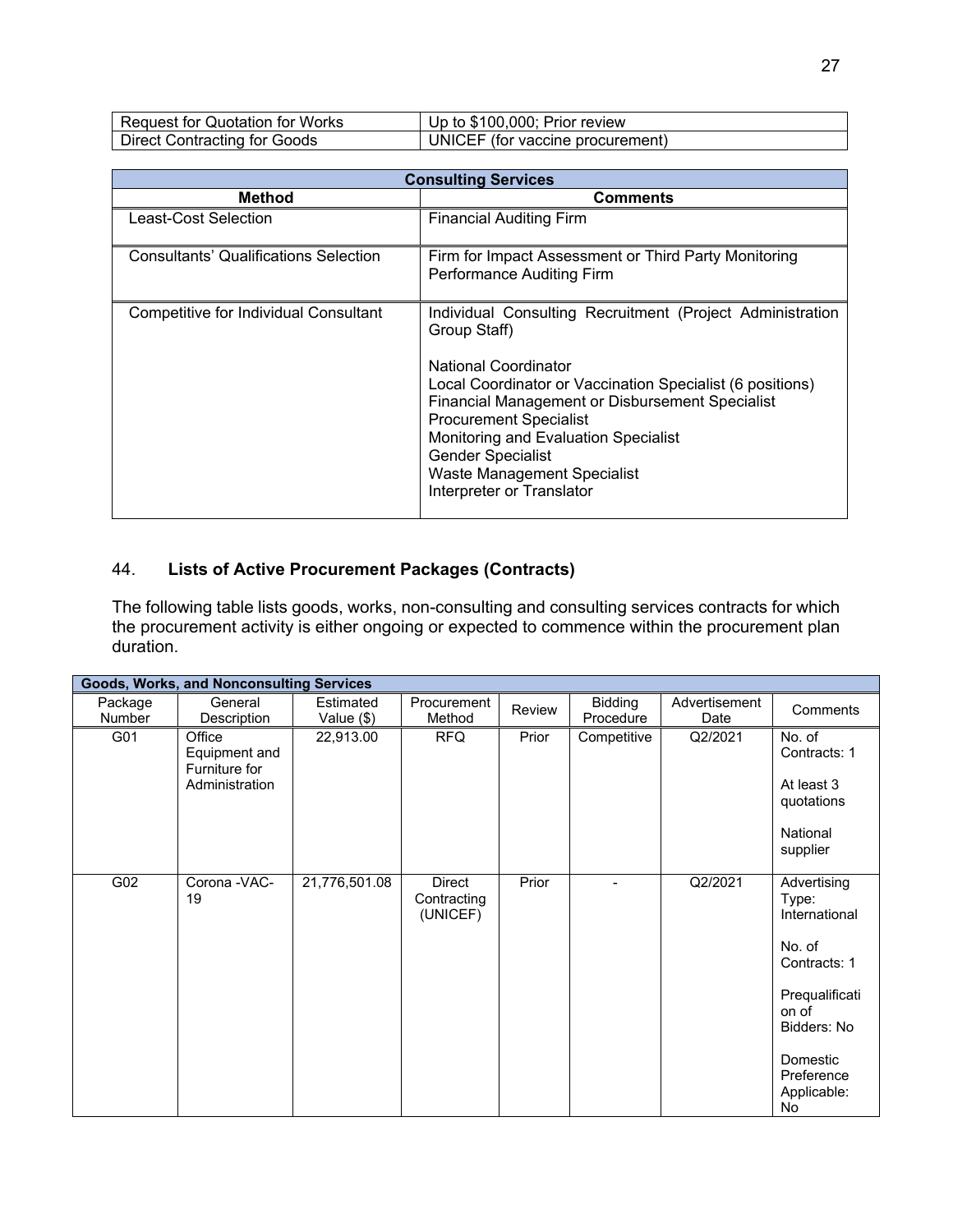| Request for Quotation for Works | Up to \$100,000; Prior review |
|---|---|
| Direct Contracting for Goods | UNICEF (for vaccine procurement) |

| Consulting Services | |
|---|---|
| **Method** | **Comments** |
| Least-Cost Selection | Financial Auditing Firm |
| Consultants' Qualifications Selection | Firm for Impact Assessment or Third Party Monitoring<br>Performance Auditing Firm |
| Competitive for Individual Consultant | Individual Consulting Recruitment (Project Administration Group Staff)<br><br>National Coordinator<br>Local Coordinator or Vaccination Specialist (6 positions)<br>Financial Management or Disbursement Specialist<br>Procurement Specialist<br>Monitoring and Evaluation Specialist<br>Gender Specialist<br>Waste Management Specialist<br>Interpreter or Translator |

## 44. **Lists of Active Procurement Packages (Contracts)**

The following table lists goods, works, non-consulting and consulting services contracts for which the procurement activity is either ongoing or expected to commence within the procurement plan duration.

| Goods, Works, and Nonconsulting Services | | | | | | | |
|---|---|---|---|---|---|---|---|
| Package Number | General Description | Estimated Value (\$) | Procurement Method | Review | Bidding Procedure | Advertisement Date | Comments |
| G01 | Office Equipment and Furniture for Administration | 22,913.00 | RFQ | Prior | Competitive | Q2/2021 | No. of Contracts: 1<br><br>At least 3 quotations<br><br>National supplier |
| G02 | Corona -VAC-19 | 21,776,501.08 | Direct Contracting (UNICEF) | Prior | - | Q2/2021 | Advertising Type: International<br><br>No. of Contracts: 1<br><br>Prequalification of Bidders: No<br><br>Domestic Preference Applicable: No |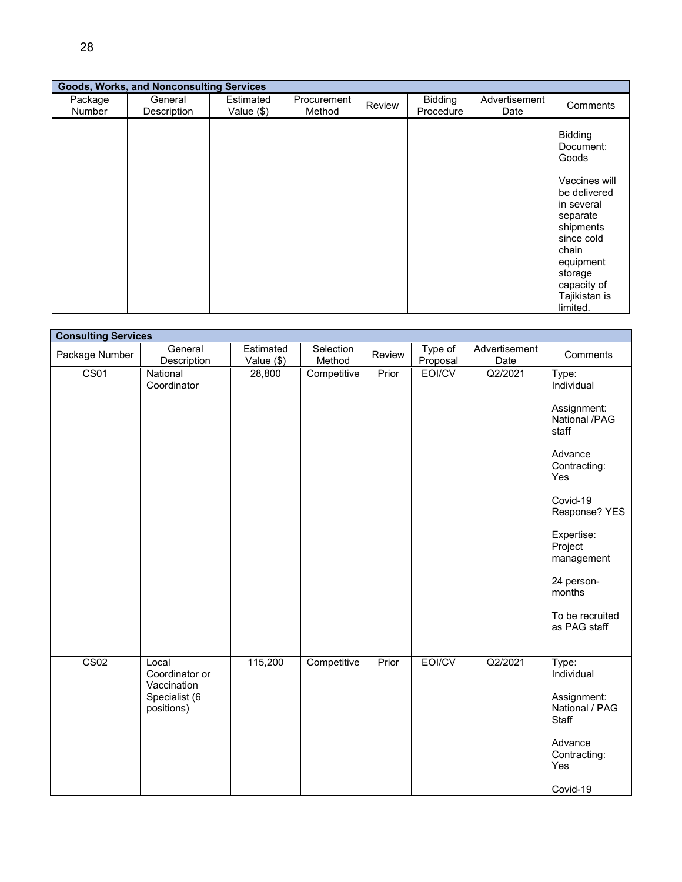| Goods, Works, and Nonconsulting Services | | | | | | | |
|---|---|---|---|---|---|---|---|
| Package Number | General Description | Estimated Value ($) | Procurement Method | Review | Bidding Procedure | Advertisement Date | Comments |
| | | | | | | | Bidding Document: Goods<br><br>Vaccines will be delivered in several separate shipments since cold chain equipment storage capacity of Tajikistan is limited. |

| Consulting Services | | | | | | | |
|---|---|---|---|---|---|---|---|
| Package Number | General Description | Estimated Value ($) | Selection Method | Review | Type of Proposal | Advertisement Date | Comments |
| CS01 | National Coordinator | 28,800 | Competitive | Prior | EOI/CV | Q2/2021 | Type: Individual<br><br>Assignment: National /PAG staff<br><br>Advance Contracting: Yes<br><br>Covid-19 Response? YES<br><br>Expertise: Project management<br><br>24 person-months<br><br>To be recruited as PAG staff |
| CS02 | Local Coordinator or Vaccination Specialist (6 positions) | 115,200 | Competitive | Prior | EOI/CV | Q2/2021 | Type: Individual<br><br>Assignment: National / PAG Staff<br><br>Advance Contracting: Yes<br><br>Covid-19 |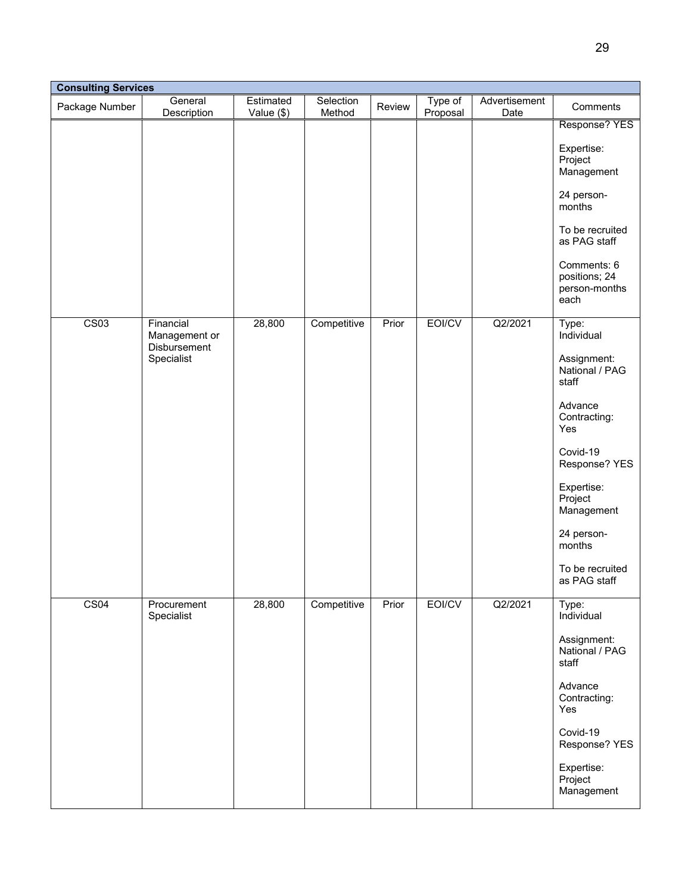| Consulting Services | | | | | | | |
|---|---|---|---|---|---|---|---|
| Package Number | General Description | Estimated Value ($) | Selection Method | Review | Type of Proposal | Advertisement Date | Comments |
| | | | | | | | Response? YES<br><br>Expertise: Project Management<br><br>24 person-months<br><br>To be recruited as PAG staff<br><br>Comments: 6 positions; 24 person-months each |
| CS03 | Financial Management or Disbursement Specialist | 28,800 | Competitive | Prior | EOI/CV | Q2/2021 | Type: Individual<br><br>Assignment: National / PAG staff<br><br>Advance Contracting: Yes<br><br>Covid-19 Response? YES<br><br>Expertise: Project Management<br><br>24 person-months<br><br>To be recruited as PAG staff |
| CS04 | Procurement Specialist | 28,800 | Competitive | Prior | EOI/CV | Q2/2021 | Type: Individual<br><br>Assignment: National / PAG staff<br><br>Advance Contracting: Yes<br><br>Covid-19 Response? YES<br><br>Expertise: Project Management |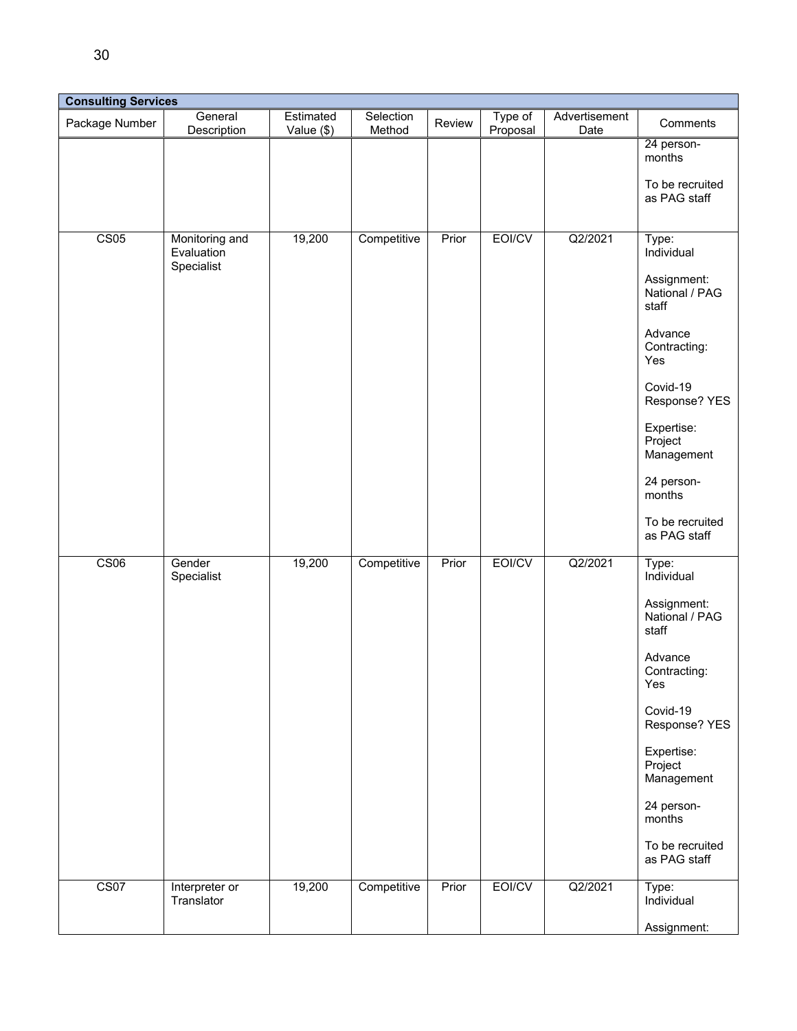| Consulting Services | | | | | | | |
|---|---|---|---|---|---|---|---|
| Package Number | General Description | Estimated Value ($) | Selection Method | Review | Type of Proposal | Advertisement Date | Comments |
| | | | | | | | 24 person-months<br><br>To be recruited as PAG staff |
| CS05 | Monitoring and Evaluation Specialist | 19,200 | Competitive | Prior | EOI/CV | Q2/2021 | Type: Individual<br><br>Assignment: National / PAG staff<br><br>Advance Contracting: Yes<br><br>Covid-19 Response? YES<br><br>Expertise: Project Management<br><br>24 person-months<br><br>To be recruited as PAG staff |
| CS06 | Gender Specialist | 19,200 | Competitive | Prior | EOI/CV | Q2/2021 | Type: Individual<br><br>Assignment: National / PAG staff<br><br>Advance Contracting: Yes<br><br>Covid-19 Response? YES<br><br>Expertise: Project Management<br><br>24 person-months<br><br>To be recruited as PAG staff |
| CS07 | Interpreter or Translator | 19,200 | Competitive | Prior | EOI/CV | Q2/2021 | Type: Individual<br><br>Assignment: |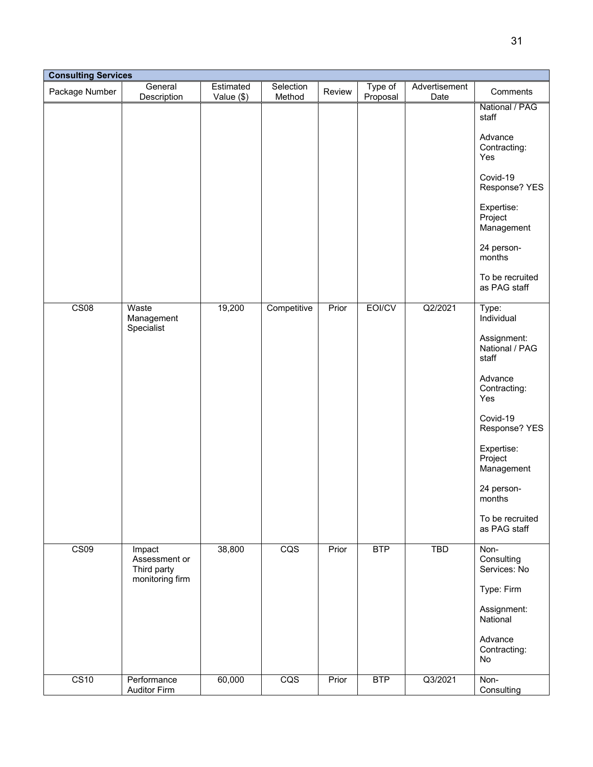| Consulting Services | | | | | | | |
|---|---|---|---|---|---|---|---|
| Package Number | General Description | Estimated Value ($) | Selection Method | Review | Type of Proposal | Advertisement Date | Comments |
| | | | | | | | National / PAG staff<br><br>Advance Contracting: Yes<br><br>Covid-19 Response? YES<br><br>Expertise: Project Management<br><br>24 person-months<br><br>To be recruited as PAG staff |
| CS08 | Waste Management Specialist | 19,200 | Competitive | Prior | EOI/CV | Q2/2021 | Type: Individual<br><br>Assignment: National / PAG staff<br><br>Advance Contracting: Yes<br><br>Covid-19 Response? YES<br><br>Expertise: Project Management<br><br>24 person-months<br><br>To be recruited as PAG staff |
| CS09 | Impact Assessment or Third party monitoring firm | 38,800 | CQS | Prior | BTP | TBD | Non-Consulting Services: No<br><br>Type: Firm<br><br>Assignment: National<br><br>Advance Contracting: No |
| CS10 | Performance Auditor Firm | 60,000 | CQS | Prior | BTP | Q3/2021 | Non-Consulting |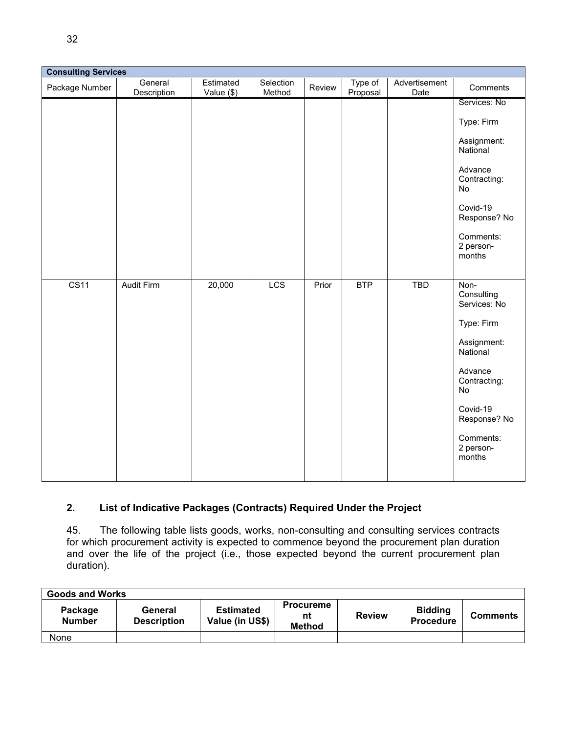| Consulting Services | | | | | | | |
|---|---|---|---|---|---|---|---|
| Package Number | General Description | Estimated Value ($) | Selection Method | Review | Type of Proposal | Advertisement Date | Comments |
| | | | | | | | Services: No<br><br>Type: Firm<br><br>Assignment: National<br><br>Advance Contracting: No<br><br>Covid-19 Response? No<br><br>Comments: 2 person-months |
| CS11 | Audit Firm | 20,000 | LCS | Prior | BTP | TBD | Non-Consulting Services: No<br><br>Type: Firm<br><br>Assignment: National<br><br>Advance Contracting: No<br><br>Covid-19 Response? No<br><br>Comments: 2 person-months |

## 2. List of Indicative Packages (Contracts) Required Under the Project

45. The following table lists goods, works, non-consulting and consulting services contracts for which procurement activity is expected to commence beyond the procurement plan duration and over the life of the project (i.e., those expected beyond the current procurement plan duration).

| Goods and Works | | | | | | |
|---|---|---|---|---|---|---|
| **Package Number** | **General Description** | **Estimated Value (in US$)** | **Procurement Method** | **Review** | **Bidding Procedure** | **Comments** |
| None | | | | | | |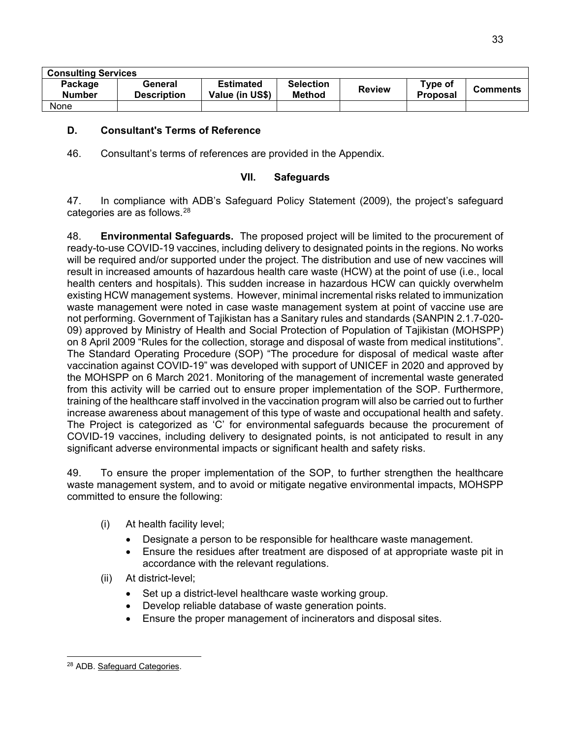| Consulting Services | | | | | | |
|---|---|---|---|---|---|---|
| Package Number | General Description | Estimated Value (in US$) | Selection Method | Review | Type of Proposal | Comments |
| None | | | | | | |

### D. Consultant's Terms of Reference

46. Consultant's terms of references are provided in the Appendix.

## VII. Safeguards

47. In compliance with ADB's Safeguard Policy Statement (2009), the project's safeguard categories are as follows.[28]

48. **Environmental Safeguards.** The proposed project will be limited to the procurement of ready-to-use COVID-19 vaccines, including delivery to designated points in the regions. No works will be required and/or supported under the project. The distribution and use of new vaccines will result in increased amounts of hazardous health care waste (HCW) at the point of use (i.e., local health centers and hospitals). This sudden increase in hazardous HCW can quickly overwhelm existing HCW management systems. However, minimal incremental risks related to immunization waste management were noted in case waste management system at point of vaccine use are not performing. Government of Tajikistan has a Sanitary rules and standards (SANPIN 2.1.7-020-09) approved by Ministry of Health and Social Protection of Population of Tajikistan (MOHSPP) on 8 April 2009 "Rules for the collection, storage and disposal of waste from medical institutions". The Standard Operating Procedure (SOP) "The procedure for disposal of medical waste after vaccination against COVID-19" was developed with support of UNICEF in 2020 and approved by the MOHSPP on 6 March 2021. Monitoring of the management of incremental waste generated from this activity will be carried out to ensure proper implementation of the SOP. Furthermore, training of the healthcare staff involved in the vaccination program will also be carried out to further increase awareness about management of this type of waste and occupational health and safety. The Project is categorized as 'C' for environmental safeguards because the procurement of COVID-19 vaccines, including delivery to designated points, is not anticipated to result in any significant adverse environmental impacts or significant health and safety risks.

49. To ensure the proper implementation of the SOP, to further strengthen the healthcare waste management system, and to avoid or mitigate negative environmental impacts, MOHSPP committed to ensure the following:

(i) At health facility level;
- Designate a person to be responsible for healthcare waste management.
- Ensure the residues after treatment are disposed of at appropriate waste pit in accordance with the relevant regulations.

(ii) At district-level;
- Set up a district-level healthcare waste working group.
- Develop reliable database of waste generation points.
- Ensure the proper management of incinerators and disposal sites.

[28] ADB. Safeguard Categories.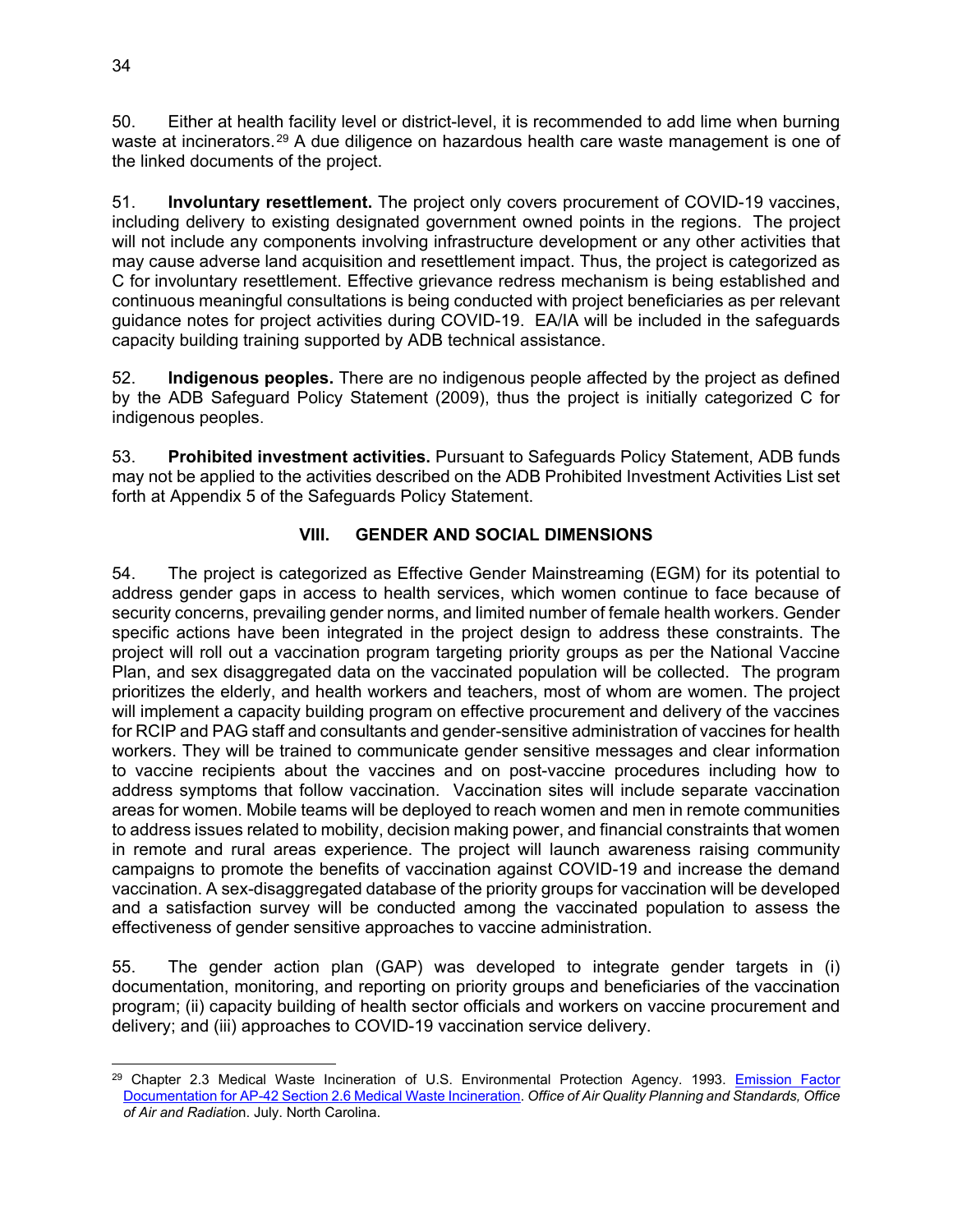50. Either at health facility level or district-level, it is recommended to add lime when burning waste at incinerators.[29] A due diligence on hazardous health care waste management is one of the linked documents of the project.

51. **Involuntary resettlement.** The project only covers procurement of COVID-19 vaccines, including delivery to existing designated government owned points in the regions. The project will not include any components involving infrastructure development or any other activities that may cause adverse land acquisition and resettlement impact. Thus, the project is categorized as C for involuntary resettlement. Effective grievance redress mechanism is being established and continuous meaningful consultations is being conducted with project beneficiaries as per relevant guidance notes for project activities during COVID-19. EA/IA will be included in the safeguards capacity building training supported by ADB technical assistance.

52. **Indigenous peoples.** There are no indigenous people affected by the project as defined by the ADB Safeguard Policy Statement (2009), thus the project is initially categorized C for indigenous peoples.

53. **Prohibited investment activities.** Pursuant to Safeguards Policy Statement, ADB funds may not be applied to the activities described on the ADB Prohibited Investment Activities List set forth at Appendix 5 of the Safeguards Policy Statement.

## VIII. GENDER AND SOCIAL DIMENSIONS

54. The project is categorized as Effective Gender Mainstreaming (EGM) for its potential to address gender gaps in access to health services, which women continue to face because of security concerns, prevailing gender norms, and limited number of female health workers. Gender specific actions have been integrated in the project design to address these constraints. The project will roll out a vaccination program targeting priority groups as per the National Vaccine Plan, and sex disaggregated data on the vaccinated population will be collected. The program prioritizes the elderly, and health workers and teachers, most of whom are women. The project will implement a capacity building program on effective procurement and delivery of the vaccines for RCIP and PAG staff and consultants and gender-sensitive administration of vaccines for health workers. They will be trained to communicate gender sensitive messages and clear information to vaccine recipients about the vaccines and on post-vaccine procedures including how to address symptoms that follow vaccination. Vaccination sites will include separate vaccination areas for women. Mobile teams will be deployed to reach women and men in remote communities to address issues related to mobility, decision making power, and financial constraints that women in remote and rural areas experience. The project will launch awareness raising community campaigns to promote the benefits of vaccination against COVID-19 and increase the demand vaccination. A sex-disaggregated database of the priority groups for vaccination will be developed and a satisfaction survey will be conducted among the vaccinated population to assess the effectiveness of gender sensitive approaches to vaccine administration.

55. The gender action plan (GAP) was developed to integrate gender targets in (i) documentation, monitoring, and reporting on priority groups and beneficiaries of the vaccination program; (ii) capacity building of health sector officials and workers on vaccine procurement and delivery; and (iii) approaches to COVID-19 vaccination service delivery.

---

[29] Chapter 2.3 Medical Waste Incineration of U.S. Environmental Protection Agency. 1993. Emission Factor Documentation for AP-42 Section 2.6 Medical Waste Incineration. *Office of Air Quality Planning and Standards, Office of Air and Radiatio*n. July. North Carolina.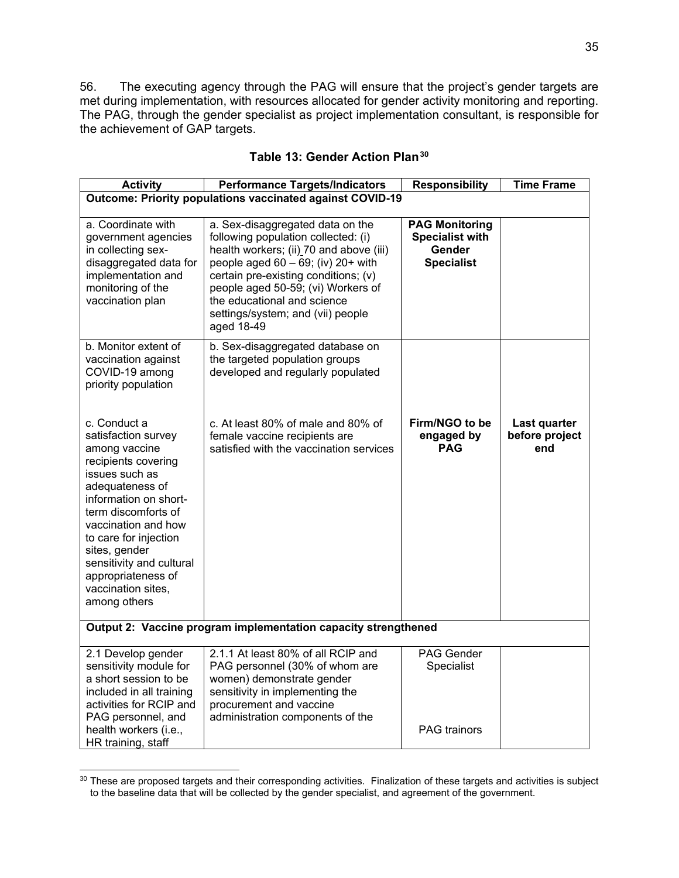56. The executing agency through the PAG will ensure that the project's gender targets are met during implementation, with resources allocated for gender activity monitoring and reporting. The PAG, through the gender specialist as project implementation consultant, is responsible for the achievement of GAP targets.

**Table 13: Gender Action Plan**[30]

| Activity | Performance Targets/Indicators | Responsibility | Time Frame |
|---|---|---|---|
| **Outcome: Priority populations vaccinated against COVID-19** | | | |
| a. Coordinate with government agencies in collecting sex-disaggregated data for implementation and monitoring of the vaccination plan | a. Sex-disaggregated data on the following population collected: (i) health workers; (ii) 70 and above (iii) people aged 60 – 69; (iv) 20+ with certain pre-existing conditions; (v) people aged 50-59; (vi) Workers of the educational and science settings/system; and (vii) people aged 18-49 | **PAG Monitoring Specialist with Gender Specialist** | |
| b. Monitor extent of vaccination against COVID-19 among priority population<br><br>c. Conduct a satisfaction survey among vaccine recipients covering issues such as adequateness of information on short-term discomforts of vaccination and how to care for injection sites, gender sensitivity and cultural appropriateness of vaccination sites, among others | b. Sex-disaggregated database on the targeted population groups developed and regularly populated<br><br>c. At least 80% of male and 80% of female vaccine recipients are satisfied with the vaccination services | **Firm/NGO to be engaged by PAG** | **Last quarter before project end** |
| **Output 2: Vaccine program implementation capacity strengthened** | | | |
| 2.1 Develop gender sensitivity module for a short session to be included in all training activities for RCIP and PAG personnel, and health workers (i.e., HR training, staff | 2.1.1 At least 80% of all RCIP and PAG personnel (30% of whom are women) demonstrate gender sensitivity in implementing the procurement and vaccine administration components of the | PAG Gender Specialist<br><br>PAG trainors | |

[30] These are proposed targets and their corresponding activities. Finalization of these targets and activities is subject to the baseline data that will be collected by the gender specialist, and agreement of the government.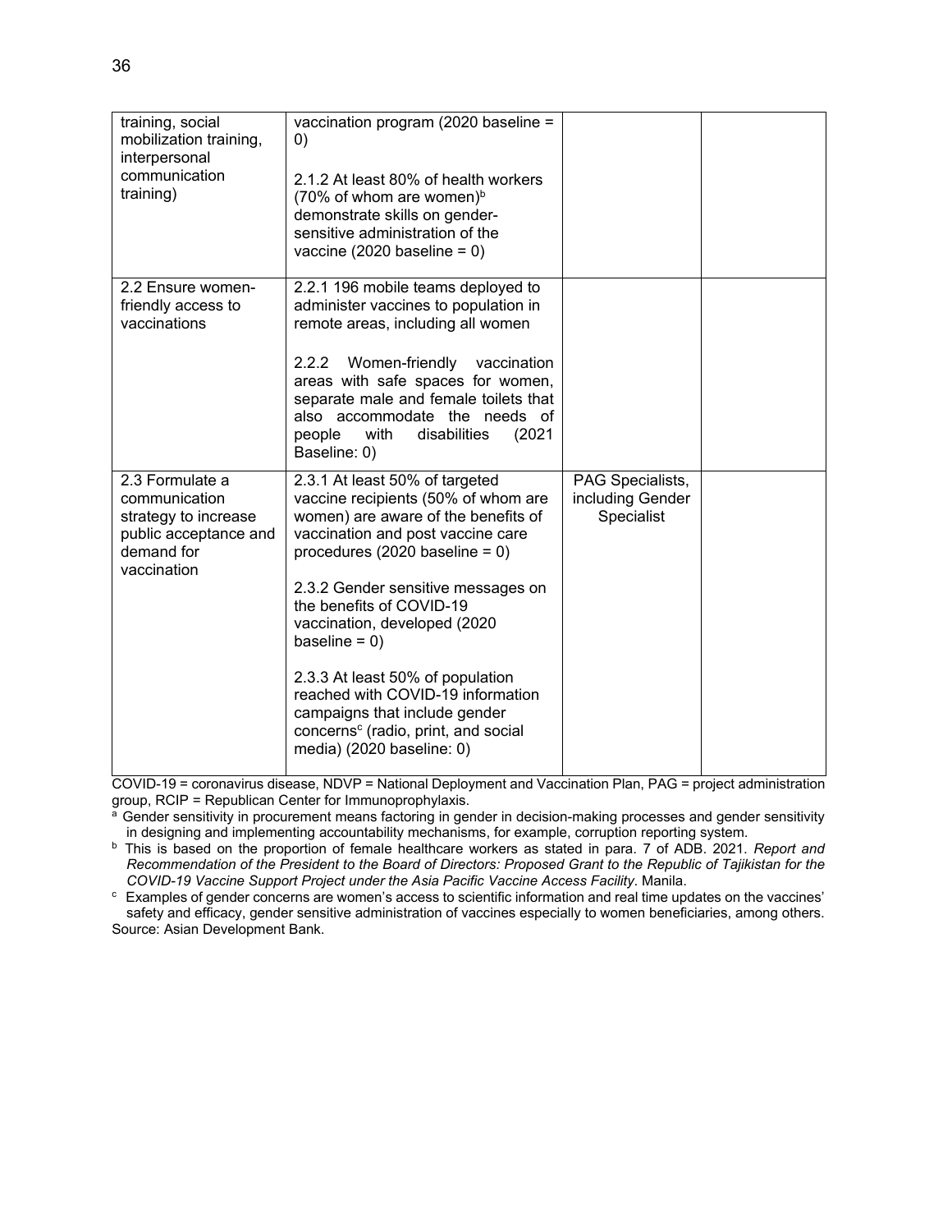| | | | |
|---|---|---|---|
| training, social mobilization training, interpersonal communication training) | vaccination program (2020 baseline = 0)<br><br>2.1.2 At least 80% of health workers (70% of whom are women)[b] demonstrate skills on gender-sensitive administration of the vaccine (2020 baseline = 0) | | |
| 2.2 Ensure women-friendly access to vaccinations | 2.2.1 196 mobile teams deployed to administer vaccines to population in remote areas, including all women<br><br>2.2.2 Women-friendly vaccination areas with safe spaces for women, separate male and female toilets that also accommodate the needs of people with disabilities (2021 Baseline: 0) | | |
| 2.3 Formulate a communication strategy to increase public acceptance and demand for vaccination | 2.3.1 At least 50% of targeted vaccine recipients (50% of whom are women) are aware of the benefits of vaccination and post vaccine care procedures (2020 baseline = 0)<br><br>2.3.2 Gender sensitive messages on the benefits of COVID-19 vaccination, developed (2020 baseline = 0)<br><br>2.3.3 At least 50% of population reached with COVID-19 information campaigns that include gender concerns[c] (radio, print, and social media) (2020 baseline: 0) | PAG Specialists, including Gender Specialist | |

COVID-19 = coronavirus disease, NDVP = National Deployment and Vaccination Plan, PAG = project administration group, RCIP = Republican Center for Immunoprophylaxis.

[a] Gender sensitivity in procurement means factoring in gender in decision-making processes and gender sensitivity in designing and implementing accountability mechanisms, for example, corruption reporting system.

[b] This is based on the proportion of female healthcare workers as stated in para. 7 of ADB. 2021. *Report and Recommendation of the President to the Board of Directors: Proposed Grant to the Republic of Tajikistan for the COVID-19 Vaccine Support Project under the Asia Pacific Vaccine Access Facility*. Manila.

[c] Examples of gender concerns are women's access to scientific information and real time updates on the vaccines' safety and efficacy, gender sensitive administration of vaccines especially to women beneficiaries, among others.

Source: Asian Development Bank.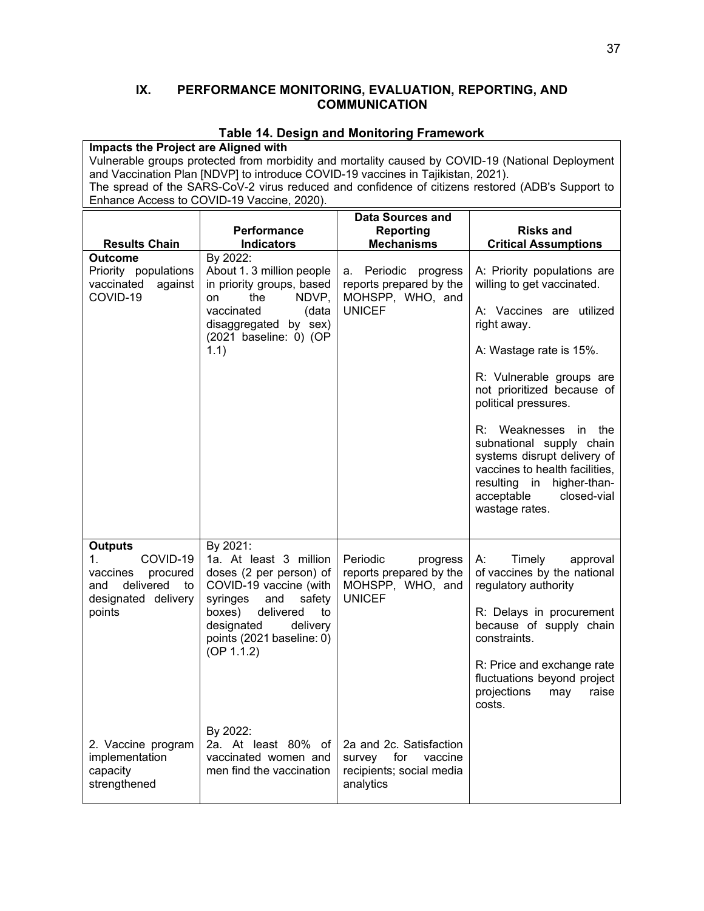## IX. PERFORMANCE MONITORING, EVALUATION, REPORTING, AND COMMUNICATION

### Table 14. Design and Monitoring Framework

**Impacts the Project are Aligned with**

Vulnerable groups protected from morbidity and mortality caused by COVID-19 (National Deployment and Vaccination Plan [NDVP] to introduce COVID-19 vaccines in Tajikistan, 2021).

The spread of the SARS-CoV-2 virus reduced and confidence of citizens restored (ADB's Support to Enhance Access to COVID-19 Vaccine, 2020).

| Results Chain | Performance Indicators | Data Sources and Reporting Mechanisms | Risks and Critical Assumptions |
|---|---|---|---|
| **Outcome**<br>Priority populations vaccinated against COVID-19 | By 2022:<br>About 1. 3 million people in priority groups, based on the NDVP, vaccinated (data disaggregated by sex) (2021 baseline: 0) (OP 1.1) | a. Periodic progress reports prepared by the MOHSPP, WHO, and UNICEF | A: Priority populations are willing to get vaccinated.<br><br>A: Vaccines are utilized right away.<br><br>A: Wastage rate is 15%.<br><br>R: Vulnerable groups are not prioritized because of political pressures.<br><br>R: Weaknesses in the subnational supply chain systems disrupt delivery of vaccines to health facilities, resulting in higher-than-acceptable closed-vial wastage rates. |
| **Outputs**<br>1. COVID-19 vaccines procured and delivered to designated delivery points | By 2021:<br>1a. At least 3 million doses (2 per person) of COVID-19 vaccine (with syringes and safety boxes) delivered to designated delivery points (2021 baseline: 0) (OP 1.1.2) | Periodic progress reports prepared by the MOHSPP, WHO, and UNICEF | A: Timely approval of vaccines by the national regulatory authority<br><br>R: Delays in procurement because of supply chain constraints.<br><br>R: Price and exchange rate fluctuations beyond project projections may raise costs. |
| 2. Vaccine program implementation capacity strengthened | By 2022:<br>2a. At least 80% of vaccinated women and men find the vaccination | 2a and 2c. Satisfaction survey for vaccine recipients; social media analytics | |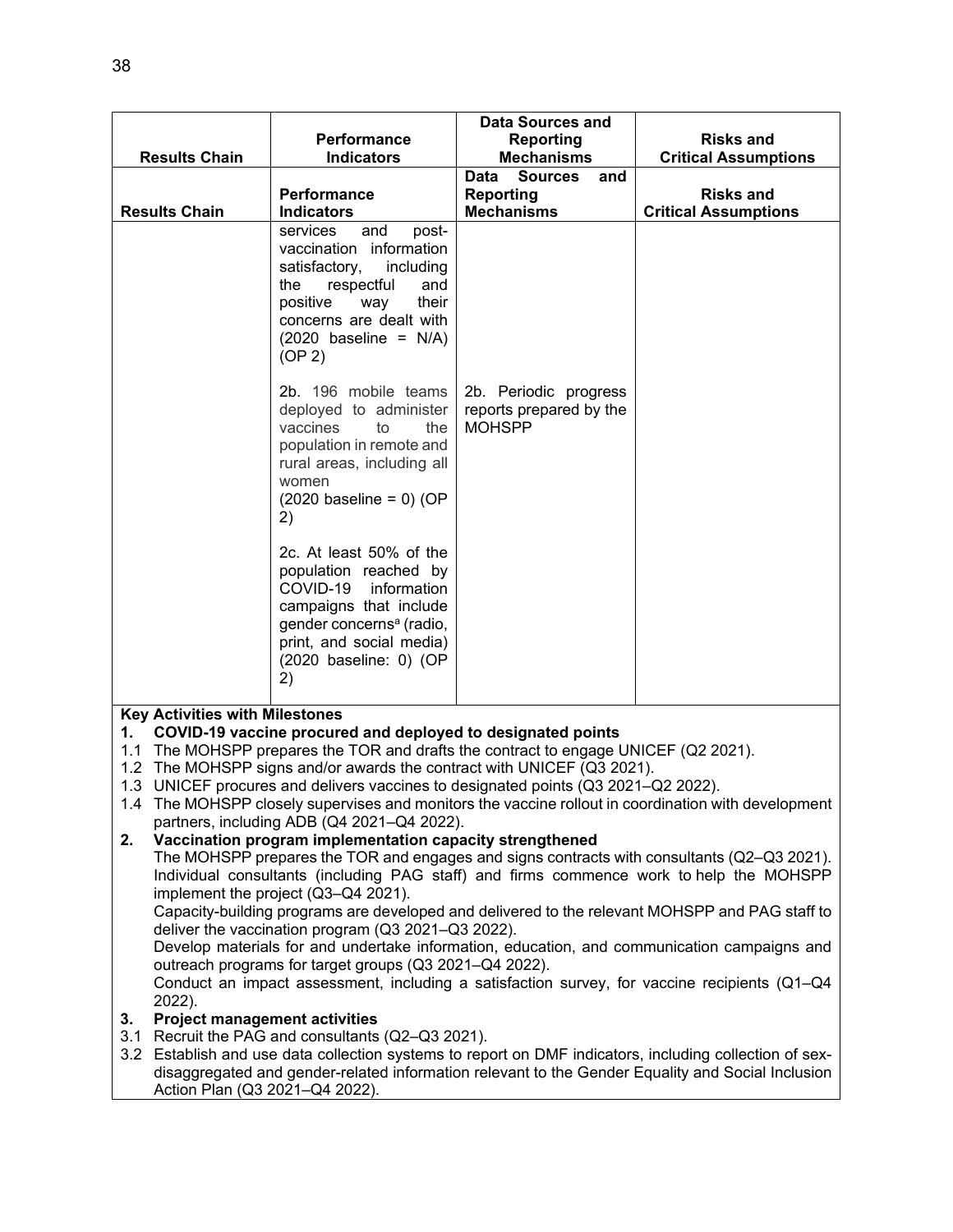| Results Chain | Performance Indicators | Data Sources and Reporting Mechanisms | Risks and Critical Assumptions |
|---|---|---|---|
| Results Chain | Performance Indicators | Data Sources and Reporting Mechanisms | Risks and Critical Assumptions |
| | services and post-vaccination information satisfactory, including the respectful and positive way their concerns are dealt with (2020 baseline = N/A) (OP 2)<br><br>2b. 196 mobile teams deployed to administer vaccines to the population in remote and rural areas, including all women (2020 baseline = 0) (OP 2)<br><br>2c. At least 50% of the population reached by COVID-19 information campaigns that include gender concerns[a] (radio, print, and social media) (2020 baseline: 0) (OP 2) | <br><br><br><br><br><br><br><br>2b. Periodic progress reports prepared by the MOHSPP | |

**Key Activities with Milestones**

**1. COVID-19 vaccine procured and deployed to designated points**

1.1 The MOHSPP prepares the TOR and drafts the contract to engage UNICEF (Q2 2021).
1.2 The MOHSPP signs and/or awards the contract with UNICEF (Q3 2021).
1.3 UNICEF procures and delivers vaccines to designated points (Q3 2021–Q2 2022).
1.4 The MOHSPP closely supervises and monitors the vaccine rollout in coordination with development partners, including ADB (Q4 2021–Q4 2022).

**2. Vaccination program implementation capacity strengthened**

The MOHSPP prepares the TOR and engages and signs contracts with consultants (Q2–Q3 2021).
Individual consultants (including PAG staff) and firms commence work to help the MOHSPP implement the project (Q3–Q4 2021).
Capacity-building programs are developed and delivered to the relevant MOHSPP and PAG staff to deliver the vaccination program (Q3 2021–Q3 2022).
Develop materials for and undertake information, education, and communication campaigns and outreach programs for target groups (Q3 2021–Q4 2022).
Conduct an impact assessment, including a satisfaction survey, for vaccine recipients (Q1–Q4 2022).

**3. Project management activities**

3.1 Recruit the PAG and consultants (Q2–Q3 2021).
3.2 Establish and use data collection systems to report on DMF indicators, including collection of sex-disaggregated and gender-related information relevant to the Gender Equality and Social Inclusion Action Plan (Q3 2021–Q4 2022).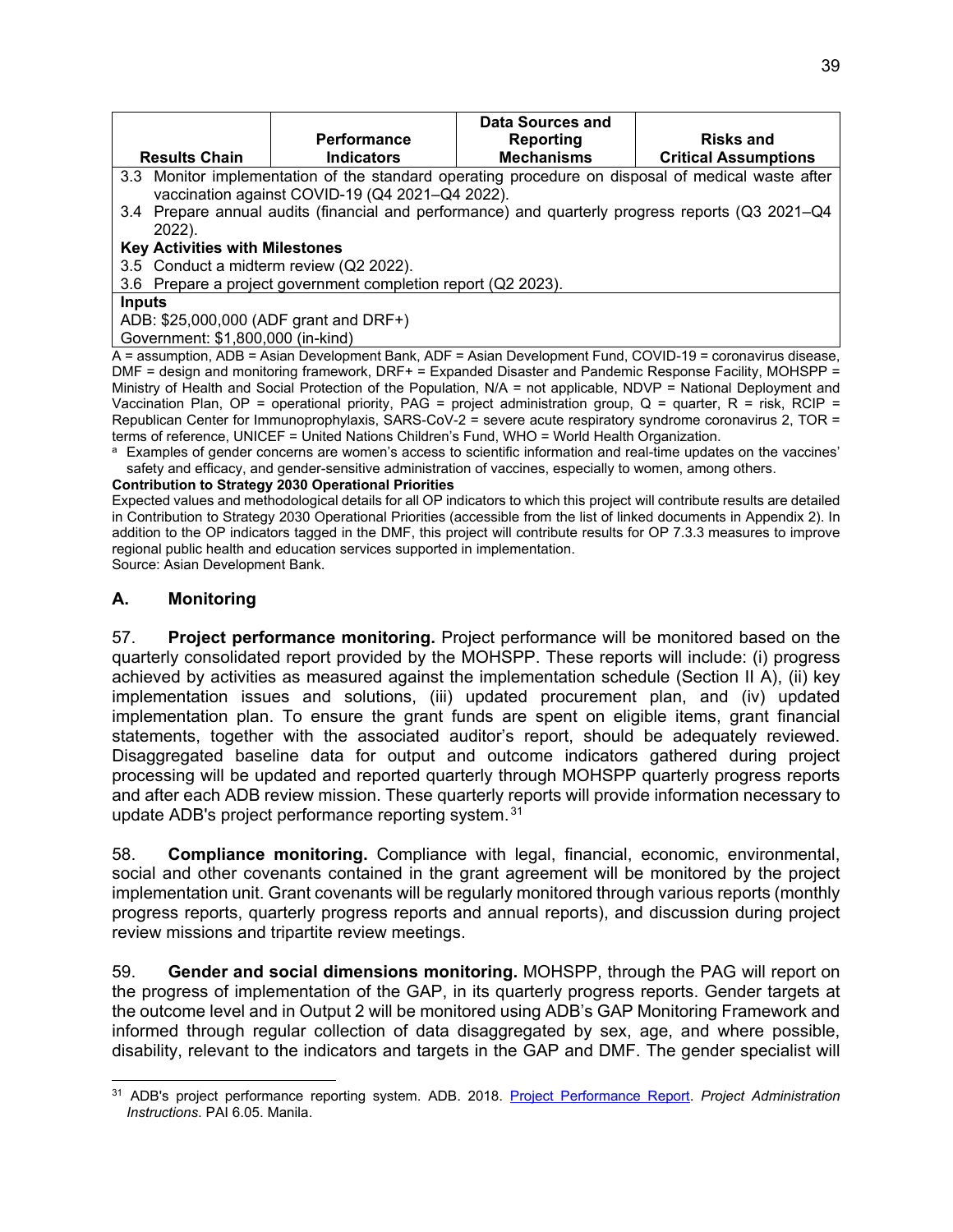| Results Chain | Performance Indicators | Data Sources and Reporting Mechanisms | Risks and Critical Assumptions |
|---|---|---|---|
| 3.3 Monitor implementation of the standard operating procedure on disposal of medical waste after vaccination against COVID-19 (Q4 2021–Q4 2022). | | | |
| 3.4 Prepare annual audits (financial and performance) and quarterly progress reports (Q3 2021–Q4 2022). | | | |
| **Key Activities with Milestones** | | | |
| 3.5 Conduct a midterm review (Q2 2022). | | | |
| 3.6 Prepare a project government completion report (Q2 2023). | | | |
| **Inputs**<br>ADB: $25,000,000 (ADF grant and DRF+)<br>Government: $1,800,000 (in-kind) | | | |

A = assumption, ADB = Asian Development Bank, ADF = Asian Development Fund, COVID-19 = coronavirus disease, DMF = design and monitoring framework, DRF+ = Expanded Disaster and Pandemic Response Facility, MOHSPP = Ministry of Health and Social Protection of the Population, N/A = not applicable, NDVP = National Deployment and Vaccination Plan, OP = operational priority, PAG = project administration group, Q = quarter, R = risk, RCIP = Republican Center for Immunoprophylaxis, SARS-CoV-2 = severe acute respiratory syndrome coronavirus 2, TOR = terms of reference, UNICEF = United Nations Children's Fund, WHO = World Health Organization.

[a] Examples of gender concerns are women's access to scientific information and real-time updates on the vaccines' safety and efficacy, and gender-sensitive administration of vaccines, especially to women, among others.

**Contribution to Strategy 2030 Operational Priorities**

Expected values and methodological details for all OP indicators to which this project will contribute results are detailed in Contribution to Strategy 2030 Operational Priorities (accessible from the list of linked documents in Appendix 2). In addition to the OP indicators tagged in the DMF, this project will contribute results for OP 7.3.3 measures to improve regional public health and education services supported in implementation.

Source: Asian Development Bank.

## A. Monitoring

57. **Project performance monitoring.** Project performance will be monitored based on the quarterly consolidated report provided by the MOHSPP. These reports will include: (i) progress achieved by activities as measured against the implementation schedule (Section II A), (ii) key implementation issues and solutions, (iii) updated procurement plan, and (iv) updated implementation plan. To ensure the grant funds are spent on eligible items, grant financial statements, together with the associated auditor's report, should be adequately reviewed. Disaggregated baseline data for output and outcome indicators gathered during project processing will be updated and reported quarterly through MOHSPP quarterly progress reports and after each ADB review mission. These quarterly reports will provide information necessary to update ADB's project performance reporting system.[31]

58. **Compliance monitoring.** Compliance with legal, financial, economic, environmental, social and other covenants contained in the grant agreement will be monitored by the project implementation unit. Grant covenants will be regularly monitored through various reports (monthly progress reports, quarterly progress reports and annual reports), and discussion during project review missions and tripartite review meetings.

59. **Gender and social dimensions monitoring.** MOHSPP, through the PAG will report on the progress of implementation of the GAP, in its quarterly progress reports. Gender targets at the outcome level and in Output 2 will be monitored using ADB's GAP Monitoring Framework and informed through regular collection of data disaggregated by sex, age, and where possible, disability, relevant to the indicators and targets in the GAP and DMF. The gender specialist will

[31] ADB's project performance reporting system. ADB. 2018. Project Performance Report. *Project Administration Instructions*. PAI 6.05. Manila.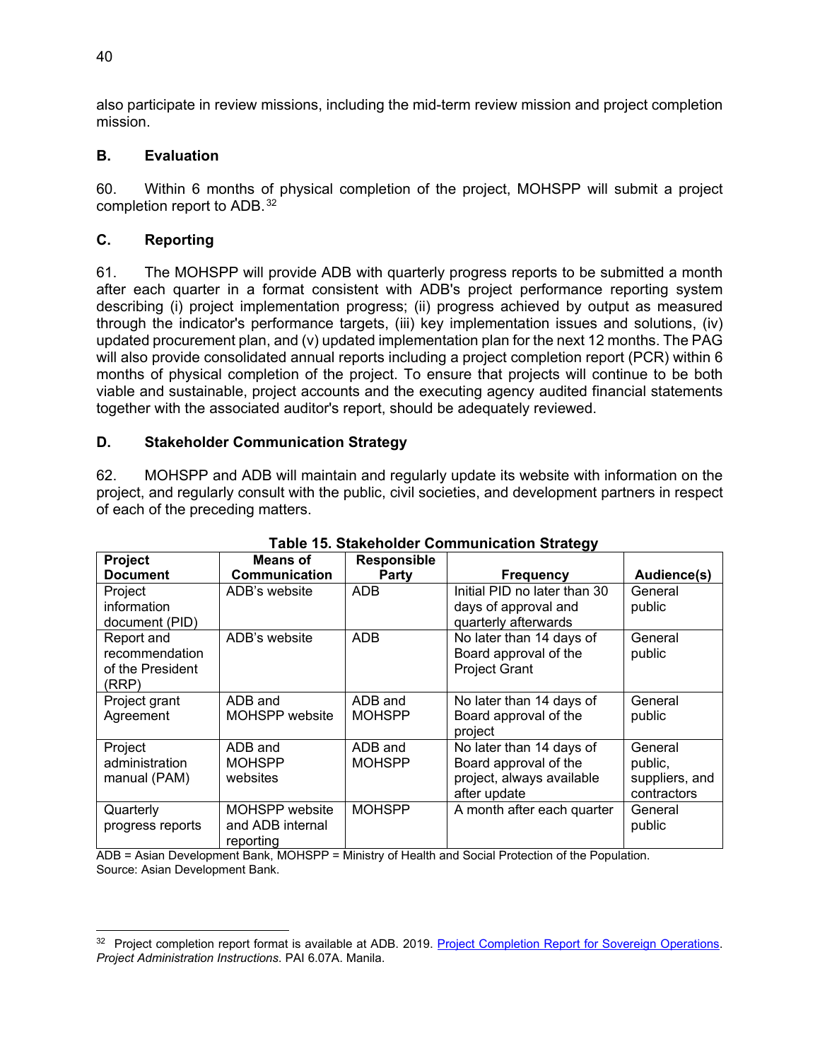also participate in review missions, including the mid-term review mission and project completion mission.

### B. Evaluation

60. Within 6 months of physical completion of the project, MOHSPP will submit a project completion report to ADB.[32]

### C. Reporting

61. The MOHSPP will provide ADB with quarterly progress reports to be submitted a month after each quarter in a format consistent with ADB's project performance reporting system describing (i) project implementation progress; (ii) progress achieved by output as measured through the indicator's performance targets, (iii) key implementation issues and solutions, (iv) updated procurement plan, and (v) updated implementation plan for the next 12 months. The PAG will also provide consolidated annual reports including a project completion report (PCR) within 6 months of physical completion of the project. To ensure that projects will continue to be both viable and sustainable, project accounts and the executing agency audited financial statements together with the associated auditor's report, should be adequately reviewed.

### D. Stakeholder Communication Strategy

62. MOHSPP and ADB will maintain and regularly update its website with information on the project, and regularly consult with the public, civil societies, and development partners in respect of each of the preceding matters.

**Table 15. Stakeholder Communication Strategy**

| Project Document | Means of Communication | Responsible Party | Frequency | Audience(s) |
|---|---|---|---|---|
| Project information document (PID) | ADB's website | ADB | Initial PID no later than 30 days of approval and quarterly afterwards | General public |
| Report and recommendation of the President (RRP) | ADB's website | ADB | No later than 14 days of Board approval of the Project Grant | General public |
| Project grant Agreement | ADB and MOHSPP website | ADB and MOHSPP | No later than 14 days of Board approval of the project | General public |
| Project administration manual (PAM) | ADB and MOHSPP websites | ADB and MOHSPP | No later than 14 days of Board approval of the project, always available after update | General public, suppliers, and contractors |
| Quarterly progress reports | MOHSPP website and ADB internal reporting | MOHSPP | A month after each quarter | General public |

ADB = Asian Development Bank, MOHSPP = Ministry of Health and Social Protection of the Population.
Source: Asian Development Bank.

[32] Project completion report format is available at ADB. 2019. Project Completion Report for Sovereign Operations. *Project Administration Instructions*. PAI 6.07A. Manila.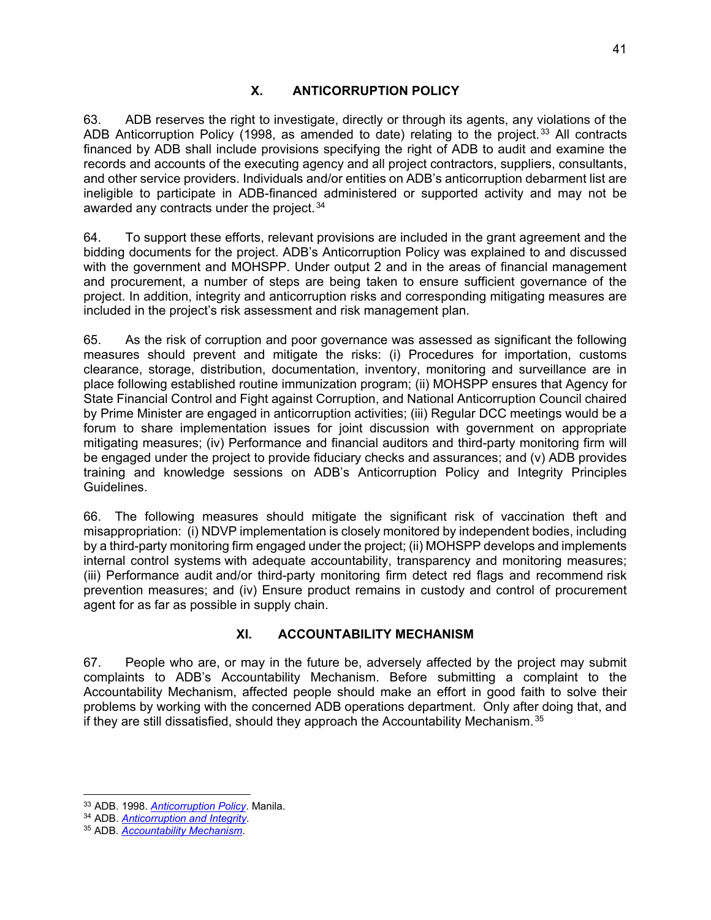## X. ANTICORRUPTION POLICY

63. ADB reserves the right to investigate, directly or through its agents, any violations of the ADB Anticorruption Policy (1998, as amended to date) relating to the project.[33] All contracts financed by ADB shall include provisions specifying the right of ADB to audit and examine the records and accounts of the executing agency and all project contractors, suppliers, consultants, and other service providers. Individuals and/or entities on ADB's anticorruption debarment list are ineligible to participate in ADB-financed administered or supported activity and may not be awarded any contracts under the project.[34]

64. To support these efforts, relevant provisions are included in the grant agreement and the bidding documents for the project. ADB's Anticorruption Policy was explained to and discussed with the government and MOHSPP. Under output 2 and in the areas of financial management and procurement, a number of steps are being taken to ensure sufficient governance of the project. In addition, integrity and anticorruption risks and corresponding mitigating measures are included in the project's risk assessment and risk management plan.

65. As the risk of corruption and poor governance was assessed as significant the following measures should prevent and mitigate the risks: (i) Procedures for importation, customs clearance, storage, distribution, documentation, inventory, monitoring and surveillance are in place following established routine immunization program; (ii) MOHSPP ensures that Agency for State Financial Control and Fight against Corruption, and National Anticorruption Council chaired by Prime Minister are engaged in anticorruption activities; (iii) Regular DCC meetings would be a forum to share implementation issues for joint discussion with government on appropriate mitigating measures; (iv) Performance and financial auditors and third-party monitoring firm will be engaged under the project to provide fiduciary checks and assurances; and (v) ADB provides training and knowledge sessions on ADB's Anticorruption Policy and Integrity Principles Guidelines.

66. The following measures should mitigate the significant risk of vaccination theft and misappropriation: (i) NDVP implementation is closely monitored by independent bodies, including by a third-party monitoring firm engaged under the project; (ii) MOHSPP develops and implements internal control systems with adequate accountability, transparency and monitoring measures; (iii) Performance audit and/or third-party monitoring firm detect red flags and recommend risk prevention measures; and (iv) Ensure product remains in custody and control of procurement agent for as far as possible in supply chain.

## XI. ACCOUNTABILITY MECHANISM

67. People who are, or may in the future be, adversely affected by the project may submit complaints to ADB's Accountability Mechanism. Before submitting a complaint to the Accountability Mechanism, affected people should make an effort in good faith to solve their problems by working with the concerned ADB operations department. Only after doing that, and if they are still dissatisfied, should they approach the Accountability Mechanism.[35]

---

[33] ADB. 1998. *Anticorruption Policy*. Manila.

[34] ADB. *Anticorruption and Integrity*.

[35] ADB. *Accountability Mechanism*.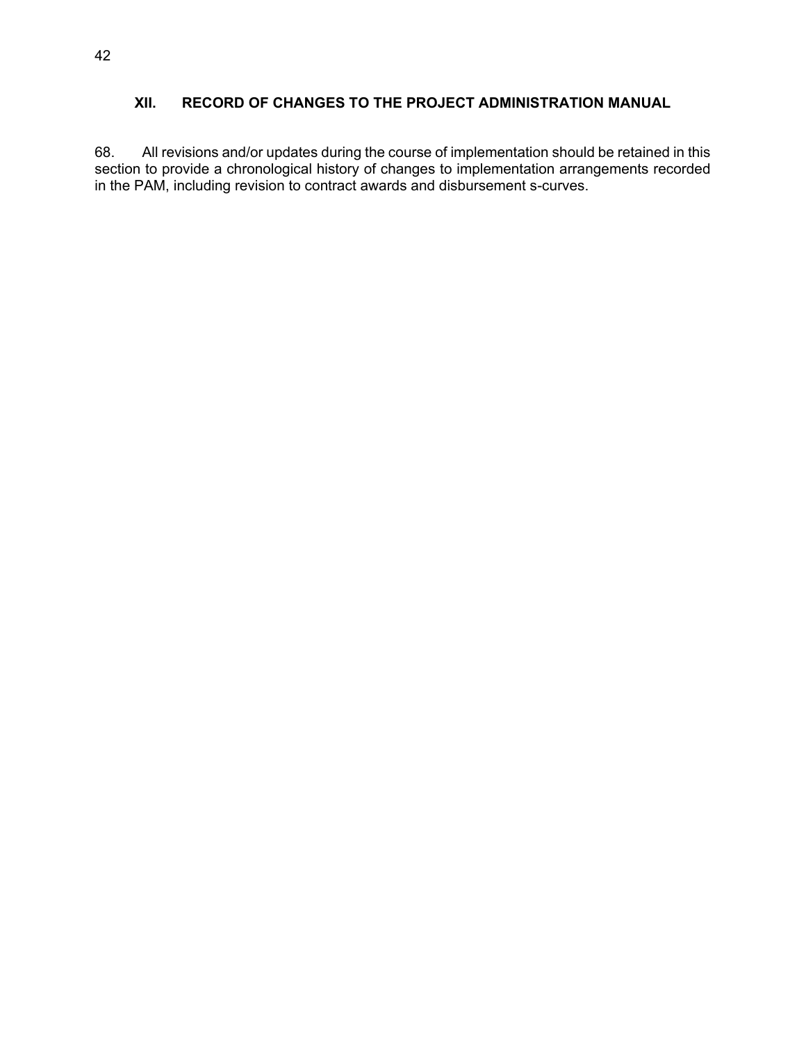## XII. RECORD OF CHANGES TO THE PROJECT ADMINISTRATION MANUAL

68. All revisions and/or updates during the course of implementation should be retained in this section to provide a chronological history of changes to implementation arrangements recorded in the PAM, including revision to contract awards and disbursement s-curves.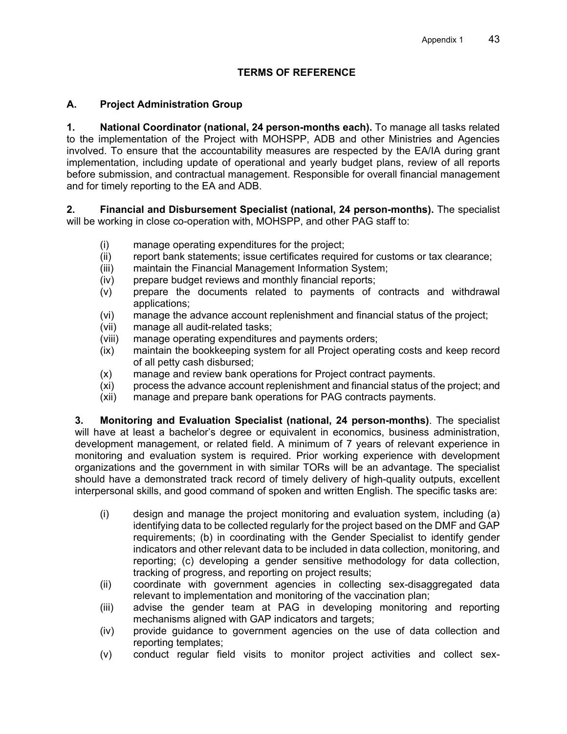## TERMS OF REFERENCE

### A. Project Administration Group

**1. National Coordinator (national, 24 person-months each).** To manage all tasks related to the implementation of the Project with MOHSPP, ADB and other Ministries and Agencies involved. To ensure that the accountability measures are respected by the EA/IA during grant implementation, including update of operational and yearly budget plans, review of all reports before submission, and contractual management. Responsible for overall financial management and for timely reporting to the EA and ADB.

**2. Financial and Disbursement Specialist (national, 24 person-months).** The specialist will be working in close co-operation with, MOHSPP, and other PAG staff to:

(i) manage operating expenditures for the project;
(ii) report bank statements; issue certificates required for customs or tax clearance;
(iii) maintain the Financial Management Information System;
(iv) prepare budget reviews and monthly financial reports;
(v) prepare the documents related to payments of contracts and withdrawal applications;
(vi) manage the advance account replenishment and financial status of the project;
(vii) manage all audit-related tasks;
(viii) manage operating expenditures and payments orders;
(ix) maintain the bookkeeping system for all Project operating costs and keep record of all petty cash disbursed;
(x) manage and review bank operations for Project contract payments.
(xi) process the advance account replenishment and financial status of the project; and
(xii) manage and prepare bank operations for PAG contracts payments.

**3. Monitoring and Evaluation Specialist (national, 24 person-months)**. The specialist will have at least a bachelor's degree or equivalent in economics, business administration, development management, or related field. A minimum of 7 years of relevant experience in monitoring and evaluation system is required. Prior working experience with development organizations and the government in with similar TORs will be an advantage. The specialist should have a demonstrated track record of timely delivery of high-quality outputs, excellent interpersonal skills, and good command of spoken and written English. The specific tasks are:

(i) design and manage the project monitoring and evaluation system, including (a) identifying data to be collected regularly for the project based on the DMF and GAP requirements; (b) in coordinating with the Gender Specialist to identify gender indicators and other relevant data to be included in data collection, monitoring, and reporting; (c) developing a gender sensitive methodology for data collection, tracking of progress, and reporting on project results;
(ii) coordinate with government agencies in collecting sex-disaggregated data relevant to implementation and monitoring of the vaccination plan;
(iii) advise the gender team at PAG in developing monitoring and reporting mechanisms aligned with GAP indicators and targets;
(iv) provide guidance to government agencies on the use of data collection and reporting templates;
(v) conduct regular field visits to monitor project activities and collect sex-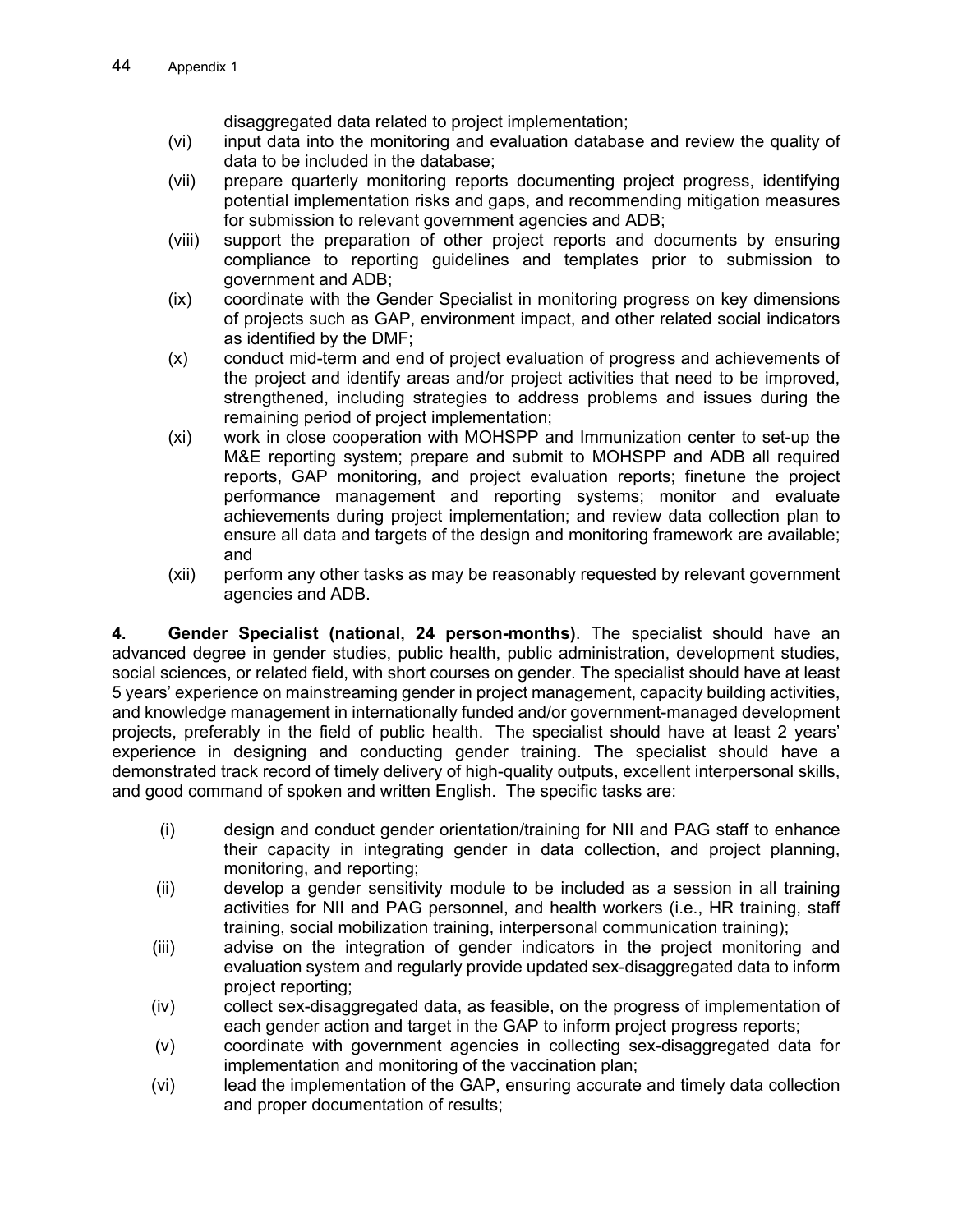disaggregated data related to project implementation;

(vi) input data into the monitoring and evaluation database and review the quality of data to be included in the database;

(vii) prepare quarterly monitoring reports documenting project progress, identifying potential implementation risks and gaps, and recommending mitigation measures for submission to relevant government agencies and ADB;

(viii) support the preparation of other project reports and documents by ensuring compliance to reporting guidelines and templates prior to submission to government and ADB;

(ix) coordinate with the Gender Specialist in monitoring progress on key dimensions of projects such as GAP, environment impact, and other related social indicators as identified by the DMF;

(x) conduct mid-term and end of project evaluation of progress and achievements of the project and identify areas and/or project activities that need to be improved, strengthened, including strategies to address problems and issues during the remaining period of project implementation;

(xi) work in close cooperation with MOHSPP and Immunization center to set-up the M&E reporting system; prepare and submit to MOHSPP and ADB all required reports, GAP monitoring, and project evaluation reports; finetune the project performance management and reporting systems; monitor and evaluate achievements during project implementation; and review data collection plan to ensure all data and targets of the design and monitoring framework are available; and

(xii) perform any other tasks as may be reasonably requested by relevant government agencies and ADB.

**4. Gender Specialist (national, 24 person-months)**. The specialist should have an advanced degree in gender studies, public health, public administration, development studies, social sciences, or related field, with short courses on gender. The specialist should have at least 5 years' experience on mainstreaming gender in project management, capacity building activities, and knowledge management in internationally funded and/or government-managed development projects, preferably in the field of public health. The specialist should have at least 2 years' experience in designing and conducting gender training. The specialist should have a demonstrated track record of timely delivery of high-quality outputs, excellent interpersonal skills, and good command of spoken and written English. The specific tasks are:

(i) design and conduct gender orientation/training for NII and PAG staff to enhance their capacity in integrating gender in data collection, and project planning, monitoring, and reporting;

(ii) develop a gender sensitivity module to be included as a session in all training activities for NII and PAG personnel, and health workers (i.e., HR training, staff training, social mobilization training, interpersonal communication training);

(iii) advise on the integration of gender indicators in the project monitoring and evaluation system and regularly provide updated sex-disaggregated data to inform project reporting;

(iv) collect sex-disaggregated data, as feasible, on the progress of implementation of each gender action and target in the GAP to inform project progress reports;

(v) coordinate with government agencies in collecting sex-disaggregated data for implementation and monitoring of the vaccination plan;

(vi) lead the implementation of the GAP, ensuring accurate and timely data collection and proper documentation of results;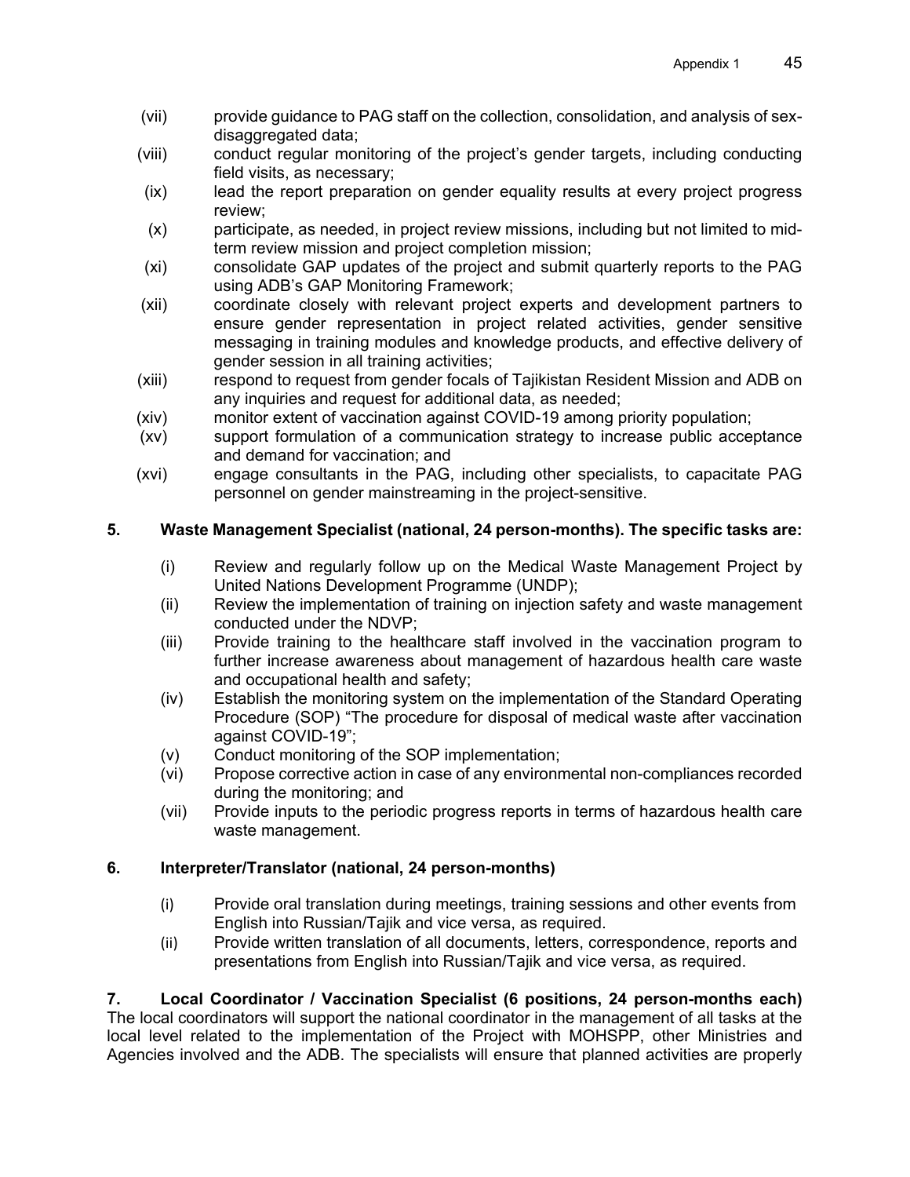(vii) provide guidance to PAG staff on the collection, consolidation, and analysis of sex-disaggregated data;

(viii) conduct regular monitoring of the project's gender targets, including conducting field visits, as necessary;

(ix) lead the report preparation on gender equality results at every project progress review;

(x) participate, as needed, in project review missions, including but not limited to mid-term review mission and project completion mission;

(xi) consolidate GAP updates of the project and submit quarterly reports to the PAG using ADB's GAP Monitoring Framework;

(xii) coordinate closely with relevant project experts and development partners to ensure gender representation in project related activities, gender sensitive messaging in training modules and knowledge products, and effective delivery of gender session in all training activities;

(xiii) respond to request from gender focals of Tajikistan Resident Mission and ADB on any inquiries and request for additional data, as needed;

(xiv) monitor extent of vaccination against COVID-19 among priority population;

(xv) support formulation of a communication strategy to increase public acceptance and demand for vaccination; and

(xvi) engage consultants in the PAG, including other specialists, to capacitate PAG personnel on gender mainstreaming in the project-sensitive.

**5. Waste Management Specialist (national, 24 person-months). The specific tasks are:**

(i) Review and regularly follow up on the Medical Waste Management Project by United Nations Development Programme (UNDP);

(ii) Review the implementation of training on injection safety and waste management conducted under the NDVP;

(iii) Provide training to the healthcare staff involved in the vaccination program to further increase awareness about management of hazardous health care waste and occupational health and safety;

(iv) Establish the monitoring system on the implementation of the Standard Operating Procedure (SOP) "The procedure for disposal of medical waste after vaccination against COVID-19";

(v) Conduct monitoring of the SOP implementation;

(vi) Propose corrective action in case of any environmental non-compliances recorded during the monitoring; and

(vii) Provide inputs to the periodic progress reports in terms of hazardous health care waste management.

**6. Interpreter/Translator (national, 24 person-months)**

(i) Provide oral translation during meetings, training sessions and other events from English into Russian/Tajik and vice versa, as required.

(ii) Provide written translation of all documents, letters, correspondence, reports and presentations from English into Russian/Tajik and vice versa, as required.

**7. Local Coordinator / Vaccination Specialist (6 positions, 24 person-months each)** The local coordinators will support the national coordinator in the management of all tasks at the local level related to the implementation of the Project with MOHSPP, other Ministries and Agencies involved and the ADB. The specialists will ensure that planned activities are properly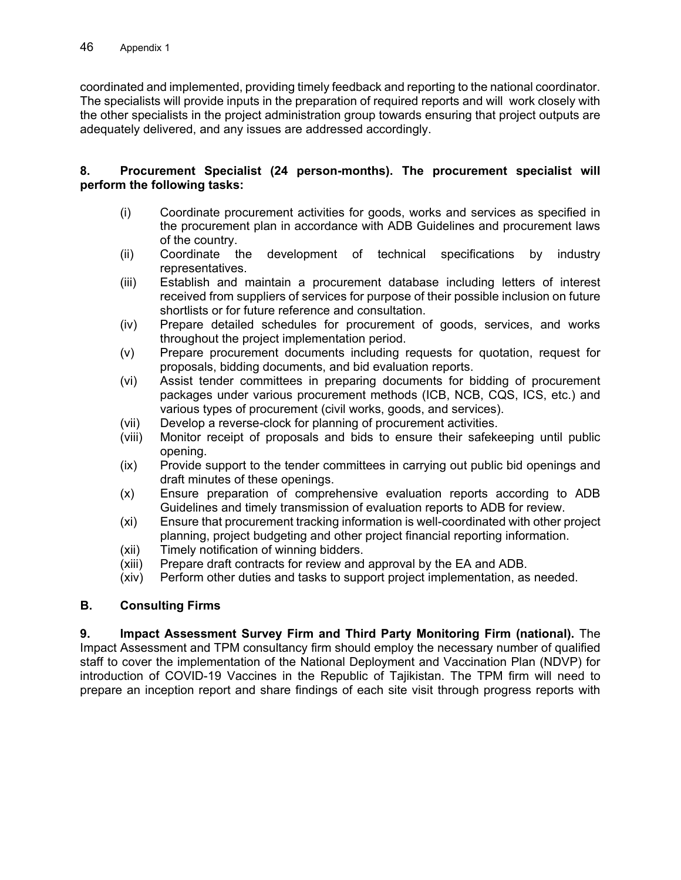coordinated and implemented, providing timely feedback and reporting to the national coordinator. The specialists will provide inputs in the preparation of required reports and will work closely with the other specialists in the project administration group towards ensuring that project outputs are adequately delivered, and any issues are addressed accordingly.

**8. Procurement Specialist (24 person-months). The procurement specialist will perform the following tasks:**

- (i) Coordinate procurement activities for goods, works and services as specified in the procurement plan in accordance with ADB Guidelines and procurement laws of the country.
- (ii) Coordinate the development of technical specifications by industry representatives.
- (iii) Establish and maintain a procurement database including letters of interest received from suppliers of services for purpose of their possible inclusion on future shortlists or for future reference and consultation.
- (iv) Prepare detailed schedules for procurement of goods, services, and works throughout the project implementation period.
- (v) Prepare procurement documents including requests for quotation, request for proposals, bidding documents, and bid evaluation reports.
- (vi) Assist tender committees in preparing documents for bidding of procurement packages under various procurement methods (ICB, NCB, CQS, ICS, etc.) and various types of procurement (civil works, goods, and services).
- (vii) Develop a reverse-clock for planning of procurement activities.
- (viii) Monitor receipt of proposals and bids to ensure their safekeeping until public opening.
- (ix) Provide support to the tender committees in carrying out public bid openings and draft minutes of these openings.
- (x) Ensure preparation of comprehensive evaluation reports according to ADB Guidelines and timely transmission of evaluation reports to ADB for review.
- (xi) Ensure that procurement tracking information is well-coordinated with other project planning, project budgeting and other project financial reporting information.
- (xii) Timely notification of winning bidders.
- (xiii) Prepare draft contracts for review and approval by the EA and ADB.
- (xiv) Perform other duties and tasks to support project implementation, as needed.

## B. Consulting Firms

**9. Impact Assessment Survey Firm and Third Party Monitoring Firm (national).** The Impact Assessment and TPM consultancy firm should employ the necessary number of qualified staff to cover the implementation of the National Deployment and Vaccination Plan (NDVP) for introduction of COVID-19 Vaccines in the Republic of Tajikistan. The TPM firm will need to prepare an inception report and share findings of each site visit through progress reports with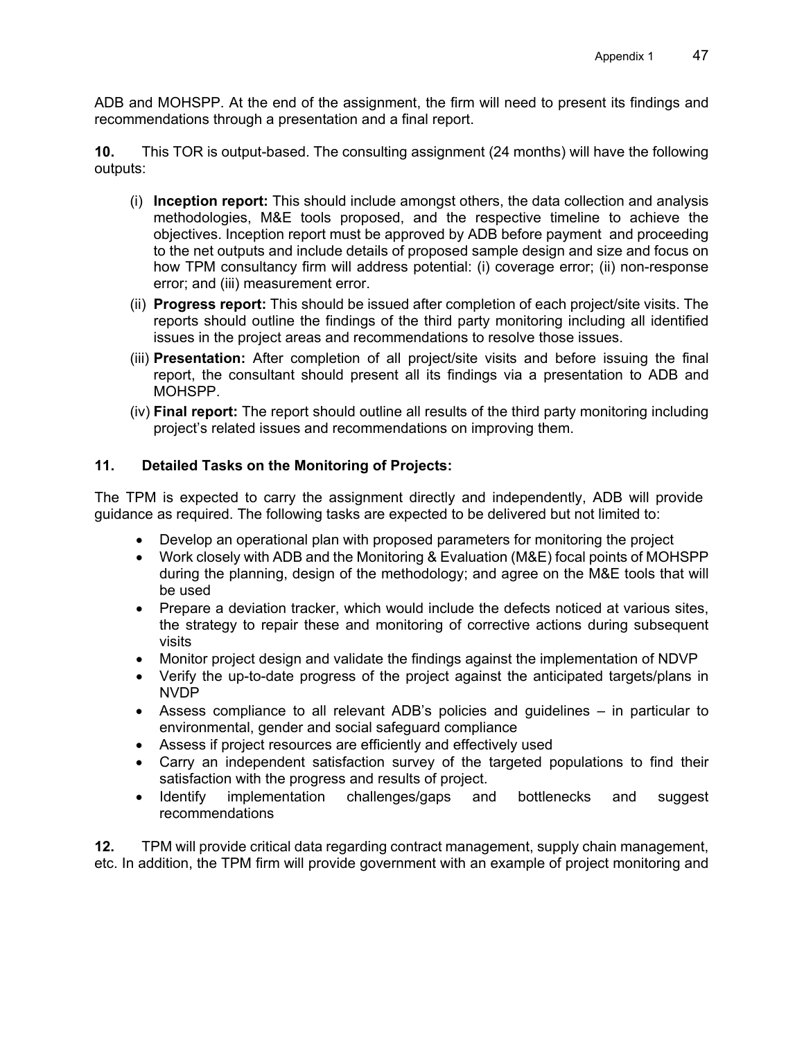ADB and MOHSPP. At the end of the assignment, the firm will need to present its findings and recommendations through a presentation and a final report.

**10.** This TOR is output-based. The consulting assignment (24 months) will have the following outputs:

(i) **Inception report:** This should include amongst others, the data collection and analysis methodologies, M&E tools proposed, and the respective timeline to achieve the objectives. Inception report must be approved by ADB before payment and proceeding to the net outputs and include details of proposed sample design and size and focus on how TPM consultancy firm will address potential: (i) coverage error; (ii) non-response error; and (iii) measurement error.

(ii) **Progress report:** This should be issued after completion of each project/site visits. The reports should outline the findings of the third party monitoring including all identified issues in the project areas and recommendations to resolve those issues.

(iii) **Presentation:** After completion of all project/site visits and before issuing the final report, the consultant should present all its findings via a presentation to ADB and MOHSPP.

(iv) **Final report:** The report should outline all results of the third party monitoring including project's related issues and recommendations on improving them.

**11. Detailed Tasks on the Monitoring of Projects:**

The TPM is expected to carry the assignment directly and independently, ADB will provide guidance as required. The following tasks are expected to be delivered but not limited to:

- Develop an operational plan with proposed parameters for monitoring the project
- Work closely with ADB and the Monitoring & Evaluation (M&E) focal points of MOHSPP during the planning, design of the methodology; and agree on the M&E tools that will be used
- Prepare a deviation tracker, which would include the defects noticed at various sites, the strategy to repair these and monitoring of corrective actions during subsequent visits
- Monitor project design and validate the findings against the implementation of NDVP
- Verify the up-to-date progress of the project against the anticipated targets/plans in NVDP
- Assess compliance to all relevant ADB's policies and guidelines – in particular to environmental, gender and social safeguard compliance
- Assess if project resources are efficiently and effectively used
- Carry an independent satisfaction survey of the targeted populations to find their satisfaction with the progress and results of project.
- Identify implementation challenges/gaps and bottlenecks and suggest recommendations

**12.** TPM will provide critical data regarding contract management, supply chain management, etc. In addition, the TPM firm will provide government with an example of project monitoring and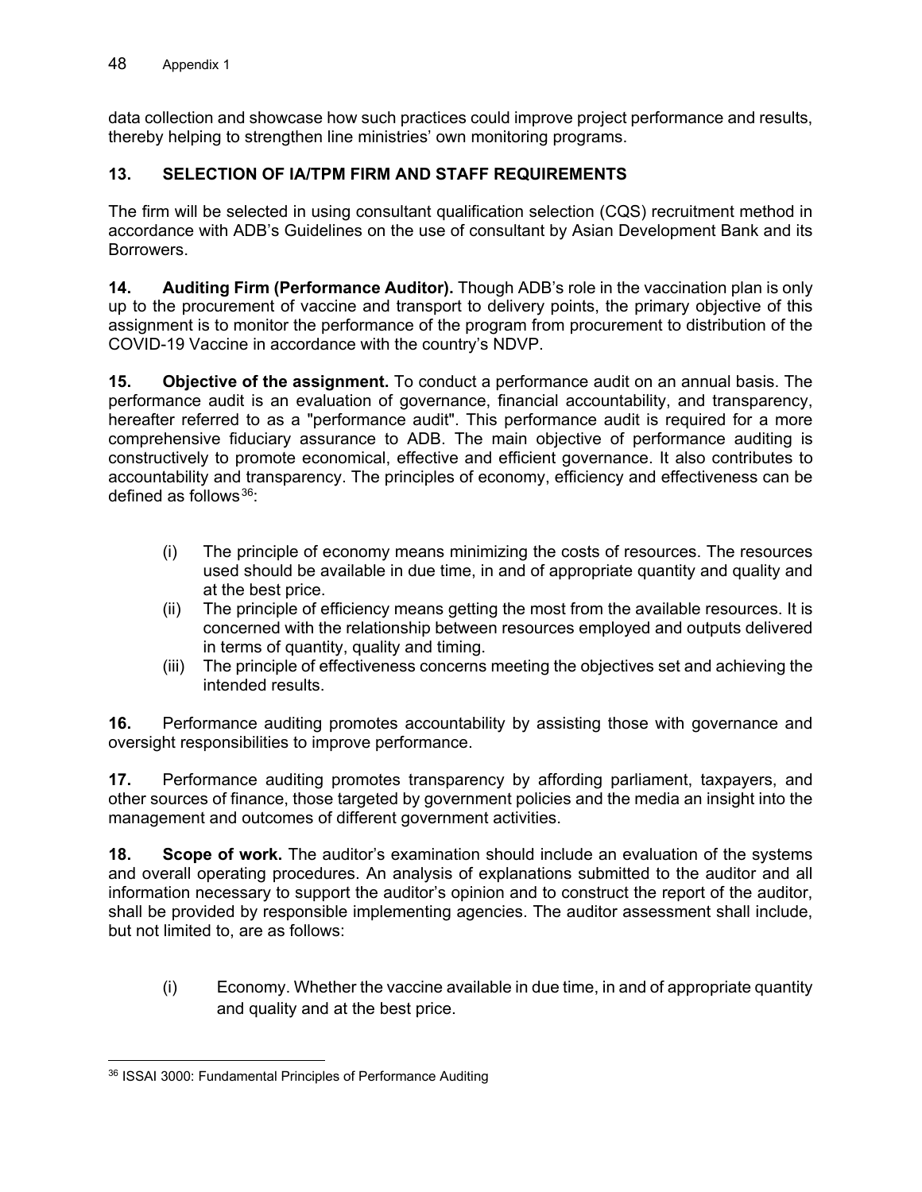data collection and showcase how such practices could improve project performance and results, thereby helping to strengthen line ministries' own monitoring programs.

## 13. SELECTION OF IA/TPM FIRM AND STAFF REQUIREMENTS

The firm will be selected in using consultant qualification selection (CQS) recruitment method in accordance with ADB's Guidelines on the use of consultant by Asian Development Bank and its Borrowers.

**14. Auditing Firm (Performance Auditor).** Though ADB's role in the vaccination plan is only up to the procurement of vaccine and transport to delivery points, the primary objective of this assignment is to monitor the performance of the program from procurement to distribution of the COVID-19 Vaccine in accordance with the country's NDVP.

**15. Objective of the assignment.** To conduct a performance audit on an annual basis. The performance audit is an evaluation of governance, financial accountability, and transparency, hereafter referred to as a "performance audit". This performance audit is required for a more comprehensive fiduciary assurance to ADB. The main objective of performance auditing is constructively to promote economical, effective and efficient governance. It also contributes to accountability and transparency. The principles of economy, efficiency and effectiveness can be defined as follows[36]:

(i) The principle of economy means minimizing the costs of resources. The resources used should be available in due time, in and of appropriate quantity and quality and at the best price.

(ii) The principle of efficiency means getting the most from the available resources. It is concerned with the relationship between resources employed and outputs delivered in terms of quantity, quality and timing.

(iii) The principle of effectiveness concerns meeting the objectives set and achieving the intended results.

**16.** Performance auditing promotes accountability by assisting those with governance and oversight responsibilities to improve performance.

**17.** Performance auditing promotes transparency by affording parliament, taxpayers, and other sources of finance, those targeted by government policies and the media an insight into the management and outcomes of different government activities.

**18. Scope of work.** The auditor's examination should include an evaluation of the systems and overall operating procedures. An analysis of explanations submitted to the auditor and all information necessary to support the auditor's opinion and to construct the report of the auditor, shall be provided by responsible implementing agencies. The auditor assessment shall include, but not limited to, are as follows:

(i) Economy. Whether the vaccine available in due time, in and of appropriate quantity and quality and at the best price.

---

[36] ISSAI 3000: Fundamental Principles of Performance Auditing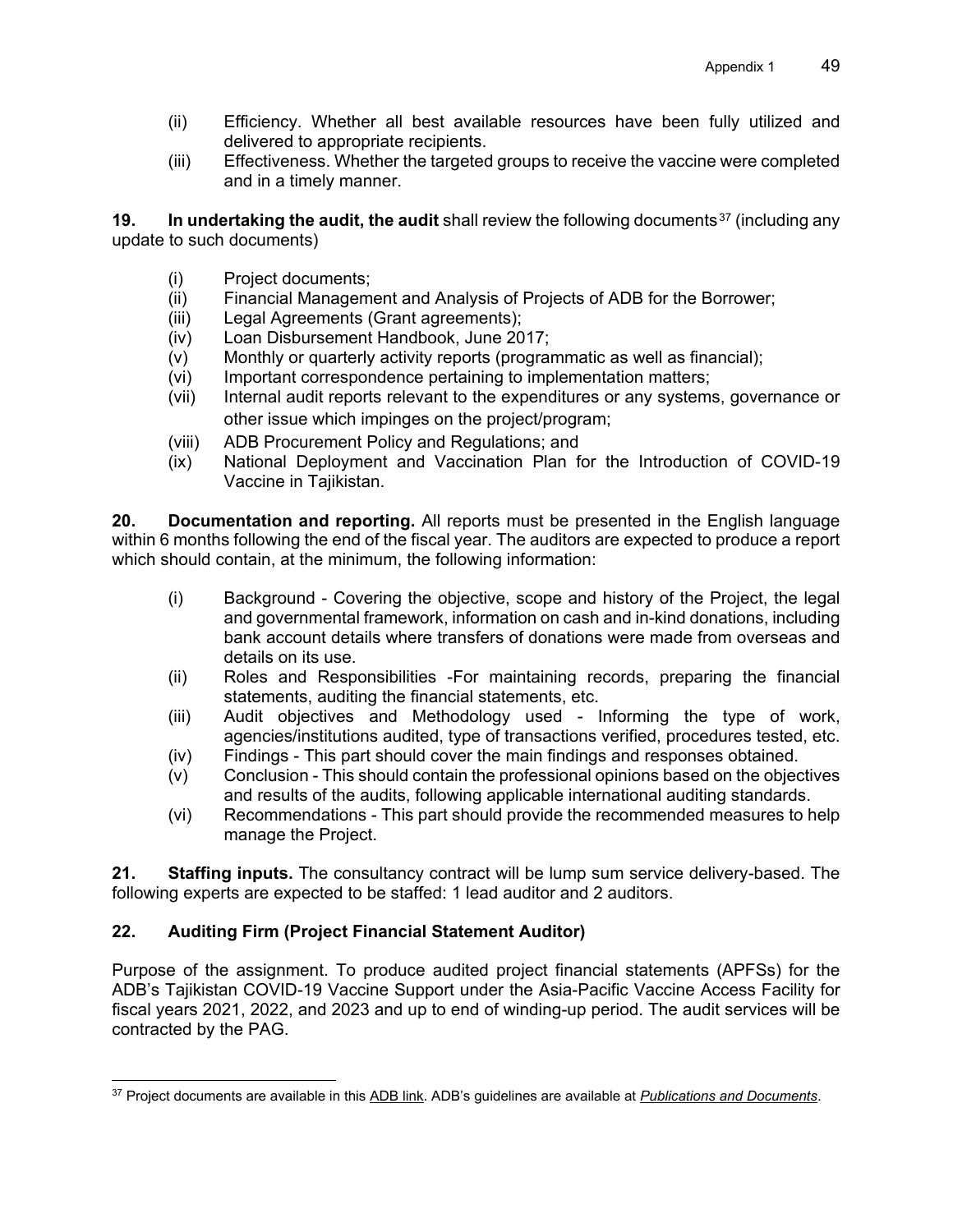(ii) Efficiency. Whether all best available resources have been fully utilized and delivered to appropriate recipients.
(iii) Effectiveness. Whether the targeted groups to receive the vaccine were completed and in a timely manner.

**19. In undertaking the audit, the audit** shall review the following documents[37] (including any update to such documents)

(i) Project documents;
(ii) Financial Management and Analysis of Projects of ADB for the Borrower;
(iii) Legal Agreements (Grant agreements);
(iv) Loan Disbursement Handbook, June 2017;
(v) Monthly or quarterly activity reports (programmatic as well as financial);
(vi) Important correspondence pertaining to implementation matters;
(vii) Internal audit reports relevant to the expenditures or any systems, governance or other issue which impinges on the project/program;
(viii) ADB Procurement Policy and Regulations; and
(ix) National Deployment and Vaccination Plan for the Introduction of COVID-19 Vaccine in Tajikistan.

**20. Documentation and reporting.** All reports must be presented in the English language within 6 months following the end of the fiscal year. The auditors are expected to produce a report which should contain, at the minimum, the following information:

(i) Background - Covering the objective, scope and history of the Project, the legal and governmental framework, information on cash and in-kind donations, including bank account details where transfers of donations were made from overseas and details on its use.
(ii) Roles and Responsibilities -For maintaining records, preparing the financial statements, auditing the financial statements, etc.
(iii) Audit objectives and Methodology used - Informing the type of work, agencies/institutions audited, type of transactions verified, procedures tested, etc.
(iv) Findings - This part should cover the main findings and responses obtained.
(v) Conclusion - This should contain the professional opinions based on the objectives and results of the audits, following applicable international auditing standards.
(vi) Recommendations - This part should provide the recommended measures to help manage the Project.

**21. Staffing inputs.** The consultancy contract will be lump sum service delivery-based. The following experts are expected to be staffed: 1 lead auditor and 2 auditors.

**22. Auditing Firm (Project Financial Statement Auditor)**

Purpose of the assignment. To produce audited project financial statements (APFSs) for the ADB's Tajikistan COVID-19 Vaccine Support under the Asia-Pacific Vaccine Access Facility for fiscal years 2021, 2022, and 2023 and up to end of winding-up period. The audit services will be contracted by the PAG.

---

[37] Project documents are available in this ADB link. ADB's guidelines are available at *Publications and Documents*.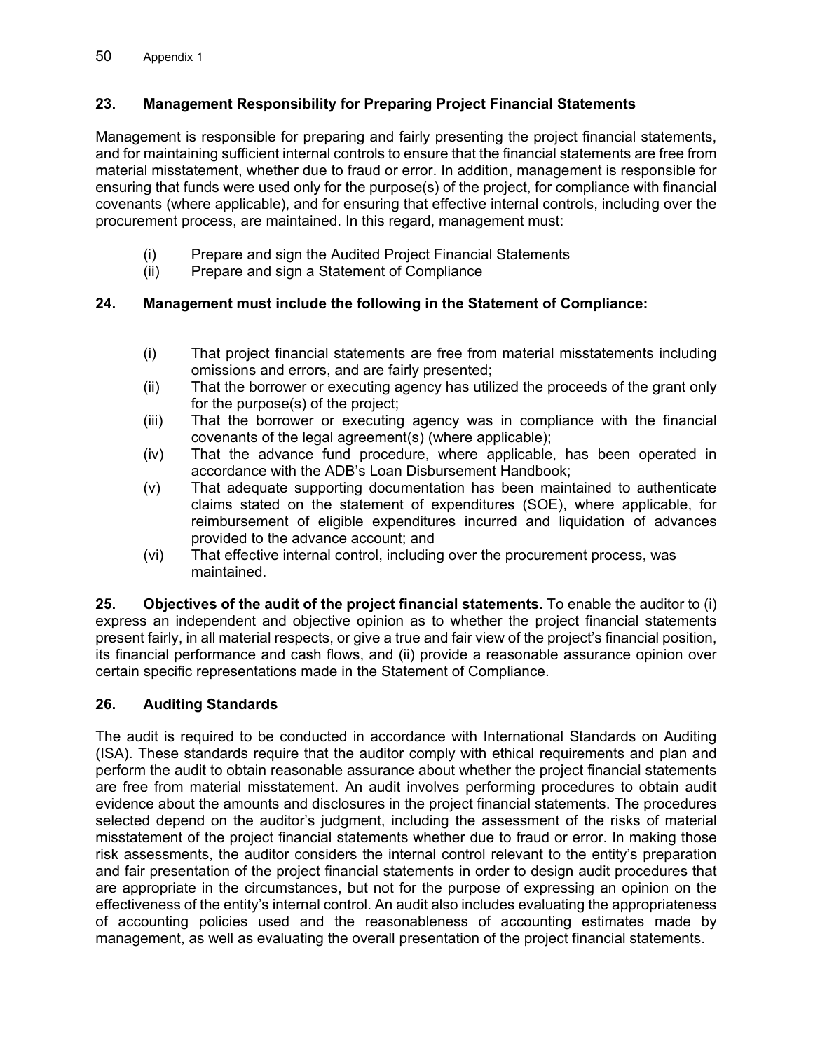### 23. Management Responsibility for Preparing Project Financial Statements

Management is responsible for preparing and fairly presenting the project financial statements, and for maintaining sufficient internal controls to ensure that the financial statements are free from material misstatement, whether due to fraud or error. In addition, management is responsible for ensuring that funds were used only for the purpose(s) of the project, for compliance with financial covenants (where applicable), and for ensuring that effective internal controls, including over the procurement process, are maintained. In this regard, management must:

(i) Prepare and sign the Audited Project Financial Statements
(ii) Prepare and sign a Statement of Compliance

### 24. Management must include the following in the Statement of Compliance:

(i) That project financial statements are free from material misstatements including omissions and errors, and are fairly presented;
(ii) That the borrower or executing agency has utilized the proceeds of the grant only for the purpose(s) of the project;
(iii) That the borrower or executing agency was in compliance with the financial covenants of the legal agreement(s) (where applicable);
(iv) That the advance fund procedure, where applicable, has been operated in accordance with the ADB's Loan Disbursement Handbook;
(v) That adequate supporting documentation has been maintained to authenticate claims stated on the statement of expenditures (SOE), where applicable, for reimbursement of eligible expenditures incurred and liquidation of advances provided to the advance account; and
(vi) That effective internal control, including over the procurement process, was maintained.

**25. Objectives of the audit of the project financial statements.** To enable the auditor to (i) express an independent and objective opinion as to whether the project financial statements present fairly, in all material respects, or give a true and fair view of the project's financial position, its financial performance and cash flows, and (ii) provide a reasonable assurance opinion over certain specific representations made in the Statement of Compliance.

### 26. Auditing Standards

The audit is required to be conducted in accordance with International Standards on Auditing (ISA). These standards require that the auditor comply with ethical requirements and plan and perform the audit to obtain reasonable assurance about whether the project financial statements are free from material misstatement. An audit involves performing procedures to obtain audit evidence about the amounts and disclosures in the project financial statements. The procedures selected depend on the auditor's judgment, including the assessment of the risks of material misstatement of the project financial statements whether due to fraud or error. In making those risk assessments, the auditor considers the internal control relevant to the entity's preparation and fair presentation of the project financial statements in order to design audit procedures that are appropriate in the circumstances, but not for the purpose of expressing an opinion on the effectiveness of the entity's internal control. An audit also includes evaluating the appropriateness of accounting policies used and the reasonableness of accounting estimates made by management, as well as evaluating the overall presentation of the project financial statements.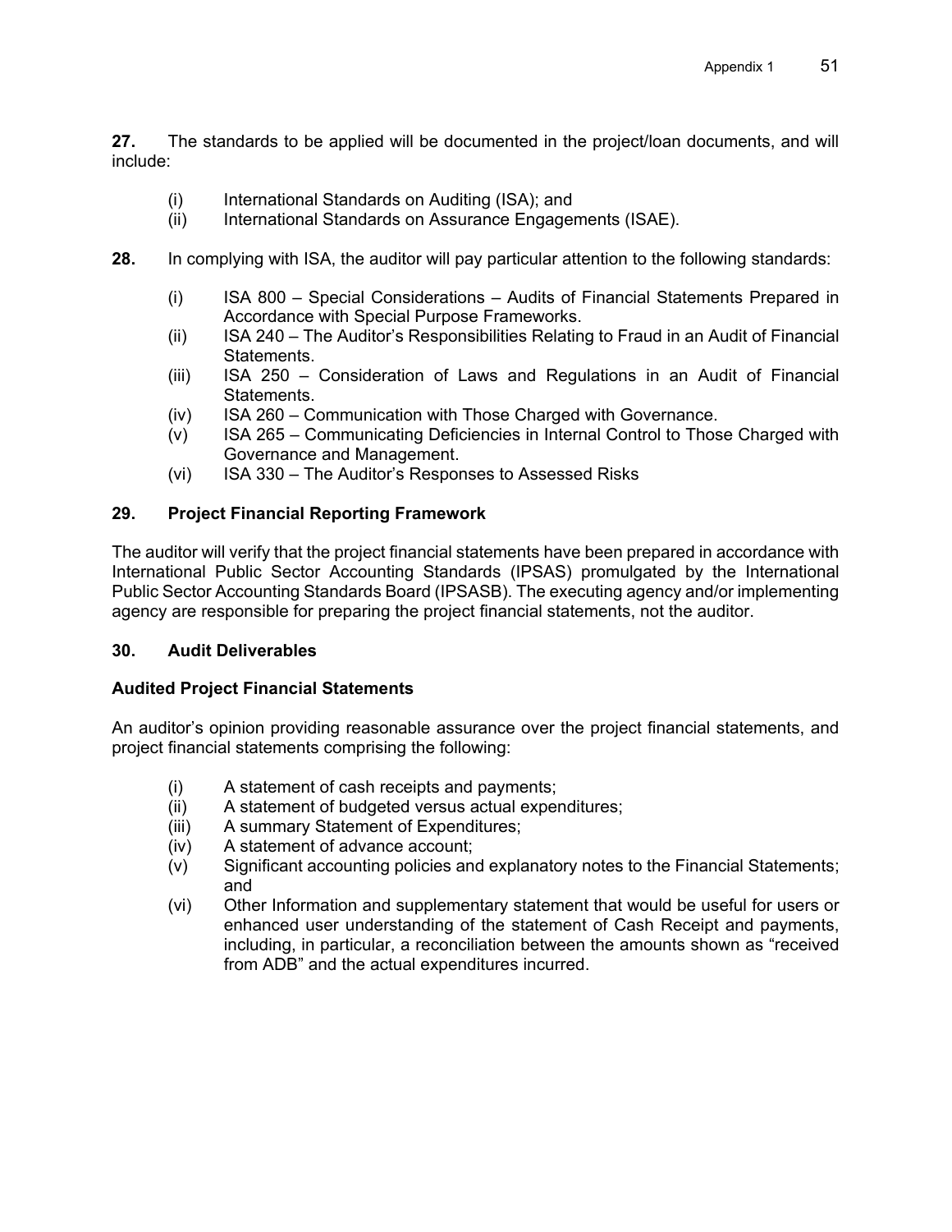**27.** The standards to be applied will be documented in the project/loan documents, and will include:

(i) International Standards on Auditing (ISA); and
(ii) International Standards on Assurance Engagements (ISAE).

**28.** In complying with ISA, the auditor will pay particular attention to the following standards:

(i) ISA 800 – Special Considerations – Audits of Financial Statements Prepared in Accordance with Special Purpose Frameworks.
(ii) ISA 240 – The Auditor's Responsibilities Relating to Fraud in an Audit of Financial Statements.
(iii) ISA 250 – Consideration of Laws and Regulations in an Audit of Financial Statements.
(iv) ISA 260 – Communication with Those Charged with Governance.
(v) ISA 265 – Communicating Deficiencies in Internal Control to Those Charged with Governance and Management.
(vi) ISA 330 – The Auditor's Responses to Assessed Risks

**29. Project Financial Reporting Framework**

The auditor will verify that the project financial statements have been prepared in accordance with International Public Sector Accounting Standards (IPSAS) promulgated by the International Public Sector Accounting Standards Board (IPSASB). The executing agency and/or implementing agency are responsible for preparing the project financial statements, not the auditor.

**30. Audit Deliverables**

**Audited Project Financial Statements**

An auditor's opinion providing reasonable assurance over the project financial statements, and project financial statements comprising the following:

(i) A statement of cash receipts and payments;
(ii) A statement of budgeted versus actual expenditures;
(iii) A summary Statement of Expenditures;
(iv) A statement of advance account;
(v) Significant accounting policies and explanatory notes to the Financial Statements; and
(vi) Other Information and supplementary statement that would be useful for users or enhanced user understanding of the statement of Cash Receipt and payments, including, in particular, a reconciliation between the amounts shown as "received from ADB" and the actual expenditures incurred.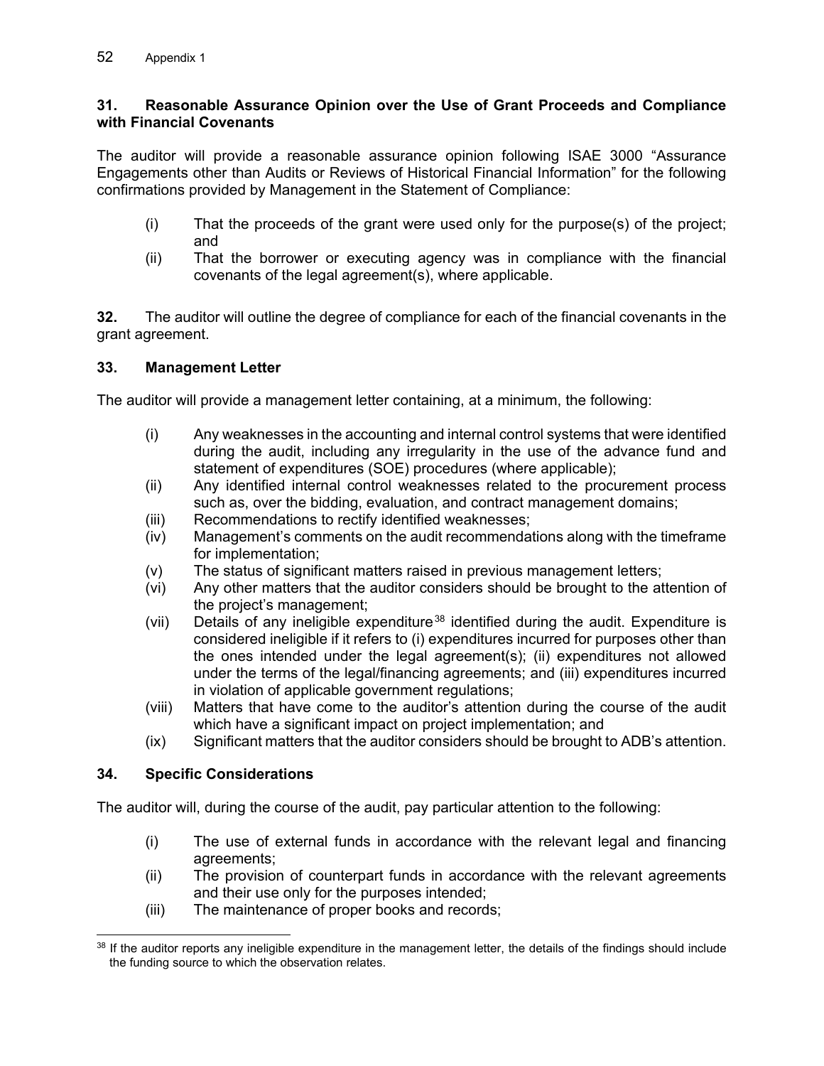**31. Reasonable Assurance Opinion over the Use of Grant Proceeds and Compliance with Financial Covenants**

The auditor will provide a reasonable assurance opinion following ISAE 3000 "Assurance Engagements other than Audits or Reviews of Historical Financial Information" for the following confirmations provided by Management in the Statement of Compliance:

- (i) That the proceeds of the grant were used only for the purpose(s) of the project; and
- (ii) That the borrower or executing agency was in compliance with the financial covenants of the legal agreement(s), where applicable.

**32.** The auditor will outline the degree of compliance for each of the financial covenants in the grant agreement.

**33. Management Letter**

The auditor will provide a management letter containing, at a minimum, the following:

- (i) Any weaknesses in the accounting and internal control systems that were identified during the audit, including any irregularity in the use of the advance fund and statement of expenditures (SOE) procedures (where applicable);
- (ii) Any identified internal control weaknesses related to the procurement process such as, over the bidding, evaluation, and contract management domains;
- (iii) Recommendations to rectify identified weaknesses;
- (iv) Management's comments on the audit recommendations along with the timeframe for implementation;
- (v) The status of significant matters raised in previous management letters;
- (vi) Any other matters that the auditor considers should be brought to the attention of the project's management;
- (vii) Details of any ineligible expenditure[38] identified during the audit. Expenditure is considered ineligible if it refers to (i) expenditures incurred for purposes other than the ones intended under the legal agreement(s); (ii) expenditures not allowed under the terms of the legal/financing agreements; and (iii) expenditures incurred in violation of applicable government regulations;
- (viii) Matters that have come to the auditor's attention during the course of the audit which have a significant impact on project implementation; and
- (ix) Significant matters that the auditor considers should be brought to ADB's attention.

**34. Specific Considerations**

The auditor will, during the course of the audit, pay particular attention to the following:

- (i) The use of external funds in accordance with the relevant legal and financing agreements;
- (ii) The provision of counterpart funds in accordance with the relevant agreements and their use only for the purposes intended;
- (iii) The maintenance of proper books and records;

[38] If the auditor reports any ineligible expenditure in the management letter, the details of the findings should include the funding source to which the observation relates.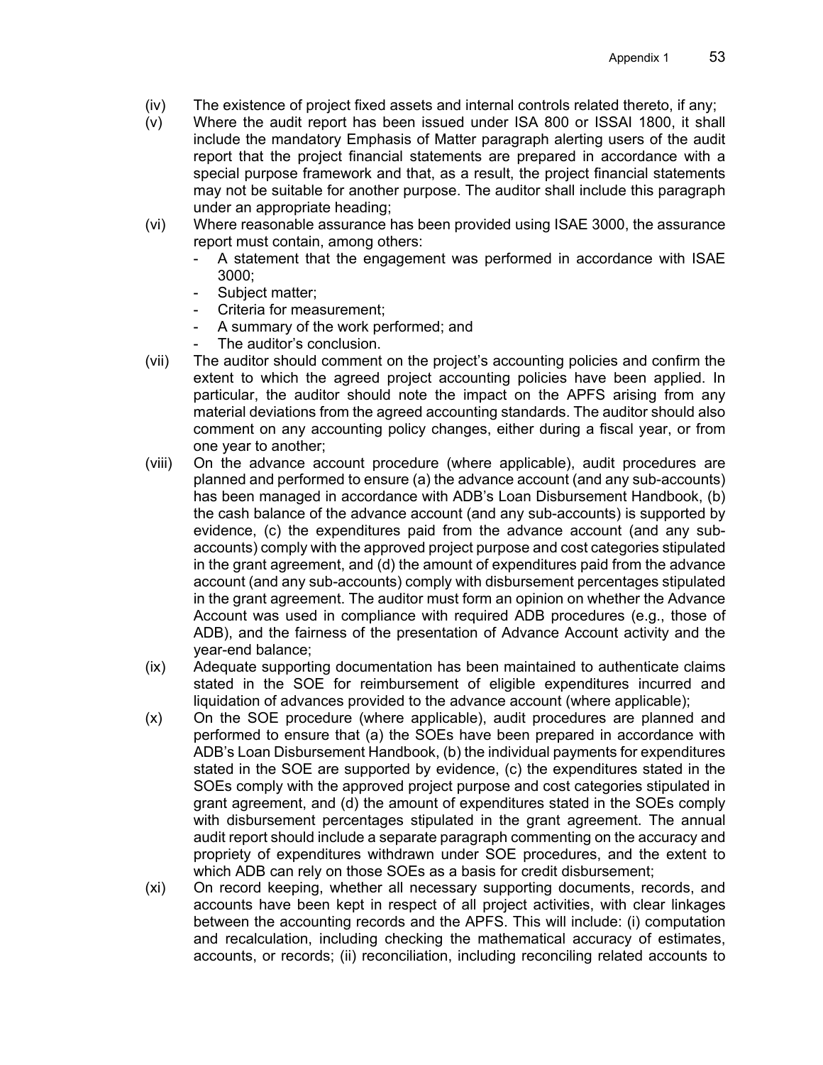(iv) The existence of project fixed assets and internal controls related thereto, if any;

(v) Where the audit report has been issued under ISA 800 or ISSAI 1800, it shall include the mandatory Emphasis of Matter paragraph alerting users of the audit report that the project financial statements are prepared in accordance with a special purpose framework and that, as a result, the project financial statements may not be suitable for another purpose. The auditor shall include this paragraph under an appropriate heading;

(vi) Where reasonable assurance has been provided using ISAE 3000, the assurance report must contain, among others:
- A statement that the engagement was performed in accordance with ISAE 3000;
- Subject matter;
- Criteria for measurement;
- A summary of the work performed; and
- The auditor's conclusion.

(vii) The auditor should comment on the project's accounting policies and confirm the extent to which the agreed project accounting policies have been applied. In particular, the auditor should note the impact on the APFS arising from any material deviations from the agreed accounting standards. The auditor should also comment on any accounting policy changes, either during a fiscal year, or from one year to another;

(viii) On the advance account procedure (where applicable), audit procedures are planned and performed to ensure (a) the advance account (and any sub-accounts) has been managed in accordance with ADB's Loan Disbursement Handbook, (b) the cash balance of the advance account (and any sub-accounts) is supported by evidence, (c) the expenditures paid from the advance account (and any sub-accounts) comply with the approved project purpose and cost categories stipulated in the grant agreement, and (d) the amount of expenditures paid from the advance account (and any sub-accounts) comply with disbursement percentages stipulated in the grant agreement. The auditor must form an opinion on whether the Advance Account was used in compliance with required ADB procedures (e.g., those of ADB), and the fairness of the presentation of Advance Account activity and the year-end balance;

(ix) Adequate supporting documentation has been maintained to authenticate claims stated in the SOE for reimbursement of eligible expenditures incurred and liquidation of advances provided to the advance account (where applicable);

(x) On the SOE procedure (where applicable), audit procedures are planned and performed to ensure that (a) the SOEs have been prepared in accordance with ADB's Loan Disbursement Handbook, (b) the individual payments for expenditures stated in the SOE are supported by evidence, (c) the expenditures stated in the SOEs comply with the approved project purpose and cost categories stipulated in grant agreement, and (d) the amount of expenditures stated in the SOEs comply with disbursement percentages stipulated in the grant agreement. The annual audit report should include a separate paragraph commenting on the accuracy and propriety of expenditures withdrawn under SOE procedures, and the extent to which ADB can rely on those SOEs as a basis for credit disbursement;

(xi) On record keeping, whether all necessary supporting documents, records, and accounts have been kept in respect of all project activities, with clear linkages between the accounting records and the APFS. This will include: (i) computation and recalculation, including checking the mathematical accuracy of estimates, accounts, or records; (ii) reconciliation, including reconciling related accounts to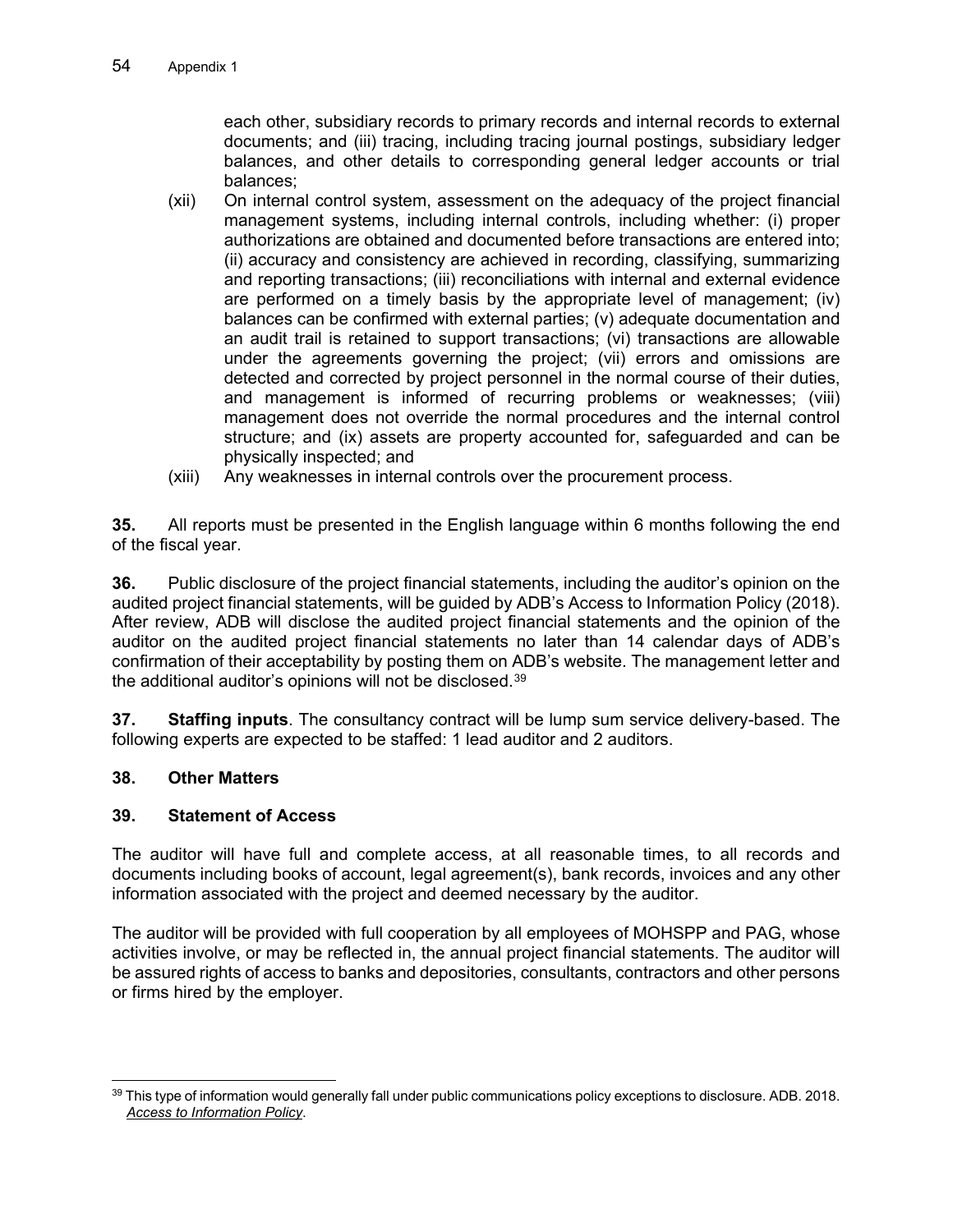each other, subsidiary records to primary records and internal records to external documents; and (iii) tracing, including tracing journal postings, subsidiary ledger balances, and other details to corresponding general ledger accounts or trial balances;

(xii) On internal control system, assessment on the adequacy of the project financial management systems, including internal controls, including whether: (i) proper authorizations are obtained and documented before transactions are entered into; (ii) accuracy and consistency are achieved in recording, classifying, summarizing and reporting transactions; (iii) reconciliations with internal and external evidence are performed on a timely basis by the appropriate level of management; (iv) balances can be confirmed with external parties; (v) adequate documentation and an audit trail is retained to support transactions; (vi) transactions are allowable under the agreements governing the project; (vii) errors and omissions are detected and corrected by project personnel in the normal course of their duties, and management is informed of recurring problems or weaknesses; (viii) management does not override the normal procedures and the internal control structure; and (ix) assets are property accounted for, safeguarded and can be physically inspected; and

(xiii) Any weaknesses in internal controls over the procurement process.

**35.** All reports must be presented in the English language within 6 months following the end of the fiscal year.

**36.** Public disclosure of the project financial statements, including the auditor's opinion on the audited project financial statements, will be guided by ADB's Access to Information Policy (2018). After review, ADB will disclose the audited project financial statements and the opinion of the auditor on the audited project financial statements no later than 14 calendar days of ADB's confirmation of their acceptability by posting them on ADB's website. The management letter and the additional auditor's opinions will not be disclosed.[39]

**37. Staffing inputs**. The consultancy contract will be lump sum service delivery-based. The following experts are expected to be staffed: 1 lead auditor and 2 auditors.

**38. Other Matters**

**39. Statement of Access**

The auditor will have full and complete access, at all reasonable times, to all records and documents including books of account, legal agreement(s), bank records, invoices and any other information associated with the project and deemed necessary by the auditor.

The auditor will be provided with full cooperation by all employees of MOHSPP and PAG, whose activities involve, or may be reflected in, the annual project financial statements. The auditor will be assured rights of access to banks and depositories, consultants, contractors and other persons or firms hired by the employer.

[39] This type of information would generally fall under public communications policy exceptions to disclosure. ADB. 2018. *Access to Information Policy*.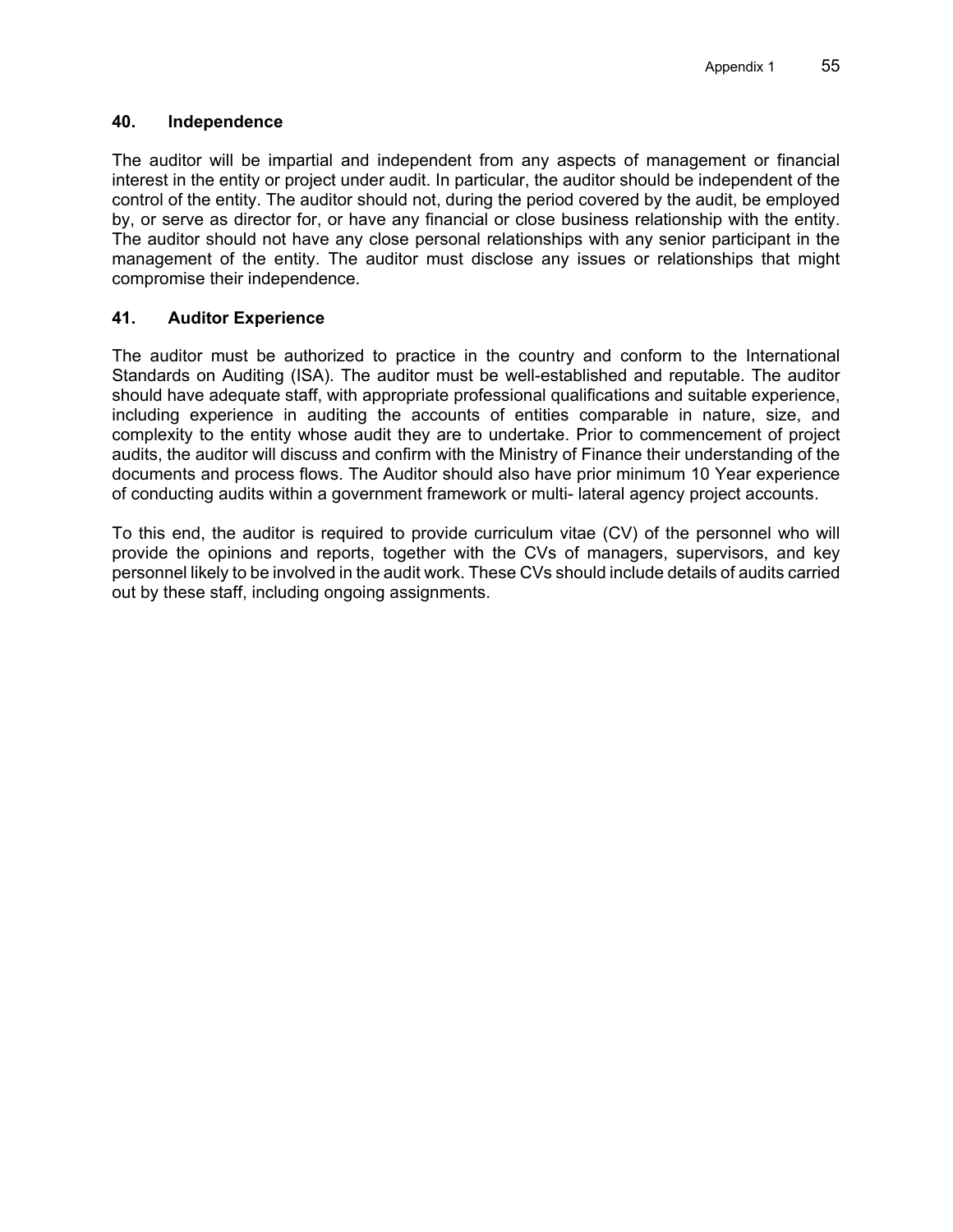## 40. Independence

The auditor will be impartial and independent from any aspects of management or financial interest in the entity or project under audit. In particular, the auditor should be independent of the control of the entity. The auditor should not, during the period covered by the audit, be employed by, or serve as director for, or have any financial or close business relationship with the entity. The auditor should not have any close personal relationships with any senior participant in the management of the entity. The auditor must disclose any issues or relationships that might compromise their independence.

## 41. Auditor Experience

The auditor must be authorized to practice in the country and conform to the International Standards on Auditing (ISA). The auditor must be well-established and reputable. The auditor should have adequate staff, with appropriate professional qualifications and suitable experience, including experience in auditing the accounts of entities comparable in nature, size, and complexity to the entity whose audit they are to undertake. Prior to commencement of project audits, the auditor will discuss and confirm with the Ministry of Finance their understanding of the documents and process flows. The Auditor should also have prior minimum 10 Year experience of conducting audits within a government framework or multi- lateral agency project accounts.

To this end, the auditor is required to provide curriculum vitae (CV) of the personnel who will provide the opinions and reports, together with the CVs of managers, supervisors, and key personnel likely to be involved in the audit work. These CVs should include details of audits carried out by these staff, including ongoing assignments.